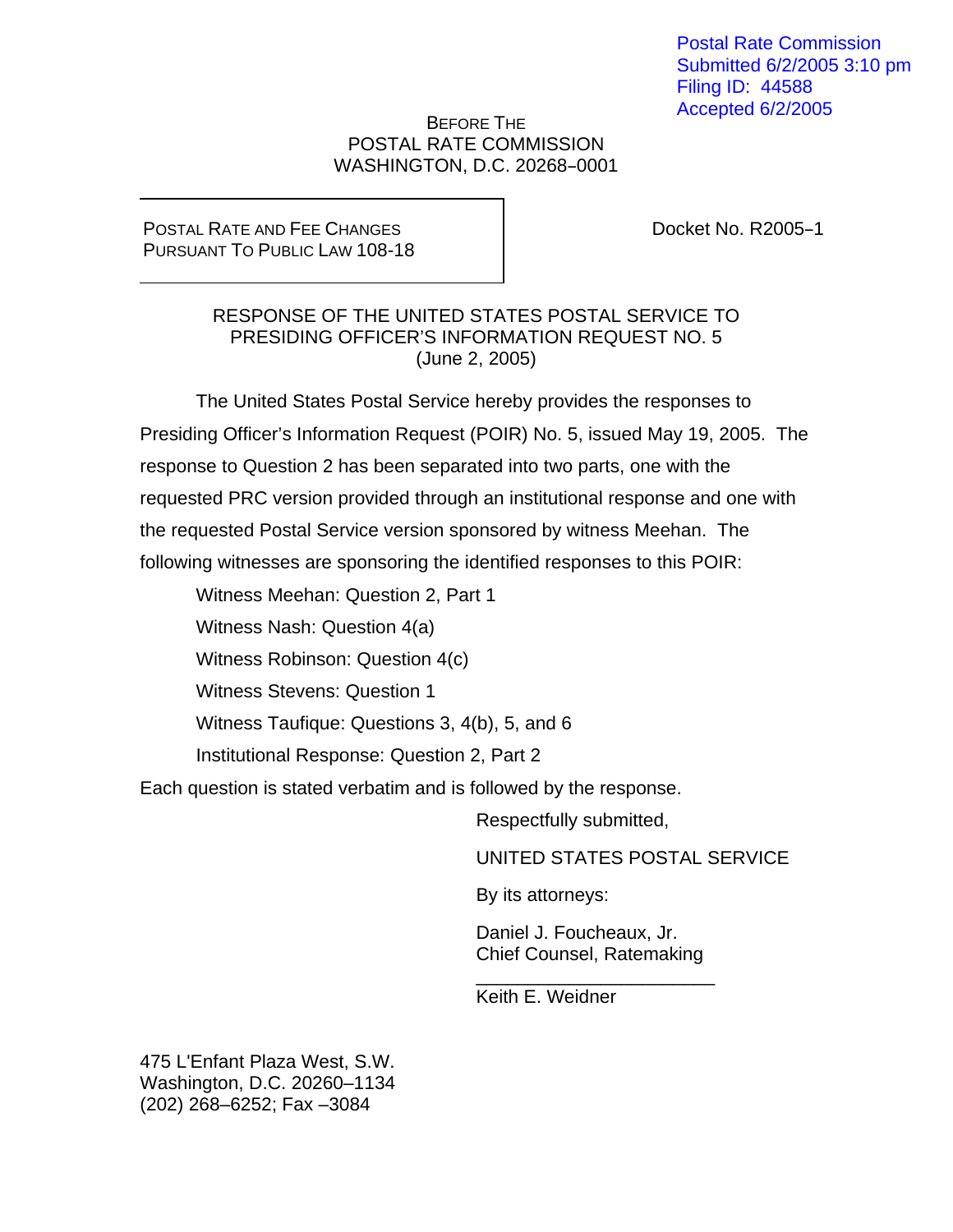Postal Rate Commission
Submitted 6/2/2005 3:10 pm
Filing ID: 44588
Accepted 6/2/2005

BEFORE THE
POSTAL RATE COMMISSION
WASHINGTON, D.C. 20268–0001

| POSTAL RATE AND FEE CHANGES PURSUANT TO PUBLIC LAW 108-18 | Docket No. R2005–1 |
|---|---|

## RESPONSE OF THE UNITED STATES POSTAL SERVICE TO PRESIDING OFFICER'S INFORMATION REQUEST NO. 5
(June 2, 2005)

The United States Postal Service hereby provides the responses to Presiding Officer's Information Request (POIR) No. 5, issued May 19, 2005. The response to Question 2 has been separated into two parts, one with the requested PRC version provided through an institutional response and one with the requested Postal Service version sponsored by witness Meehan. The following witnesses are sponsoring the identified responses to this POIR:

Witness Meehan: Question 2, Part 1

Witness Nash: Question 4(a)

Witness Robinson: Question 4(c)

Witness Stevens: Question 1

Witness Taufique: Questions 3, 4(b), 5, and 6

Institutional Response: Question 2, Part 2

Each question is stated verbatim and is followed by the response.

Respectfully submitted,

UNITED STATES POSTAL SERVICE

By its attorneys:

Daniel J. Foucheaux, Jr.
Chief Counsel, Ratemaking

_______________________
Keith E. Weidner

475 L'Enfant Plaza West, S.W.
Washington, D.C. 20260–1134
(202) 268–6252; Fax –3084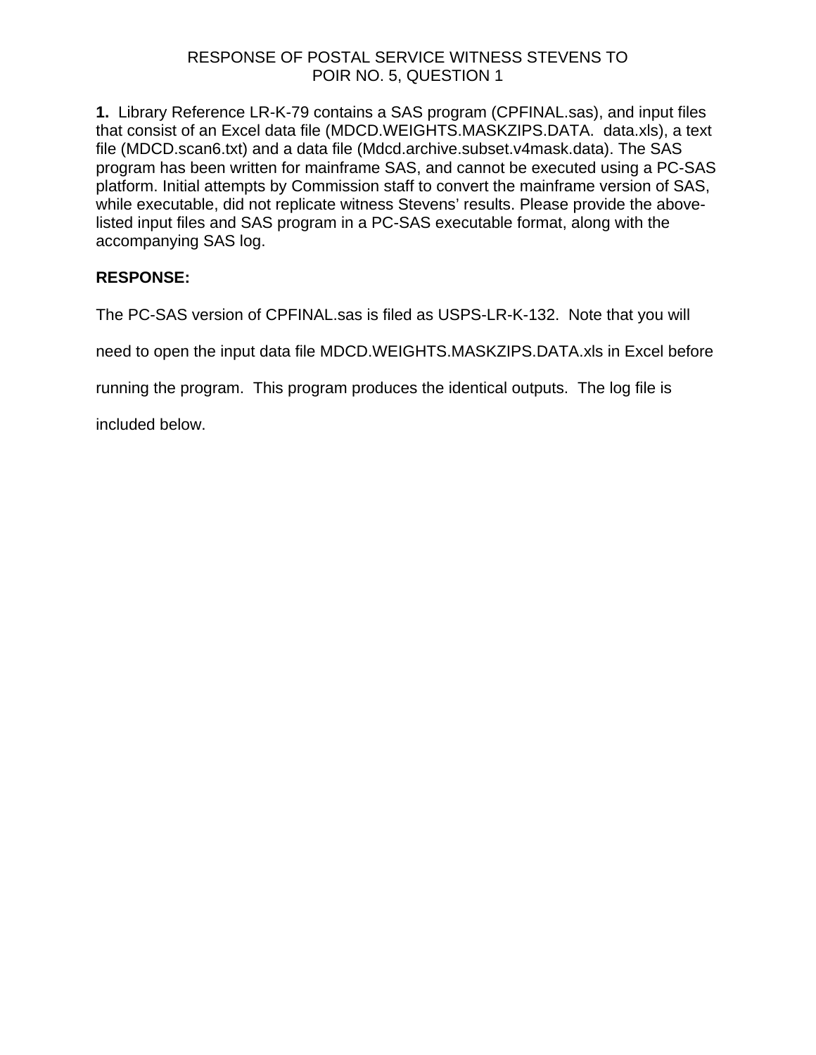RESPONSE OF POSTAL SERVICE WITNESS STEVENS TO
POIR NO. 5, QUESTION 1

**1.** Library Reference LR-K-79 contains a SAS program (CPFINAL.sas), and input files that consist of an Excel data file (MDCD.WEIGHTS.MASKZIPS.DATA. data.xls), a text file (MDCD.scan6.txt) and a data file (Mdcd.archive.subset.v4mask.data). The SAS program has been written for mainframe SAS, and cannot be executed using a PC-SAS platform. Initial attempts by Commission staff to convert the mainframe version of SAS, while executable, did not replicate witness Stevens' results. Please provide the above-listed input files and SAS program in a PC-SAS executable format, along with the accompanying SAS log.

**RESPONSE:**

The PC-SAS version of CPFINAL.sas is filed as USPS-LR-K-132. Note that you will need to open the input data file MDCD.WEIGHTS.MASKZIPS.DATA.xls in Excel before running the program. This program produces the identical outputs. The log file is included below.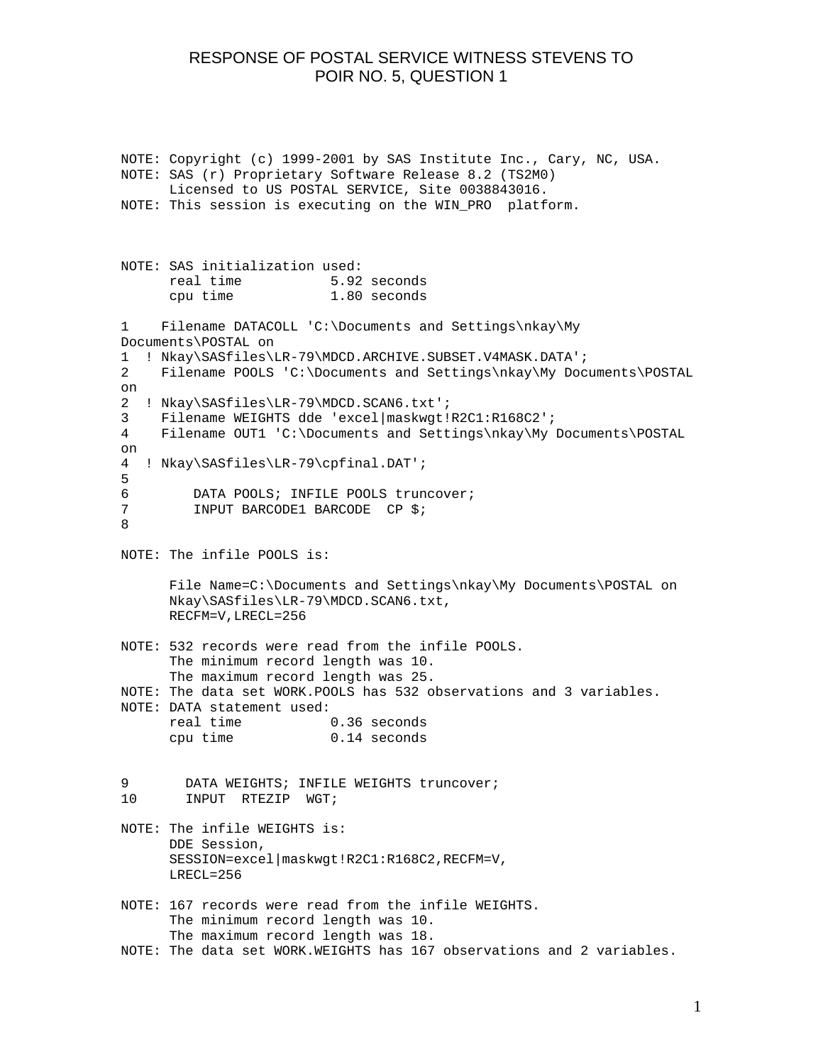RESPONSE OF POSTAL SERVICE WITNESS STEVENS TO
POIR NO. 5, QUESTION 1

```
NOTE: Copyright (c) 1999-2001 by SAS Institute Inc., Cary, NC, USA.
NOTE: SAS (r) Proprietary Software Release 8.2 (TS2M0)
      Licensed to US POSTAL SERVICE, Site 0038843016.
NOTE: This session is executing on the WIN_PRO  platform.



NOTE: SAS initialization used:
      real time           5.92 seconds
      cpu time            1.80 seconds

1    Filename DATACOLL 'C:\Documents and Settings\nkay\My
Documents\POSTAL on
1  ! Nkay\SASfiles\LR-79\MDCD.ARCHIVE.SUBSET.V4MASK.DATA';
2    Filename POOLS 'C:\Documents and Settings\nkay\My Documents\POSTAL
on
2  ! Nkay\SASfiles\LR-79\MDCD.SCAN6.txt';
3    Filename WEIGHTS dde 'excel|maskwgt!R2C1:R168C2';
4    Filename OUT1 'C:\Documents and Settings\nkay\My Documents\POSTAL
on
4  ! Nkay\SASfiles\LR-79\cpfinal.DAT';
5
6        DATA POOLS; INFILE POOLS truncover;
7        INPUT BARCODE1 BARCODE  CP $;
8

NOTE: The infile POOLS is:

      File Name=C:\Documents and Settings\nkay\My Documents\POSTAL on
      Nkay\SASfiles\LR-79\MDCD.SCAN6.txt,
      RECFM=V,LRECL=256

NOTE: 532 records were read from the infile POOLS.
      The minimum record length was 10.
      The maximum record length was 25.
NOTE: The data set WORK.POOLS has 532 observations and 3 variables.
NOTE: DATA statement used:
      real time           0.36 seconds
      cpu time            0.14 seconds


9       DATA WEIGHTS; INFILE WEIGHTS truncover;
10      INPUT  RTEZIP  WGT;

NOTE: The infile WEIGHTS is:
      DDE Session,
      SESSION=excel|maskwgt!R2C1:R168C2,RECFM=V,
      LRECL=256

NOTE: 167 records were read from the infile WEIGHTS.
      The minimum record length was 10.
      The maximum record length was 18.
NOTE: The data set WORK.WEIGHTS has 167 observations and 2 variables.
```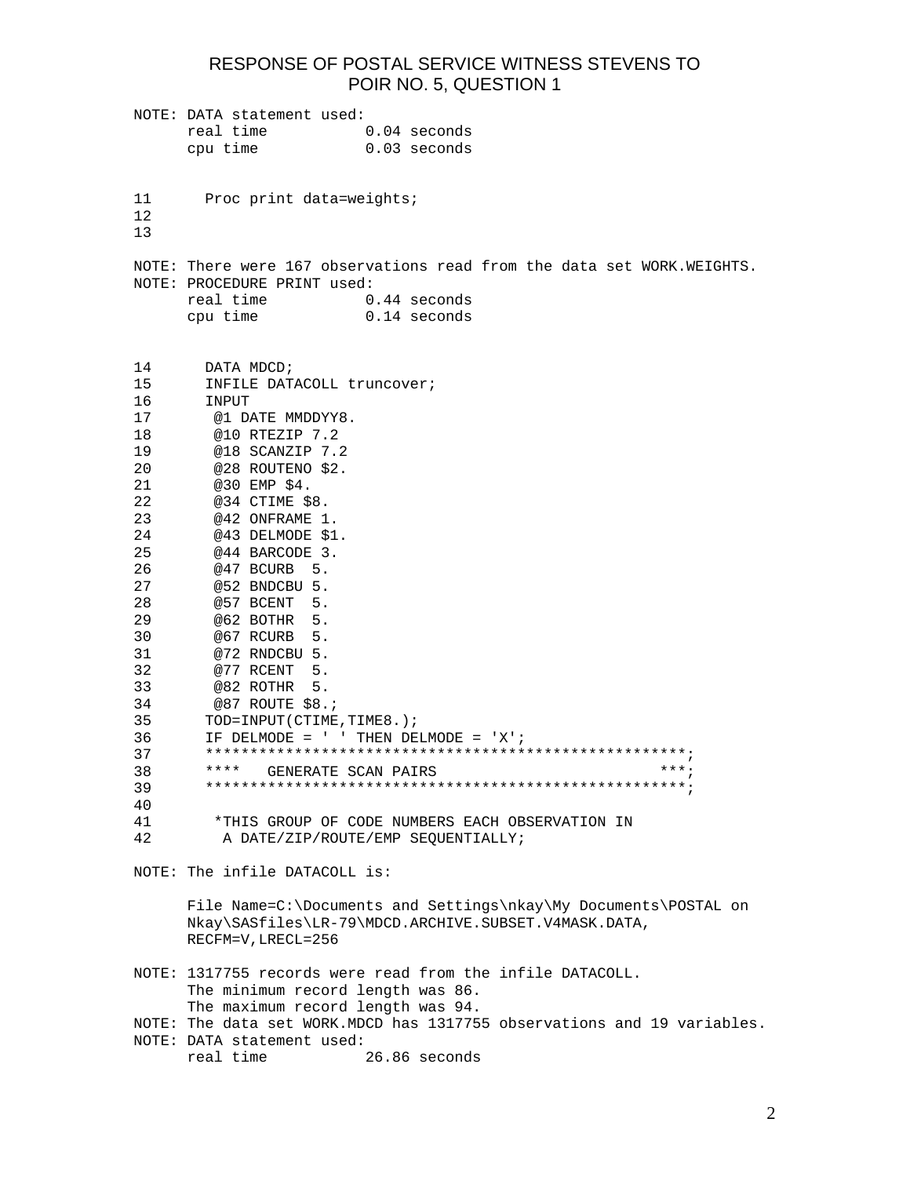RESPONSE OF POSTAL SERVICE WITNESS STEVENS TO POIR NO. 5, QUESTION 1

```
NOTE: DATA statement used:
      real time           0.04 seconds
      cpu time            0.03 seconds


11      Proc print data=weights;
12
13

NOTE: There were 167 observations read from the data set WORK.WEIGHTS.
NOTE: PROCEDURE PRINT used:
      real time           0.44 seconds
      cpu time            0.14 seconds


14      DATA MDCD;
15      INFILE DATACOLL truncover;
16      INPUT
17       @1 DATE MMDDYY8.
18       @10 RTEZIP 7.2
19       @18 SCANZIP 7.2
20       @28 ROUTENO $2.
21       @30 EMP $4.
22       @34 CTIME $8.
23       @42 ONFRAME 1.
24       @43 DELMODE $1.
25       @44 BARCODE 3.
26       @47 BCURB  5.
27       @52 BNDCBU 5.
28       @57 BCENT  5.
29       @62 BOTHR  5.
30       @67 RCURB  5.
31       @72 RNDCBU 5.
32       @77 RCENT  5.
33       @82 ROTHR  5.
34       @87 ROUTE $8.;
35      TOD=INPUT(CTIME,TIME8.);
36      IF DELMODE = ' ' THEN DELMODE = 'X';
37      *****************************************************;
38      ****   GENERATE SCAN PAIRS                        ***;
39      *****************************************************;
40
41       *THIS GROUP OF CODE NUMBERS EACH OBSERVATION IN
42        A DATE/ZIP/ROUTE/EMP SEQUENTIALLY;

NOTE: The infile DATACOLL is:

      File Name=C:\Documents and Settings\nkay\My Documents\POSTAL on
      Nkay\SASfiles\LR-79\MDCD.ARCHIVE.SUBSET.V4MASK.DATA,
      RECFM=V,LRECL=256

NOTE: 1317755 records were read from the infile DATACOLL.
      The minimum record length was 86.
      The maximum record length was 94.
NOTE: The data set WORK.MDCD has 1317755 observations and 19 variables.
NOTE: DATA statement used:
      real time           26.86 seconds
```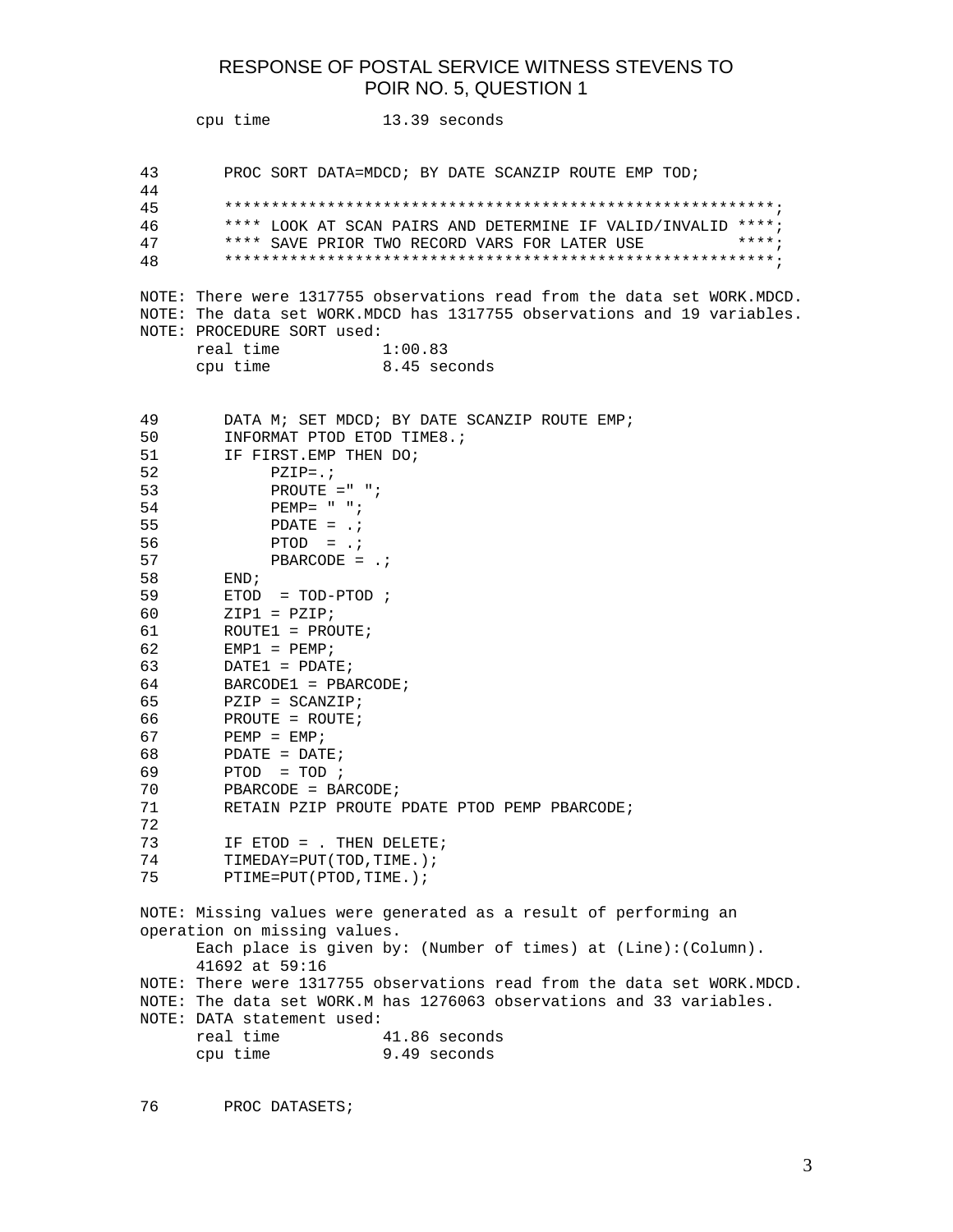```
      cpu time            13.39 seconds


43       PROC SORT DATA=MDCD; BY DATE SCANZIP ROUTE EMP TOD;
44
45       **********************************************************;
46       **** LOOK AT SCAN PAIRS AND DETERMINE IF VALID/INVALID ****;
47       **** SAVE PRIOR TWO RECORD VARS FOR LATER USE          ****;
48       **********************************************************;

NOTE: There were 1317755 observations read from the data set WORK.MDCD.
NOTE: The data set WORK.MDCD has 1317755 observations and 19 variables.
NOTE: PROCEDURE SORT used:
      real time           1:00.83
      cpu time            8.45 seconds


49       DATA M; SET MDCD; BY DATE SCANZIP ROUTE EMP;
50       INFORMAT PTOD ETOD TIME8.;
51       IF FIRST.EMP THEN DO;
52            PZIP=.;
53            PROUTE =" ";
54            PEMP= " ";
55            PDATE = .;
56            PTOD  = .;
57            PBARCODE = .;
58       END;
59       ETOD  = TOD-PTOD ;
60       ZIP1 = PZIP;
61       ROUTE1 = PROUTE;
62       EMP1 = PEMP;
63       DATE1 = PDATE;
64       BARCODE1 = PBARCODE;
65       PZIP = SCANZIP;
66       PROUTE = ROUTE;
67       PEMP = EMP;
68       PDATE = DATE;
69       PTOD  = TOD ;
70       PBARCODE = BARCODE;
71       RETAIN PZIP PROUTE PDATE PTOD PEMP PBARCODE;
72
73       IF ETOD = . THEN DELETE;
74       TIMEDAY=PUT(TOD,TIME.);
75       PTIME=PUT(PTOD,TIME.);

NOTE: Missing values were generated as a result of performing an
operation on missing values.
      Each place is given by: (Number of times) at (Line):(Column).
      41692 at 59:16
NOTE: There were 1317755 observations read from the data set WORK.MDCD.
NOTE: The data set WORK.M has 1276063 observations and 33 variables.
NOTE: DATA statement used:
      real time           41.86 seconds
      cpu time            9.49 seconds


76       PROC DATASETS;
```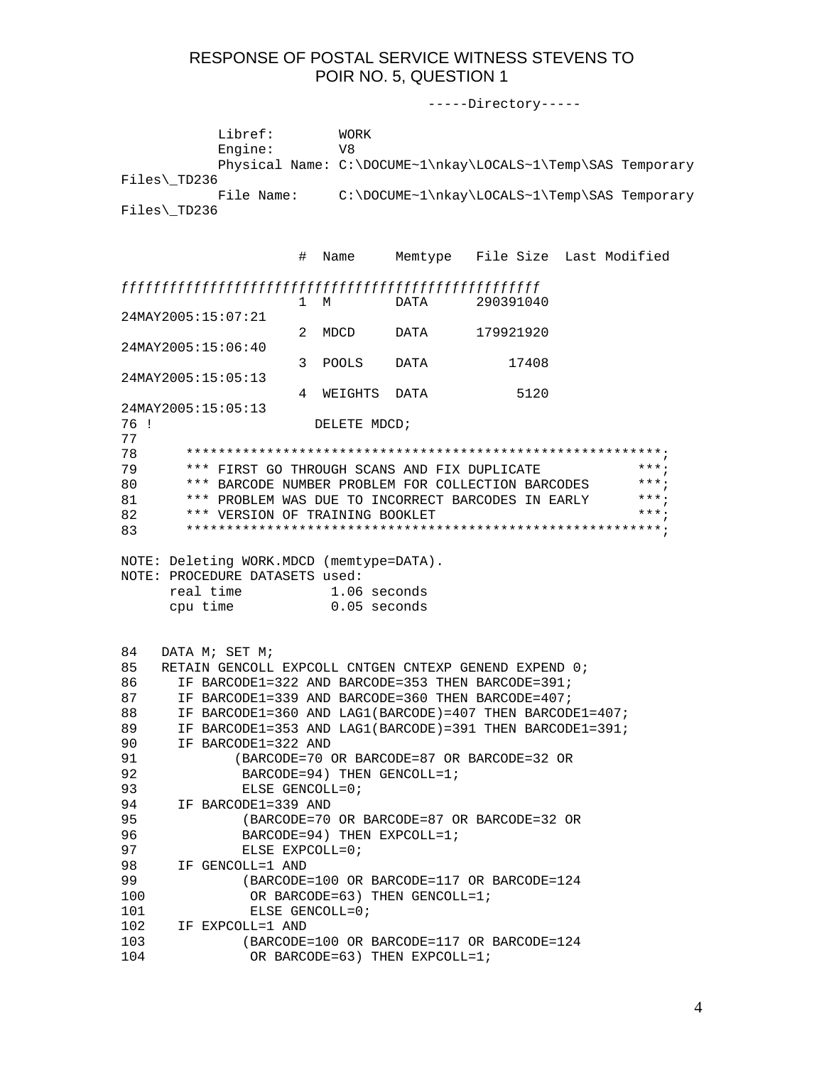RESPONSE OF POSTAL SERVICE WITNESS STEVENS TO POIR NO. 5, QUESTION 1

```
                                    -----Directory-----

            Libref:         WORK
            Engine:         V8
            Physical Name: C:\DOCUME~1\nkay\LOCALS~1\Temp\SAS Temporary
Files\_TD236
            File Name:      C:\DOCUME~1\nkay\LOCALS~1\Temp\SAS Temporary
Files\_TD236


                     #  Name     Memtype   File Size  Last Modified

ƒƒƒƒƒƒƒƒƒƒƒƒƒƒƒƒƒƒƒƒƒƒƒƒƒƒƒƒƒƒƒƒƒƒƒƒƒƒƒƒƒƒƒƒƒƒƒƒƒƒƒƒƒ
                     1  M        DATA      290391040
24MAY2005:15:07:21
                     2  MDCD     DATA      179921920
24MAY2005:15:06:40
                     3  POOLS    DATA          17408
24MAY2005:15:05:13
                     4  WEIGHTS  DATA           5120
24MAY2005:15:05:13
76 !                   DELETE MDCD;
77
78        ***********************************************************;
79        *** FIRST GO THROUGH SCANS AND FIX DUPLICATE            ***;
80        *** BARCODE NUMBER PROBLEM FOR COLLECTION BARCODES      ***;
81        *** PROBLEM WAS DUE TO INCORRECT BARCODES IN EARLY      ***;
82        *** VERSION OF TRAINING BOOKLET                         ***;
83        ***********************************************************;

NOTE: Deleting WORK.MDCD (memtype=DATA).
NOTE: PROCEDURE DATASETS used:
      real time           1.06 seconds
      cpu time            0.05 seconds


84   DATA M; SET M;
85   RETAIN GENCOLL EXPCOLL CNTGEN CNTEXP GENEND EXPEND 0;
86     IF BARCODE1=322 AND BARCODE=353 THEN BARCODE=391;
87     IF BARCODE1=339 AND BARCODE=360 THEN BARCODE=407;
88     IF BARCODE1=360 AND LAG1(BARCODE)=407 THEN BARCODE1=407;
89     IF BARCODE1=353 AND LAG1(BARCODE)=391 THEN BARCODE1=391;
90     IF BARCODE1=322 AND
91            (BARCODE=70 OR BARCODE=87 OR BARCODE=32 OR
92             BARCODE=94) THEN GENCOLL=1;
93             ELSE GENCOLL=0;
94     IF BARCODE1=339 AND
95             (BARCODE=70 OR BARCODE=87 OR BARCODE=32 OR
96             BARCODE=94) THEN EXPCOLL=1;
97             ELSE EXPCOLL=0;
98     IF GENCOLL=1 AND
99             (BARCODE=100 OR BARCODE=117 OR BARCODE=124
100             OR BARCODE=63) THEN GENCOLL=1;
101             ELSE GENCOLL=0;
102    IF EXPCOLL=1 AND
103            (BARCODE=100 OR BARCODE=117 OR BARCODE=124
104             OR BARCODE=63) THEN EXPCOLL=1;
```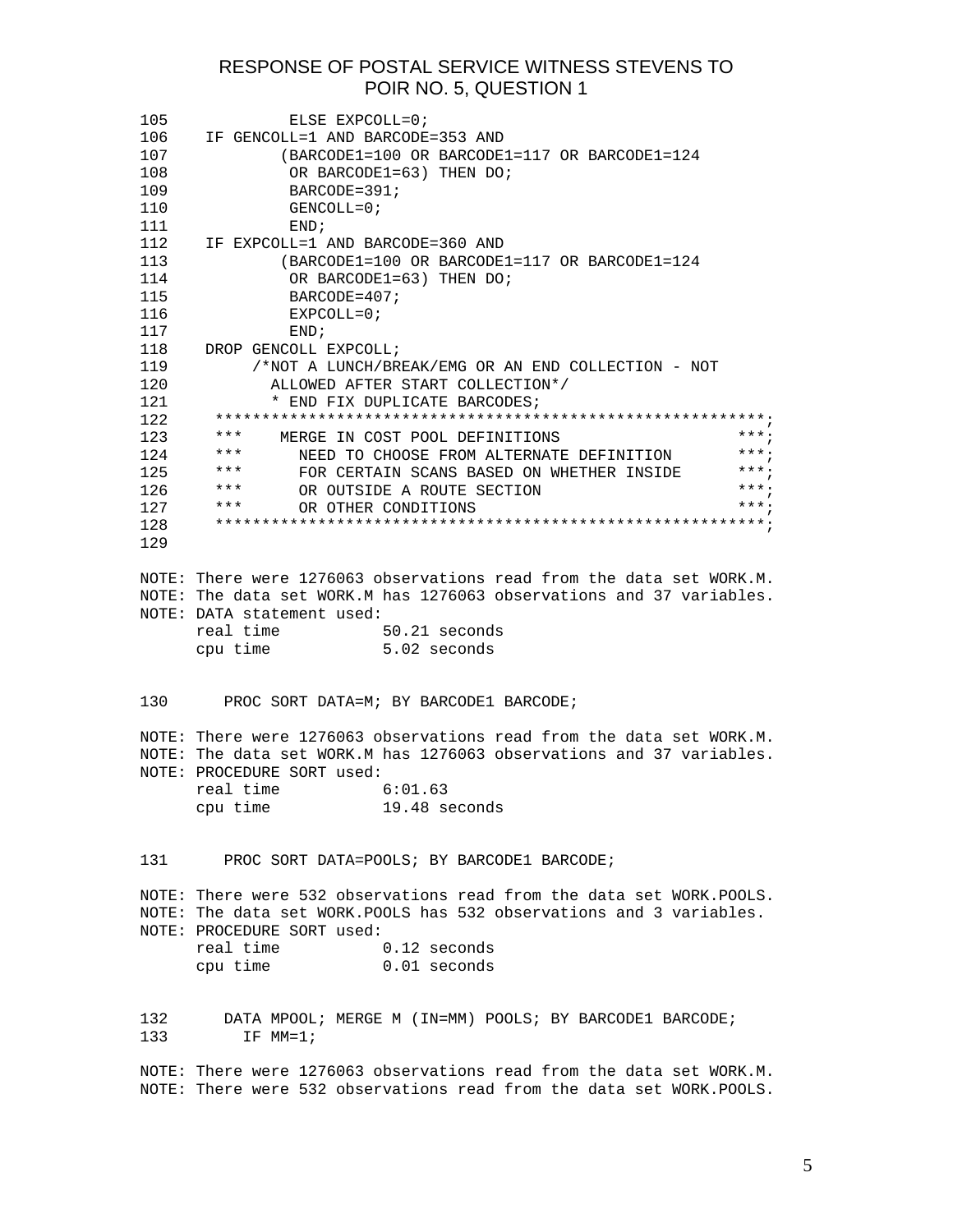RESPONSE OF POSTAL SERVICE WITNESS STEVENS TO POIR NO. 5, QUESTION 1

```
105             ELSE EXPCOLL=0;
106    IF GENCOLL=1 AND BARCODE=353 AND
107            (BARCODE1=100 OR BARCODE1=117 OR BARCODE1=124
108             OR BARCODE1=63) THEN DO;
109             BARCODE=391;
110             GENCOLL=0;
111             END;
112    IF EXPCOLL=1 AND BARCODE=360 AND
113            (BARCODE1=100 OR BARCODE1=117 OR BARCODE1=124
114             OR BARCODE1=63) THEN DO;
115             BARCODE=407;
116             EXPCOLL=0;
117             END;
118    DROP GENCOLL EXPCOLL;
119         /*NOT A LUNCH/BREAK/EMG OR AN END COLLECTION - NOT
120           ALLOWED AFTER START COLLECTION*/
121          * END FIX DUPLICATE BARCODES;
122      ***********************************************************;
123      ***    MERGE IN COST POOL DEFINITIONS                   ***;
124      ***      NEED TO CHOOSE FROM ALTERNATE DEFINITION       ***;
125      ***      FOR CERTAIN SCANS BASED ON WHETHER INSIDE      ***;
126      ***      OR OUTSIDE A ROUTE SECTION                     ***;
127      ***      OR OTHER CONDITIONS                            ***;
128      ***********************************************************;
129

NOTE: There were 1276063 observations read from the data set WORK.M.
NOTE: The data set WORK.M has 1276063 observations and 37 variables.
NOTE: DATA statement used:
      real time           50.21 seconds
      cpu time            5.02 seconds


130       PROC SORT DATA=M; BY BARCODE1 BARCODE;

NOTE: There were 1276063 observations read from the data set WORK.M.
NOTE: The data set WORK.M has 1276063 observations and 37 variables.
NOTE: PROCEDURE SORT used:
      real time           6:01.63
      cpu time            19.48 seconds


131       PROC SORT DATA=POOLS; BY BARCODE1 BARCODE;

NOTE: There were 532 observations read from the data set WORK.POOLS.
NOTE: The data set WORK.POOLS has 532 observations and 3 variables.
NOTE: PROCEDURE SORT used:
      real time           0.12 seconds
      cpu time            0.01 seconds


132       DATA MPOOL; MERGE M (IN=MM) POOLS; BY BARCODE1 BARCODE;
133         IF MM=1;

NOTE: There were 1276063 observations read from the data set WORK.M.
NOTE: There were 532 observations read from the data set WORK.POOLS.
```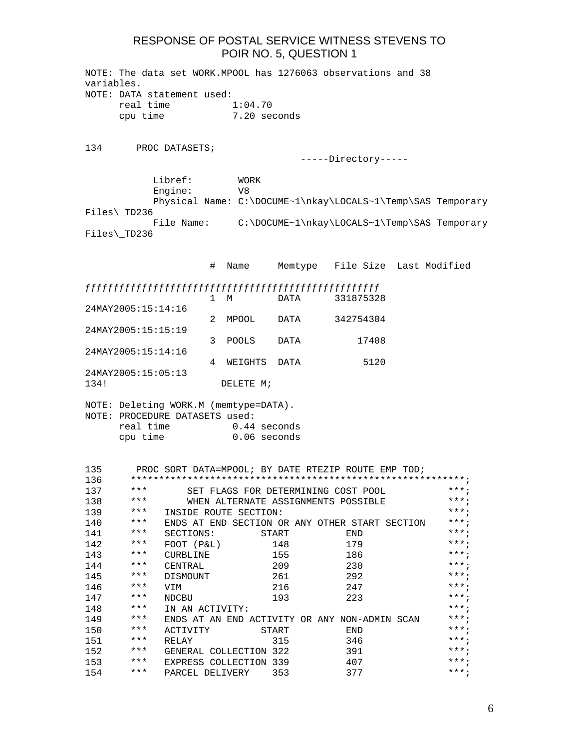## RESPONSE OF POSTAL SERVICE WITNESS STEVENS TO POIR NO. 5, QUESTION 1

```
NOTE: The data set WORK.MPOOL has 1276063 observations and 38
variables.
NOTE: DATA statement used:
      real time           1:04.70
      cpu time            7.20 seconds


134      PROC DATASETS;
                                    -----Directory-----

            Libref:         WORK
            Engine:         V8
            Physical Name: C:\DOCUME~1\nkay\LOCALS~1\Temp\SAS Temporary
Files\_TD236
            File Name:      C:\DOCUME~1\nkay\LOCALS~1\Temp\SAS Temporary
Files\_TD236


                      #  Name     Memtype   File Size  Last Modified

ƒƒƒƒƒƒƒƒƒƒƒƒƒƒƒƒƒƒƒƒƒƒƒƒƒƒƒƒƒƒƒƒƒƒƒƒƒƒƒƒƒƒƒƒƒƒƒƒƒƒƒƒ
                      1  M        DATA      331875328
24MAY2005:15:14:16
                      2  MPOOL    DATA      342754304
24MAY2005:15:15:19
                      3  POOLS    DATA          17408
24MAY2005:15:14:16
                      4  WEIGHTS  DATA           5120
24MAY2005:15:05:13
134!                    DELETE M;

NOTE: Deleting WORK.M (memtype=DATA).
NOTE: PROCEDURE DATASETS used:
      real time           0.44 seconds
      cpu time            0.06 seconds


135      PROC SORT DATA=MPOOL; BY DATE RTEZIP ROUTE EMP TOD;
136      ***********************************************************;
137      ***       SET FLAGS FOR DETERMINING COST POOL            ***;
138      ***       WHEN ALTERNATE ASSIGNMENTS POSSIBLE            ***;
139      ***   INSIDE ROUTE SECTION:                              ***;
140      ***   ENDS AT END SECTION OR ANY OTHER START SECTION     ***;
141      ***   SECTIONS:        START          END                ***;
142      ***   FOOT (P&L)         148          179                ***;
143      ***   CURBLINE           155          186                ***;
144      ***   CENTRAL            209          230                ***;
145      ***   DISMOUNT           261          292                ***;
146      ***   VIM                216          247                ***;
147      ***   NDCBU              193          223                ***;
148      ***   IN AN ACTIVITY:                                    ***;
149      ***   ENDS AT AN END ACTIVITY OR ANY NON-ADMIN SCAN      ***;
150      ***   ACTIVITY         START          END                ***;
151      ***   RELAY              315          346                ***;
152      ***   GENERAL COLLECTION 322          391                ***;
153      ***   EXPRESS COLLECTION 339          407                ***;
154      ***   PARCEL DELIVERY    353          377                ***;
```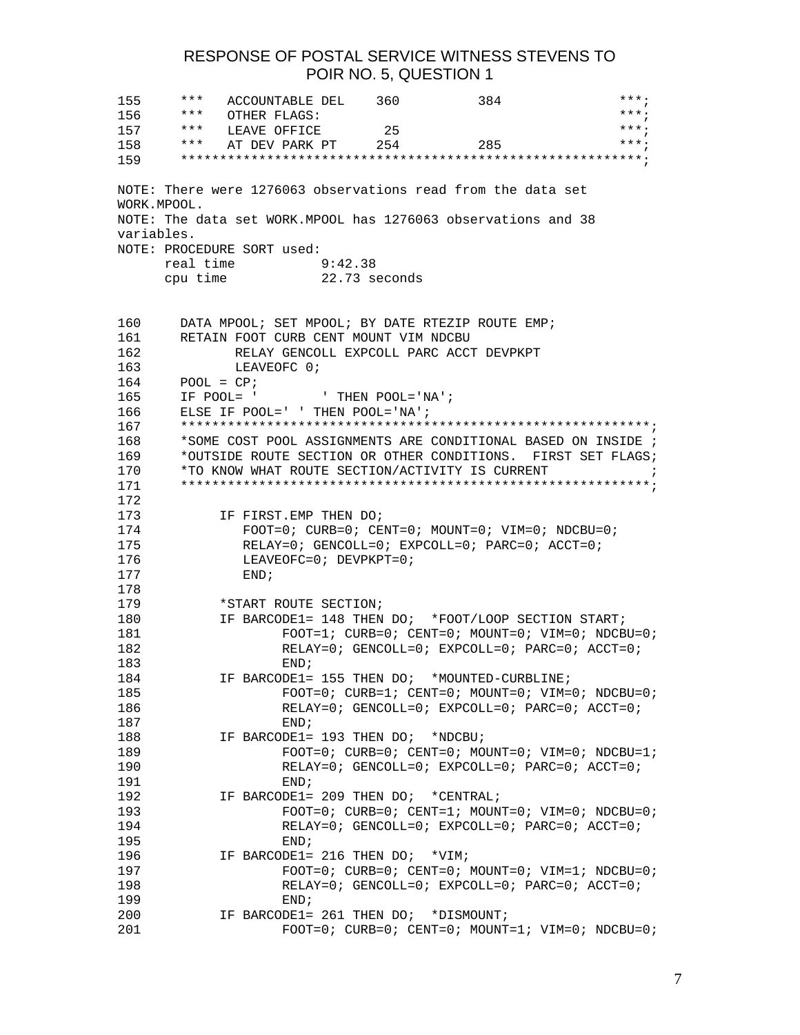RESPONSE OF POSTAL SERVICE WITNESS STEVENS TO POIR NO. 5, QUESTION 1

```
155     ***   ACCOUNTABLE DEL    360          384              ***;
156     ***   OTHER FLAGS:                                     ***;
157     ***   LEAVE OFFICE        25                           ***;
158     ***   AT DEV PARK PT     254          285              ***;
159     **********************************************************;

NOTE: There were 1276063 observations read from the data set
WORK.MPOOL.
NOTE: The data set WORK.MPOOL has 1276063 observations and 38
variables.
NOTE: PROCEDURE SORT used:
      real time           9:42.38
      cpu time            22.73 seconds


160     DATA MPOOL; SET MPOOL; BY DATE RTEZIP ROUTE EMP;
161     RETAIN FOOT CURB CENT MOUNT VIM NDCBU
162            RELAY GENCOLL EXPCOLL PARC ACCT DEVPKPT
163            LEAVEOFC 0;
164     POOL = CP;
165     IF POOL= '        ' THEN POOL='NA';
166     ELSE IF POOL=' ' THEN POOL='NA';
167     **********************************************************;
168     *SOME COST POOL ASSIGNMENTS ARE CONDITIONAL BASED ON INSIDE ;
169     *OUTSIDE ROUTE SECTION OR OTHER CONDITIONS.  FIRST SET FLAGS;
170     *TO KNOW WHAT ROUTE SECTION/ACTIVITY IS CURRENT            ;
171     **********************************************************;
172
173         IF FIRST.EMP THEN DO;
174            FOOT=0; CURB=0; CENT=0; MOUNT=0; VIM=0; NDCBU=0;
175            RELAY=0; GENCOLL=0; EXPCOLL=0; PARC=0; ACCT=0;
176            LEAVEOFC=0; DEVPKPT=0;
177            END;
178
179         *START ROUTE SECTION;
180         IF BARCODE1= 148 THEN DO;  *FOOT/LOOP SECTION START;
181                FOOT=1; CURB=0; CENT=0; MOUNT=0; VIM=0; NDCBU=0;
182                RELAY=0; GENCOLL=0; EXPCOLL=0; PARC=0; ACCT=0;
183                END;
184         IF BARCODE1= 155 THEN DO;  *MOUNTED-CURBLINE;
185                FOOT=0; CURB=1; CENT=0; MOUNT=0; VIM=0; NDCBU=0;
186                RELAY=0; GENCOLL=0; EXPCOLL=0; PARC=0; ACCT=0;
187                END;
188         IF BARCODE1= 193 THEN DO;  *NDCBU;
189                FOOT=0; CURB=0; CENT=0; MOUNT=0; VIM=0; NDCBU=1;
190                RELAY=0; GENCOLL=0; EXPCOLL=0; PARC=0; ACCT=0;
191                END;
192         IF BARCODE1= 209 THEN DO;  *CENTRAL;
193                FOOT=0; CURB=0; CENT=1; MOUNT=0; VIM=0; NDCBU=0;
194                RELAY=0; GENCOLL=0; EXPCOLL=0; PARC=0; ACCT=0;
195                END;
196         IF BARCODE1= 216 THEN DO;  *VIM;
197                FOOT=0; CURB=0; CENT=0; MOUNT=0; VIM=1; NDCBU=0;
198                RELAY=0; GENCOLL=0; EXPCOLL=0; PARC=0; ACCT=0;
199                END;
200         IF BARCODE1= 261 THEN DO;  *DISMOUNT;
201                FOOT=0; CURB=0; CENT=0; MOUNT=1; VIM=0; NDCBU=0;
```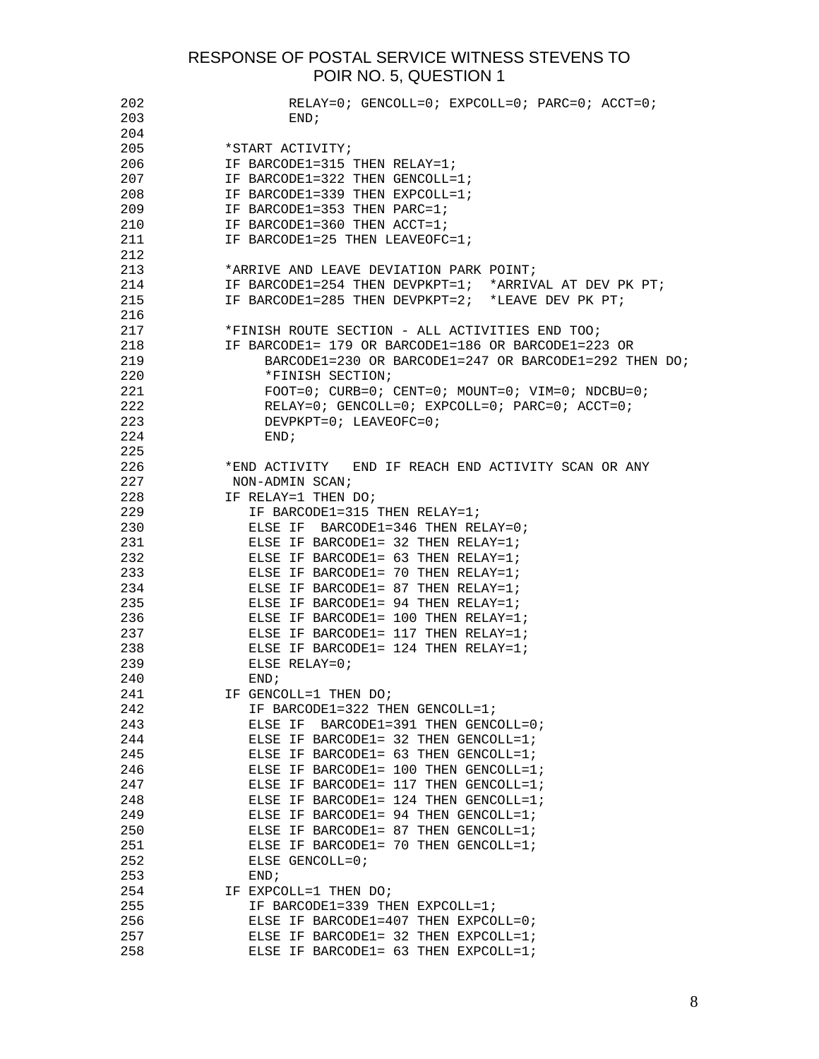RESPONSE OF POSTAL SERVICE WITNESS STEVENS TO POIR NO. 5, QUESTION 1

```
202                 RELAY=0; GENCOLL=0; EXPCOLL=0; PARC=0; ACCT=0;
203                 END;
204
205         *START ACTIVITY;
206         IF BARCODE1=315 THEN RELAY=1;
207         IF BARCODE1=322 THEN GENCOLL=1;
208         IF BARCODE1=339 THEN EXPCOLL=1;
209         IF BARCODE1=353 THEN PARC=1;
210         IF BARCODE1=360 THEN ACCT=1;
211         IF BARCODE1=25 THEN LEAVEOFC=1;
212
213         *ARRIVE AND LEAVE DEVIATION PARK POINT;
214         IF BARCODE1=254 THEN DEVPKPT=1;  *ARRIVAL AT DEV PK PT;
215         IF BARCODE1=285 THEN DEVPKPT=2;  *LEAVE DEV PK PT;
216
217         *FINISH ROUTE SECTION - ALL ACTIVITIES END TOO;
218         IF BARCODE1= 179 OR BARCODE1=186 OR BARCODE1=223 OR
219               BARCODE1=230 OR BARCODE1=247 OR BARCODE1=292 THEN DO;
220               *FINISH SECTION;
221               FOOT=0; CURB=0; CENT=0; MOUNT=0; VIM=0; NDCBU=0;
222               RELAY=0; GENCOLL=0; EXPCOLL=0; PARC=0; ACCT=0;
223               DEVPKPT=0; LEAVEOFC=0;
224               END;
225
226         *END ACTIVITY   END IF REACH END ACTIVITY SCAN OR ANY
227          NON-ADMIN SCAN;
228         IF RELAY=1 THEN DO;
229            IF BARCODE1=315 THEN RELAY=1;
230            ELSE IF  BARCODE1=346 THEN RELAY=0;
231            ELSE IF BARCODE1= 32 THEN RELAY=1;
232            ELSE IF BARCODE1= 63 THEN RELAY=1;
233            ELSE IF BARCODE1= 70 THEN RELAY=1;
234            ELSE IF BARCODE1= 87 THEN RELAY=1;
235            ELSE IF BARCODE1= 94 THEN RELAY=1;
236            ELSE IF BARCODE1= 100 THEN RELAY=1;
237            ELSE IF BARCODE1= 117 THEN RELAY=1;
238            ELSE IF BARCODE1= 124 THEN RELAY=1;
239            ELSE RELAY=0;
240            END;
241         IF GENCOLL=1 THEN DO;
242            IF BARCODE1=322 THEN GENCOLL=1;
243            ELSE IF  BARCODE1=391 THEN GENCOLL=0;
244            ELSE IF BARCODE1= 32 THEN GENCOLL=1;
245            ELSE IF BARCODE1= 63 THEN GENCOLL=1;
246            ELSE IF BARCODE1= 100 THEN GENCOLL=1;
247            ELSE IF BARCODE1= 117 THEN GENCOLL=1;
248            ELSE IF BARCODE1= 124 THEN GENCOLL=1;
249            ELSE IF BARCODE1= 94 THEN GENCOLL=1;
250            ELSE IF BARCODE1= 87 THEN GENCOLL=1;
251            ELSE IF BARCODE1= 70 THEN GENCOLL=1;
252            ELSE GENCOLL=0;
253            END;
254         IF EXPCOLL=1 THEN DO;
255            IF BARCODE1=339 THEN EXPCOLL=1;
256            ELSE IF BARCODE1=407 THEN EXPCOLL=0;
257            ELSE IF BARCODE1= 32 THEN EXPCOLL=1;
258            ELSE IF BARCODE1= 63 THEN EXPCOLL=1;
```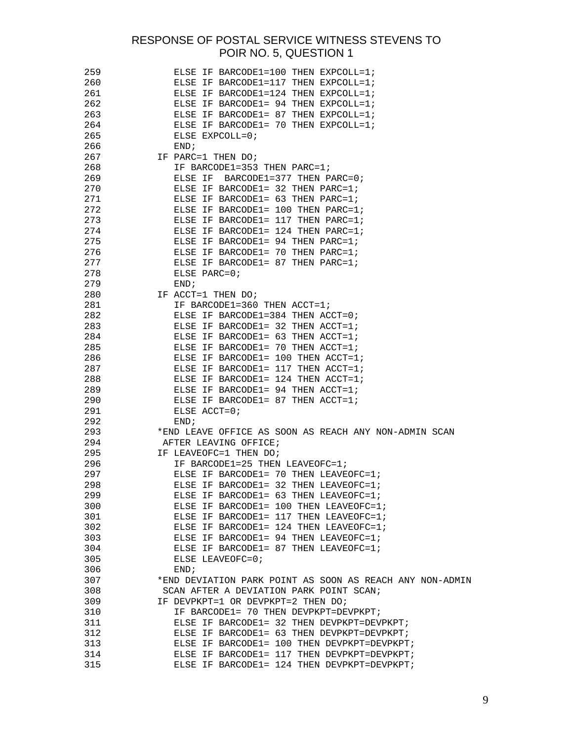# RESPONSE OF POSTAL SERVICE WITNESS STEVENS TO POIR NO. 5, QUESTION 1

```
259            ELSE IF BARCODE1=100 THEN EXPCOLL=1;
260            ELSE IF BARCODE1=117 THEN EXPCOLL=1;
261            ELSE IF BARCODE1=124 THEN EXPCOLL=1;
262            ELSE IF BARCODE1= 94 THEN EXPCOLL=1;
263            ELSE IF BARCODE1= 87 THEN EXPCOLL=1;
264            ELSE IF BARCODE1= 70 THEN EXPCOLL=1;
265            ELSE EXPCOLL=0;
266            END;
267         IF PARC=1 THEN DO;
268            IF BARCODE1=353 THEN PARC=1;
269            ELSE IF  BARCODE1=377 THEN PARC=0;
270            ELSE IF BARCODE1= 32 THEN PARC=1;
271            ELSE IF BARCODE1= 63 THEN PARC=1;
272            ELSE IF BARCODE1= 100 THEN PARC=1;
273            ELSE IF BARCODE1= 117 THEN PARC=1;
274            ELSE IF BARCODE1= 124 THEN PARC=1;
275            ELSE IF BARCODE1= 94 THEN PARC=1;
276            ELSE IF BARCODE1= 70 THEN PARC=1;
277            ELSE IF BARCODE1= 87 THEN PARC=1;
278            ELSE PARC=0;
279            END;
280         IF ACCT=1 THEN DO;
281            IF BARCODE1=360 THEN ACCT=1;
282            ELSE IF BARCODE1=384 THEN ACCT=0;
283            ELSE IF BARCODE1= 32 THEN ACCT=1;
284            ELSE IF BARCODE1= 63 THEN ACCT=1;
285            ELSE IF BARCODE1= 70 THEN ACCT=1;
286            ELSE IF BARCODE1= 100 THEN ACCT=1;
287            ELSE IF BARCODE1= 117 THEN ACCT=1;
288            ELSE IF BARCODE1= 124 THEN ACCT=1;
289            ELSE IF BARCODE1= 94 THEN ACCT=1;
290            ELSE IF BARCODE1= 87 THEN ACCT=1;
291            ELSE ACCT=0;
292            END;
293         *END LEAVE OFFICE AS SOON AS REACH ANY NON-ADMIN SCAN
294          AFTER LEAVING OFFICE;
295         IF LEAVEOFC=1 THEN DO;
296            IF BARCODE1=25 THEN LEAVEOFC=1;
297            ELSE IF BARCODE1= 70 THEN LEAVEOFC=1;
298            ELSE IF BARCODE1= 32 THEN LEAVEOFC=1;
299            ELSE IF BARCODE1= 63 THEN LEAVEOFC=1;
300            ELSE IF BARCODE1= 100 THEN LEAVEOFC=1;
301            ELSE IF BARCODE1= 117 THEN LEAVEOFC=1;
302            ELSE IF BARCODE1= 124 THEN LEAVEOFC=1;
303            ELSE IF BARCODE1= 94 THEN LEAVEOFC=1;
304            ELSE IF BARCODE1= 87 THEN LEAVEOFC=1;
305            ELSE LEAVEOFC=0;
306            END;
307         *END DEVIATION PARK POINT AS SOON AS REACH ANY NON-ADMIN
308          SCAN AFTER A DEVIATION PARK POINT SCAN;
309         IF DEVPKPT=1 OR DEVPKPT=2 THEN DO;
310            IF BARCODE1= 70 THEN DEVPKPT=DEVPKPT;
311            ELSE IF BARCODE1= 32 THEN DEVPKPT=DEVPKPT;
312            ELSE IF BARCODE1= 63 THEN DEVPKPT=DEVPKPT;
313            ELSE IF BARCODE1= 100 THEN DEVPKPT=DEVPKPT;
314            ELSE IF BARCODE1= 117 THEN DEVPKPT=DEVPKPT;
315            ELSE IF BARCODE1= 124 THEN DEVPKPT=DEVPKPT;
```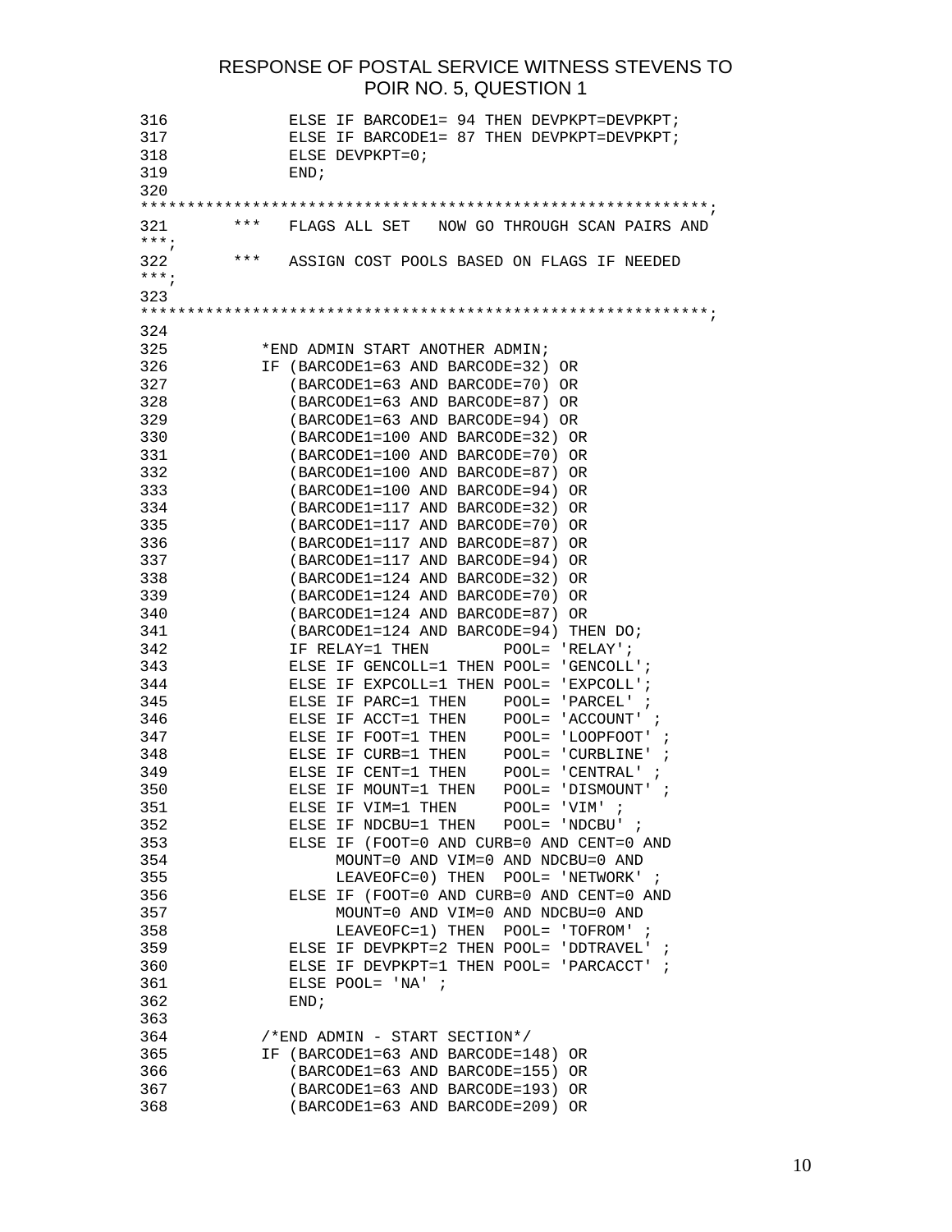# RESPONSE OF POSTAL SERVICE WITNESS STEVENS TO POIR NO. 5, QUESTION 1

```
316            ELSE IF BARCODE1= 94 THEN DEVPKPT=DEVPKPT;
317            ELSE IF BARCODE1= 87 THEN DEVPKPT=DEVPKPT;
318            ELSE DEVPKPT=0;
319            END;
320
************************************************************;
321       ***   FLAGS ALL SET   NOW GO THROUGH SCAN PAIRS AND
***;
322       ***   ASSIGN COST POOLS BASED ON FLAGS IF NEEDED
***;
323
************************************************************;
324
325          *END ADMIN START ANOTHER ADMIN;
326          IF (BARCODE1=63 AND BARCODE=32) OR
327             (BARCODE1=63 AND BARCODE=70) OR
328             (BARCODE1=63 AND BARCODE=87) OR
329             (BARCODE1=63 AND BARCODE=94) OR
330             (BARCODE1=100 AND BARCODE=32) OR
331             (BARCODE1=100 AND BARCODE=70) OR
332             (BARCODE1=100 AND BARCODE=87) OR
333             (BARCODE1=100 AND BARCODE=94) OR
334             (BARCODE1=117 AND BARCODE=32) OR
335             (BARCODE1=117 AND BARCODE=70) OR
336             (BARCODE1=117 AND BARCODE=87) OR
337             (BARCODE1=117 AND BARCODE=94) OR
338             (BARCODE1=124 AND BARCODE=32) OR
339             (BARCODE1=124 AND BARCODE=70) OR
340             (BARCODE1=124 AND BARCODE=87) OR
341             (BARCODE1=124 AND BARCODE=94) THEN DO;
342            IF RELAY=1 THEN        POOL= 'RELAY';
343            ELSE IF GENCOLL=1 THEN POOL= 'GENCOLL';
344            ELSE IF EXPCOLL=1 THEN POOL= 'EXPCOLL';
345            ELSE IF PARC=1 THEN    POOL= 'PARCEL' ;
346            ELSE IF ACCT=1 THEN    POOL= 'ACCOUNT' ;
347            ELSE IF FOOT=1 THEN    POOL= 'LOOPFOOT' ;
348            ELSE IF CURB=1 THEN    POOL= 'CURBLINE' ;
349            ELSE IF CENT=1 THEN    POOL= 'CENTRAL' ;
350            ELSE IF MOUNT=1 THEN   POOL= 'DISMOUNT' ;
351            ELSE IF VIM=1 THEN     POOL= 'VIM' ;
352            ELSE IF NDCBU=1 THEN   POOL= 'NDCBU' ;
353            ELSE IF (FOOT=0 AND CURB=0 AND CENT=0 AND
354                 MOUNT=0 AND VIM=0 AND NDCBU=0 AND
355                 LEAVEOFC=0) THEN  POOL= 'NETWORK' ;
356            ELSE IF (FOOT=0 AND CURB=0 AND CENT=0 AND
357                 MOUNT=0 AND VIM=0 AND NDCBU=0 AND
358                 LEAVEOFC=1) THEN  POOL= 'TOFROM' ;
359            ELSE IF DEVPKPT=2 THEN POOL= 'DDTRAVEL' ;
360            ELSE IF DEVPKPT=1 THEN POOL= 'PARCACCT' ;
361            ELSE POOL= 'NA' ;
362            END;
363
364          /*END ADMIN - START SECTION*/
365          IF (BARCODE1=63 AND BARCODE=148) OR
366             (BARCODE1=63 AND BARCODE=155) OR
367             (BARCODE1=63 AND BARCODE=193) OR
368             (BARCODE1=63 AND BARCODE=209) OR
```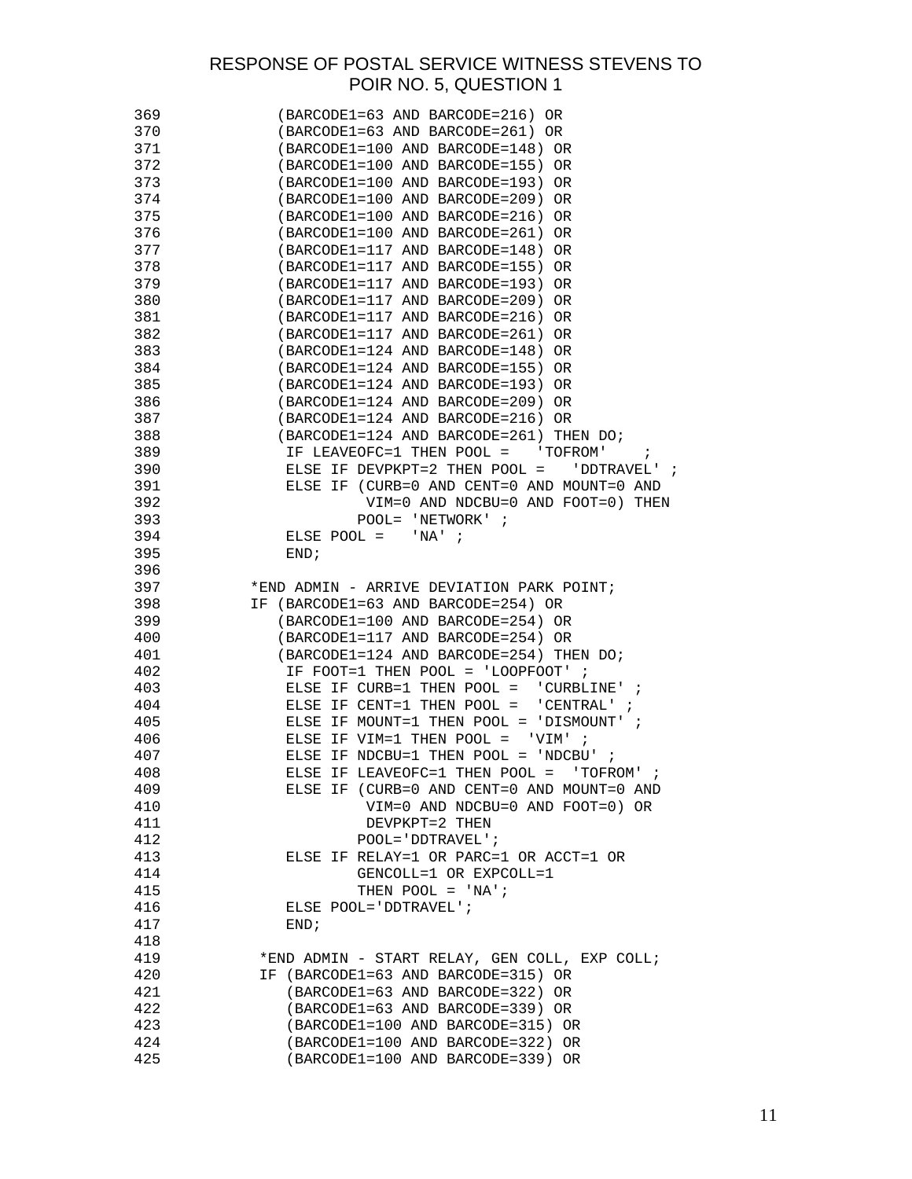```
369            (BARCODE1=63 AND BARCODE=216) OR
370            (BARCODE1=63 AND BARCODE=261) OR
371            (BARCODE1=100 AND BARCODE=148) OR
372            (BARCODE1=100 AND BARCODE=155) OR
373            (BARCODE1=100 AND BARCODE=193) OR
374            (BARCODE1=100 AND BARCODE=209) OR
375            (BARCODE1=100 AND BARCODE=216) OR
376            (BARCODE1=100 AND BARCODE=261) OR
377            (BARCODE1=117 AND BARCODE=148) OR
378            (BARCODE1=117 AND BARCODE=155) OR
379            (BARCODE1=117 AND BARCODE=193) OR
380            (BARCODE1=117 AND BARCODE=209) OR
381            (BARCODE1=117 AND BARCODE=216) OR
382            (BARCODE1=117 AND BARCODE=261) OR
383            (BARCODE1=124 AND BARCODE=148) OR
384            (BARCODE1=124 AND BARCODE=155) OR
385            (BARCODE1=124 AND BARCODE=193) OR
386            (BARCODE1=124 AND BARCODE=209) OR
387            (BARCODE1=124 AND BARCODE=216) OR
388            (BARCODE1=124 AND BARCODE=261) THEN DO;
389             IF LEAVEOFC=1 THEN POOL =   'TOFROM'    ;
390             ELSE IF DEVPKPT=2 THEN POOL =   'DDTRAVEL' ;
391             ELSE IF (CURB=0 AND CENT=0 AND MOUNT=0 AND
392                      VIM=0 AND NDCBU=0 AND FOOT=0) THEN
393                     POOL= 'NETWORK' ;
394             ELSE POOL =   'NA' ;
395             END;
396
397         *END ADMIN - ARRIVE DEVIATION PARK POINT;
398         IF (BARCODE1=63 AND BARCODE=254) OR
399            (BARCODE1=100 AND BARCODE=254) OR
400            (BARCODE1=117 AND BARCODE=254) OR
401            (BARCODE1=124 AND BARCODE=254) THEN DO;
402             IF FOOT=1 THEN POOL = 'LOOPFOOT' ;
403             ELSE IF CURB=1 THEN POOL =  'CURBLINE' ;
404             ELSE IF CENT=1 THEN POOL =  'CENTRAL' ;
405             ELSE IF MOUNT=1 THEN POOL = 'DISMOUNT' ;
406             ELSE IF VIM=1 THEN POOL =  'VIM' ;
407             ELSE IF NDCBU=1 THEN POOL = 'NDCBU' ;
408             ELSE IF LEAVEOFC=1 THEN POOL =  'TOFROM' ;
409             ELSE IF (CURB=0 AND CENT=0 AND MOUNT=0 AND
410                      VIM=0 AND NDCBU=0 AND FOOT=0) OR
411                      DEVPKPT=2 THEN
412                     POOL='DDTRAVEL';
413             ELSE IF RELAY=1 OR PARC=1 OR ACCT=1 OR
414                     GENCOLL=1 OR EXPCOLL=1
415                     THEN POOL = 'NA';
416             ELSE POOL='DDTRAVEL';
417             END;
418
419          *END ADMIN - START RELAY, GEN COLL, EXP COLL;
420          IF (BARCODE1=63 AND BARCODE=315) OR
421             (BARCODE1=63 AND BARCODE=322) OR
422             (BARCODE1=63 AND BARCODE=339) OR
423             (BARCODE1=100 AND BARCODE=315) OR
424             (BARCODE1=100 AND BARCODE=322) OR
425             (BARCODE1=100 AND BARCODE=339) OR
```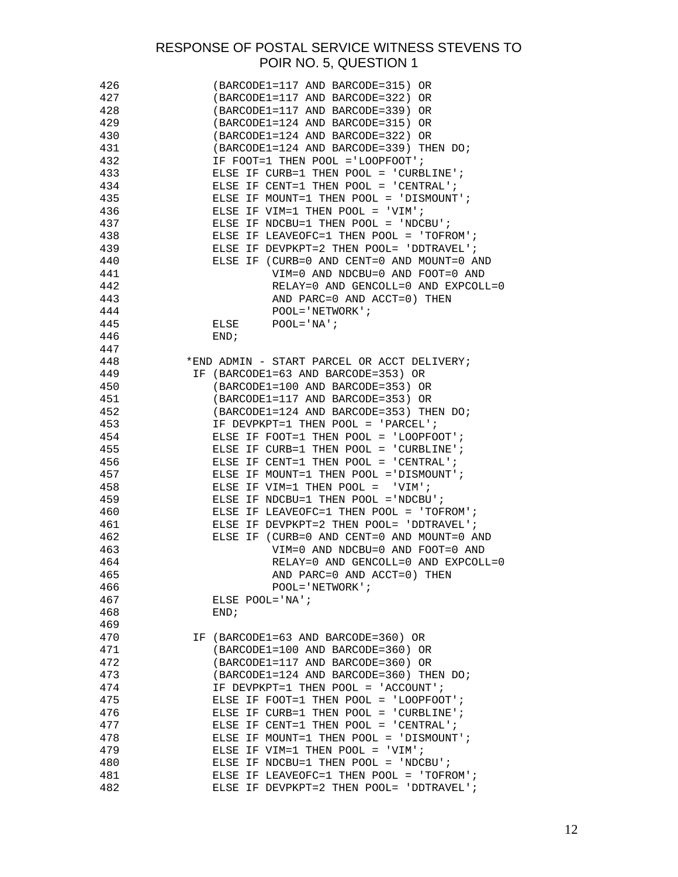RESPONSE OF POSTAL SERVICE WITNESS STEVENS TO POIR NO. 5, QUESTION 1

```
426             (BARCODE1=117 AND BARCODE=315) OR
427             (BARCODE1=117 AND BARCODE=322) OR
428             (BARCODE1=117 AND BARCODE=339) OR
429             (BARCODE1=124 AND BARCODE=315) OR
430             (BARCODE1=124 AND BARCODE=322) OR
431             (BARCODE1=124 AND BARCODE=339) THEN DO;
432             IF FOOT=1 THEN POOL ='LOOPFOOT';
433             ELSE IF CURB=1 THEN POOL = 'CURBLINE';
434             ELSE IF CENT=1 THEN POOL = 'CENTRAL';
435             ELSE IF MOUNT=1 THEN POOL = 'DISMOUNT';
436             ELSE IF VIM=1 THEN POOL = 'VIM';
437             ELSE IF NDCBU=1 THEN POOL = 'NDCBU';
438             ELSE IF LEAVEOFC=1 THEN POOL = 'TOFROM';
439             ELSE IF DEVPKPT=2 THEN POOL= 'DDTRAVEL';
440             ELSE IF (CURB=0 AND CENT=0 AND MOUNT=0 AND
441                      VIM=0 AND NDCBU=0 AND FOOT=0 AND
442                      RELAY=0 AND GENCOLL=0 AND EXPCOLL=0
443                      AND PARC=0 AND ACCT=0) THEN
444                      POOL='NETWORK';
445             ELSE     POOL='NA';
446             END;
447
448          *END ADMIN - START PARCEL OR ACCT DELIVERY;
449           IF (BARCODE1=63 AND BARCODE=353) OR
450             (BARCODE1=100 AND BARCODE=353) OR
451             (BARCODE1=117 AND BARCODE=353) OR
452             (BARCODE1=124 AND BARCODE=353) THEN DO;
453             IF DEVPKPT=1 THEN POOL = 'PARCEL';
454             ELSE IF FOOT=1 THEN POOL = 'LOOPFOOT';
455             ELSE IF CURB=1 THEN POOL = 'CURBLINE';
456             ELSE IF CENT=1 THEN POOL = 'CENTRAL';
457             ELSE IF MOUNT=1 THEN POOL ='DISMOUNT';
458             ELSE IF VIM=1 THEN POOL =  'VIM';
459             ELSE IF NDCBU=1 THEN POOL ='NDCBU';
460             ELSE IF LEAVEOFC=1 THEN POOL = 'TOFROM';
461             ELSE IF DEVPKPT=2 THEN POOL= 'DDTRAVEL';
462             ELSE IF (CURB=0 AND CENT=0 AND MOUNT=0 AND
463                      VIM=0 AND NDCBU=0 AND FOOT=0 AND
464                      RELAY=0 AND GENCOLL=0 AND EXPCOLL=0
465                      AND PARC=0 AND ACCT=0) THEN
466                      POOL='NETWORK';
467             ELSE POOL='NA';
468             END;
469
470           IF (BARCODE1=63 AND BARCODE=360) OR
471             (BARCODE1=100 AND BARCODE=360) OR
472             (BARCODE1=117 AND BARCODE=360) OR
473             (BARCODE1=124 AND BARCODE=360) THEN DO;
474             IF DEVPKPT=1 THEN POOL = 'ACCOUNT';
475             ELSE IF FOOT=1 THEN POOL = 'LOOPFOOT';
476             ELSE IF CURB=1 THEN POOL = 'CURBLINE';
477             ELSE IF CENT=1 THEN POOL = 'CENTRAL';
478             ELSE IF MOUNT=1 THEN POOL = 'DISMOUNT';
479             ELSE IF VIM=1 THEN POOL = 'VIM';
480             ELSE IF NDCBU=1 THEN POOL = 'NDCBU';
481             ELSE IF LEAVEOFC=1 THEN POOL = 'TOFROM';
482             ELSE IF DEVPKPT=2 THEN POOL= 'DDTRAVEL';
```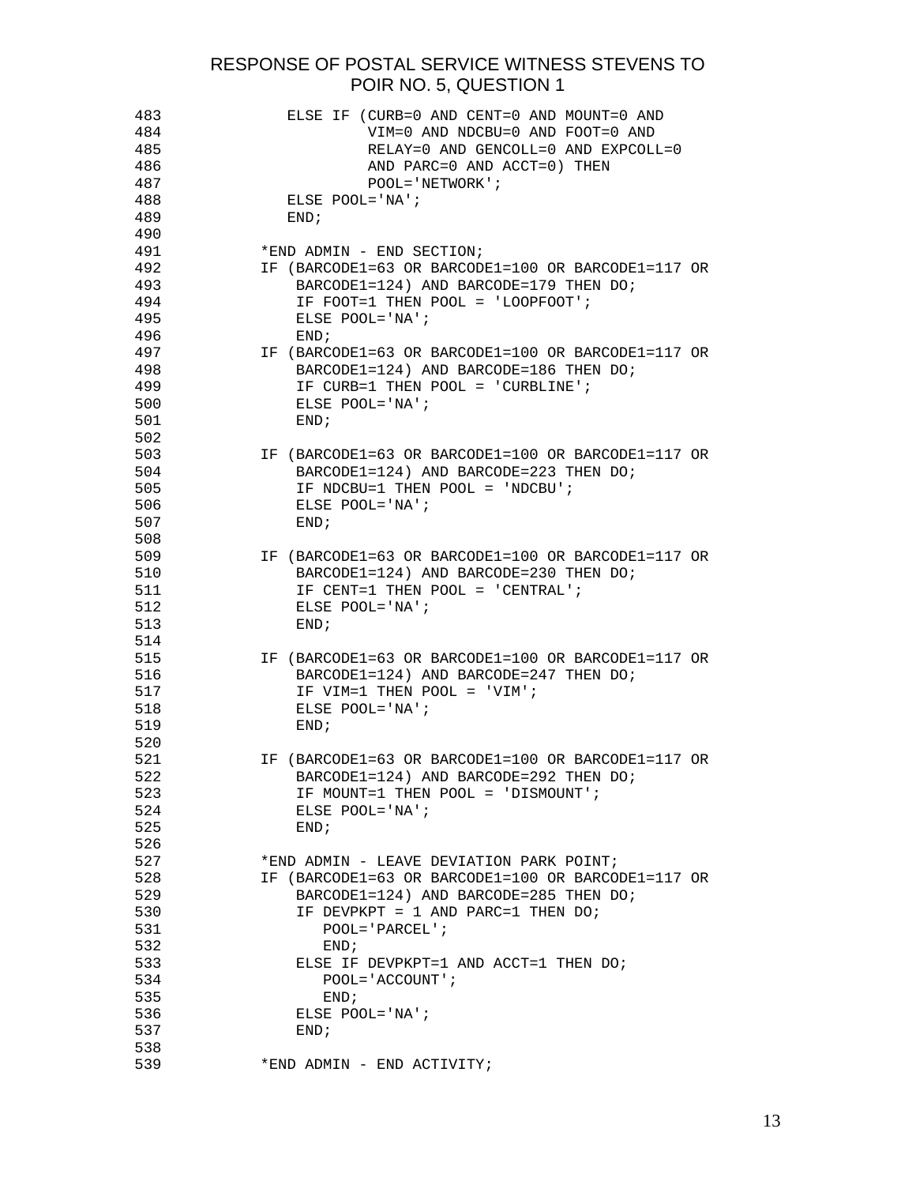# RESPONSE OF POSTAL SERVICE WITNESS STEVENS TO POIR NO. 5, QUESTION 1

```
483            ELSE IF (CURB=0 AND CENT=0 AND MOUNT=0 AND
484                     VIM=0 AND NDCBU=0 AND FOOT=0 AND
485                     RELAY=0 AND GENCOLL=0 AND EXPCOLL=0
486                     AND PARC=0 AND ACCT=0) THEN
487                     POOL='NETWORK';
488            ELSE POOL='NA';
489            END;
490
491         *END ADMIN - END SECTION;
492         IF (BARCODE1=63 OR BARCODE1=100 OR BARCODE1=117 OR
493             BARCODE1=124) AND BARCODE=179 THEN DO;
494             IF FOOT=1 THEN POOL = 'LOOPFOOT';
495             ELSE POOL='NA';
496             END;
497         IF (BARCODE1=63 OR BARCODE1=100 OR BARCODE1=117 OR
498             BARCODE1=124) AND BARCODE=186 THEN DO;
499             IF CURB=1 THEN POOL = 'CURBLINE';
500             ELSE POOL='NA';
501             END;
502
503         IF (BARCODE1=63 OR BARCODE1=100 OR BARCODE1=117 OR
504             BARCODE1=124) AND BARCODE=223 THEN DO;
505             IF NDCBU=1 THEN POOL = 'NDCBU';
506             ELSE POOL='NA';
507             END;
508
509         IF (BARCODE1=63 OR BARCODE1=100 OR BARCODE1=117 OR
510             BARCODE1=124) AND BARCODE=230 THEN DO;
511             IF CENT=1 THEN POOL = 'CENTRAL';
512             ELSE POOL='NA';
513             END;
514
515         IF (BARCODE1=63 OR BARCODE1=100 OR BARCODE1=117 OR
516             BARCODE1=124) AND BARCODE=247 THEN DO;
517             IF VIM=1 THEN POOL = 'VIM';
518             ELSE POOL='NA';
519             END;
520
521         IF (BARCODE1=63 OR BARCODE1=100 OR BARCODE1=117 OR
522             BARCODE1=124) AND BARCODE=292 THEN DO;
523             IF MOUNT=1 THEN POOL = 'DISMOUNT';
524             ELSE POOL='NA';
525             END;
526
527         *END ADMIN - LEAVE DEVIATION PARK POINT;
528         IF (BARCODE1=63 OR BARCODE1=100 OR BARCODE1=117 OR
529             BARCODE1=124) AND BARCODE=285 THEN DO;
530             IF DEVPKPT = 1 AND PARC=1 THEN DO;
531                POOL='PARCEL';
532                END;
533             ELSE IF DEVPKPT=1 AND ACCT=1 THEN DO;
534                POOL='ACCOUNT';
535                END;
536             ELSE POOL='NA';
537             END;
538
539         *END ADMIN - END ACTIVITY;
```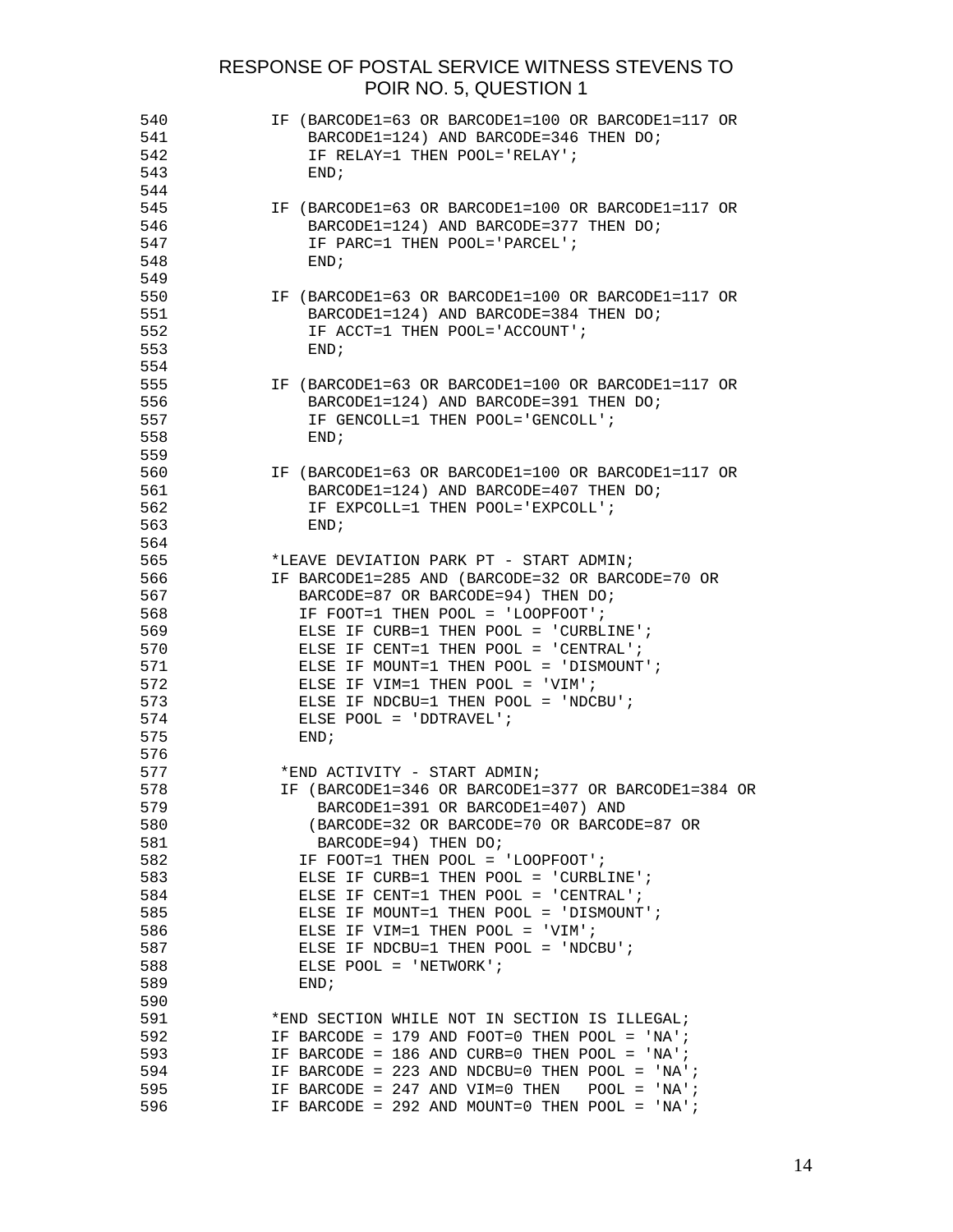## RESPONSE OF POSTAL SERVICE WITNESS STEVENS TO POIR NO. 5, QUESTION 1

```
540          IF (BARCODE1=63 OR BARCODE1=100 OR BARCODE1=117 OR
541              BARCODE1=124) AND BARCODE=346 THEN DO;
542              IF RELAY=1 THEN POOL='RELAY';
543              END;
544
545          IF (BARCODE1=63 OR BARCODE1=100 OR BARCODE1=117 OR
546              BARCODE1=124) AND BARCODE=377 THEN DO;
547              IF PARC=1 THEN POOL='PARCEL';
548              END;
549
550          IF (BARCODE1=63 OR BARCODE1=100 OR BARCODE1=117 OR
551              BARCODE1=124) AND BARCODE=384 THEN DO;
552              IF ACCT=1 THEN POOL='ACCOUNT';
553              END;
554
555          IF (BARCODE1=63 OR BARCODE1=100 OR BARCODE1=117 OR
556              BARCODE1=124) AND BARCODE=391 THEN DO;
557              IF GENCOLL=1 THEN POOL='GENCOLL';
558              END;
559
560          IF (BARCODE1=63 OR BARCODE1=100 OR BARCODE1=117 OR
561              BARCODE1=124) AND BARCODE=407 THEN DO;
562              IF EXPCOLL=1 THEN POOL='EXPCOLL';
563              END;
564
565          *LEAVE DEVIATION PARK PT - START ADMIN;
566          IF BARCODE1=285 AND (BARCODE=32 OR BARCODE=70 OR
567             BARCODE=87 OR BARCODE=94) THEN DO;
568             IF FOOT=1 THEN POOL = 'LOOPFOOT';
569             ELSE IF CURB=1 THEN POOL = 'CURBLINE';
570             ELSE IF CENT=1 THEN POOL = 'CENTRAL';
571             ELSE IF MOUNT=1 THEN POOL = 'DISMOUNT';
572             ELSE IF VIM=1 THEN POOL = 'VIM';
573             ELSE IF NDCBU=1 THEN POOL = 'NDCBU';
574             ELSE POOL = 'DDTRAVEL';
575             END;
576
577           *END ACTIVITY - START ADMIN;
578           IF (BARCODE1=346 OR BARCODE1=377 OR BARCODE1=384 OR
579               BARCODE1=391 OR BARCODE1=407) AND
580              (BARCODE=32 OR BARCODE=70 OR BARCODE=87 OR
581               BARCODE=94) THEN DO;
582             IF FOOT=1 THEN POOL = 'LOOPFOOT';
583             ELSE IF CURB=1 THEN POOL = 'CURBLINE';
584             ELSE IF CENT=1 THEN POOL = 'CENTRAL';
585             ELSE IF MOUNT=1 THEN POOL = 'DISMOUNT';
586             ELSE IF VIM=1 THEN POOL = 'VIM';
587             ELSE IF NDCBU=1 THEN POOL = 'NDCBU';
588             ELSE POOL = 'NETWORK';
589             END;
590
591          *END SECTION WHILE NOT IN SECTION IS ILLEGAL;
592          IF BARCODE = 179 AND FOOT=0 THEN POOL = 'NA';
593          IF BARCODE = 186 AND CURB=0 THEN POOL = 'NA';
594          IF BARCODE = 223 AND NDCBU=0 THEN POOL = 'NA';
595          IF BARCODE = 247 AND VIM=0 THEN   POOL = 'NA';
596          IF BARCODE = 292 AND MOUNT=0 THEN POOL = 'NA';
```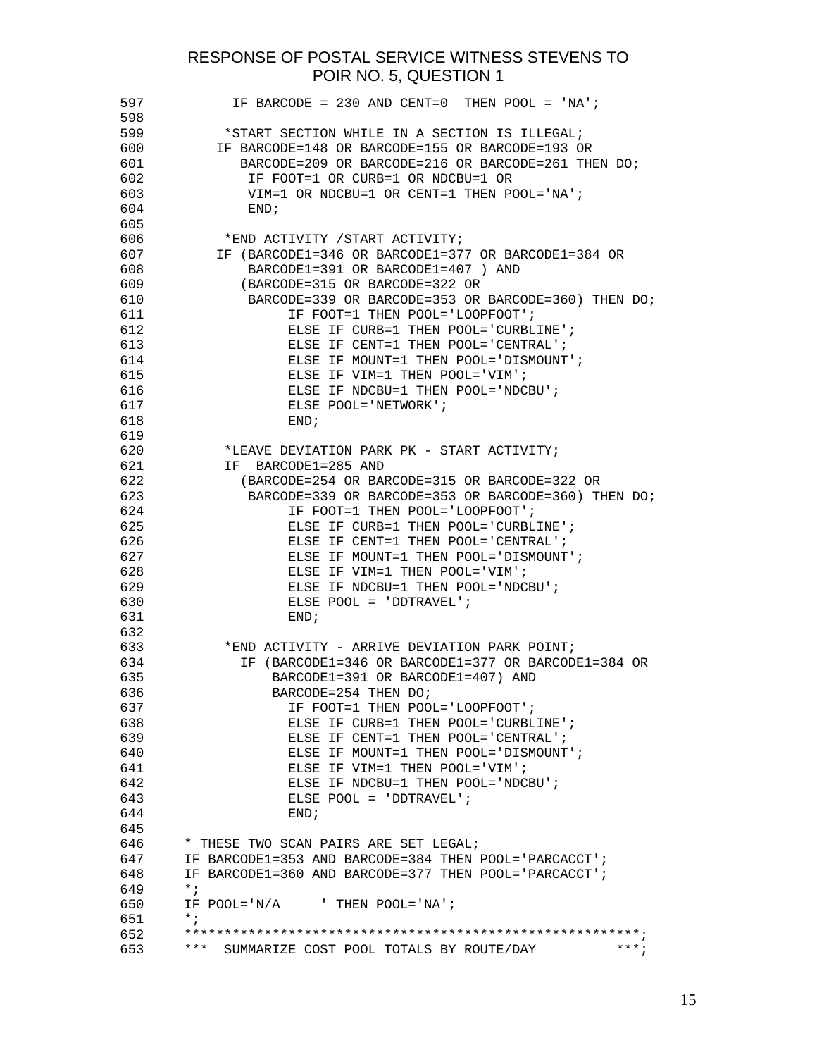RESPONSE OF POSTAL SERVICE WITNESS STEVENS TO POIR NO. 5, QUESTION 1

```
597          IF BARCODE = 230 AND CENT=0  THEN POOL = 'NA';
598
599         *START SECTION WHILE IN A SECTION IS ILLEGAL;
600        IF BARCODE=148 OR BARCODE=155 OR BARCODE=193 OR
601           BARCODE=209 OR BARCODE=216 OR BARCODE=261 THEN DO;
602            IF FOOT=1 OR CURB=1 OR NDCBU=1 OR
603             VIM=1 OR NDCBU=1 OR CENT=1 THEN POOL='NA';
604             END;
605
606         *END ACTIVITY /START ACTIVITY;
607        IF (BARCODE1=346 OR BARCODE1=377 OR BARCODE1=384 OR
608             BARCODE1=391 OR BARCODE1=407 ) AND
609           (BARCODE=315 OR BARCODE=322 OR
610             BARCODE=339 OR BARCODE=353 OR BARCODE=360) THEN DO;
611                 IF FOOT=1 THEN POOL='LOOPFOOT';
612                 ELSE IF CURB=1 THEN POOL='CURBLINE';
613                 ELSE IF CENT=1 THEN POOL='CENTRAL';
614                 ELSE IF MOUNT=1 THEN POOL='DISMOUNT';
615                 ELSE IF VIM=1 THEN POOL='VIM';
616                 ELSE IF NDCBU=1 THEN POOL='NDCBU';
617                 ELSE POOL='NETWORK';
618                 END;
619
620         *LEAVE DEVIATION PARK PK - START ACTIVITY;
621         IF  BARCODE1=285 AND
622           (BARCODE=254 OR BARCODE=315 OR BARCODE=322 OR
623             BARCODE=339 OR BARCODE=353 OR BARCODE=360) THEN DO;
624                 IF FOOT=1 THEN POOL='LOOPFOOT';
625                 ELSE IF CURB=1 THEN POOL='CURBLINE';
626                 ELSE IF CENT=1 THEN POOL='CENTRAL';
627                 ELSE IF MOUNT=1 THEN POOL='DISMOUNT';
628                 ELSE IF VIM=1 THEN POOL='VIM';
629                 ELSE IF NDCBU=1 THEN POOL='NDCBU';
630                 ELSE POOL = 'DDTRAVEL';
631                 END;
632
633         *END ACTIVITY - ARRIVE DEVIATION PARK POINT;
634           IF (BARCODE1=346 OR BARCODE1=377 OR BARCODE1=384 OR
635               BARCODE1=391 OR BARCODE1=407) AND
636               BARCODE=254 THEN DO;
637                 IF FOOT=1 THEN POOL='LOOPFOOT';
638                 ELSE IF CURB=1 THEN POOL='CURBLINE';
639                 ELSE IF CENT=1 THEN POOL='CENTRAL';
640                 ELSE IF MOUNT=1 THEN POOL='DISMOUNT';
641                 ELSE IF VIM=1 THEN POOL='VIM';
642                 ELSE IF NDCBU=1 THEN POOL='NDCBU';
643                 ELSE POOL = 'DDTRAVEL';
644                 END;
645
646     * THESE TWO SCAN PAIRS ARE SET LEGAL;
647     IF BARCODE1=353 AND BARCODE=384 THEN POOL='PARCACCT';
648     IF BARCODE1=360 AND BARCODE=377 THEN POOL='PARCACCT';
649     *;
650     IF POOL='N/A     ' THEN POOL='NA';
651     *;
652     *********************************************************;
653     ***  SUMMARIZE COST POOL TOTALS BY ROUTE/DAY          ***;
```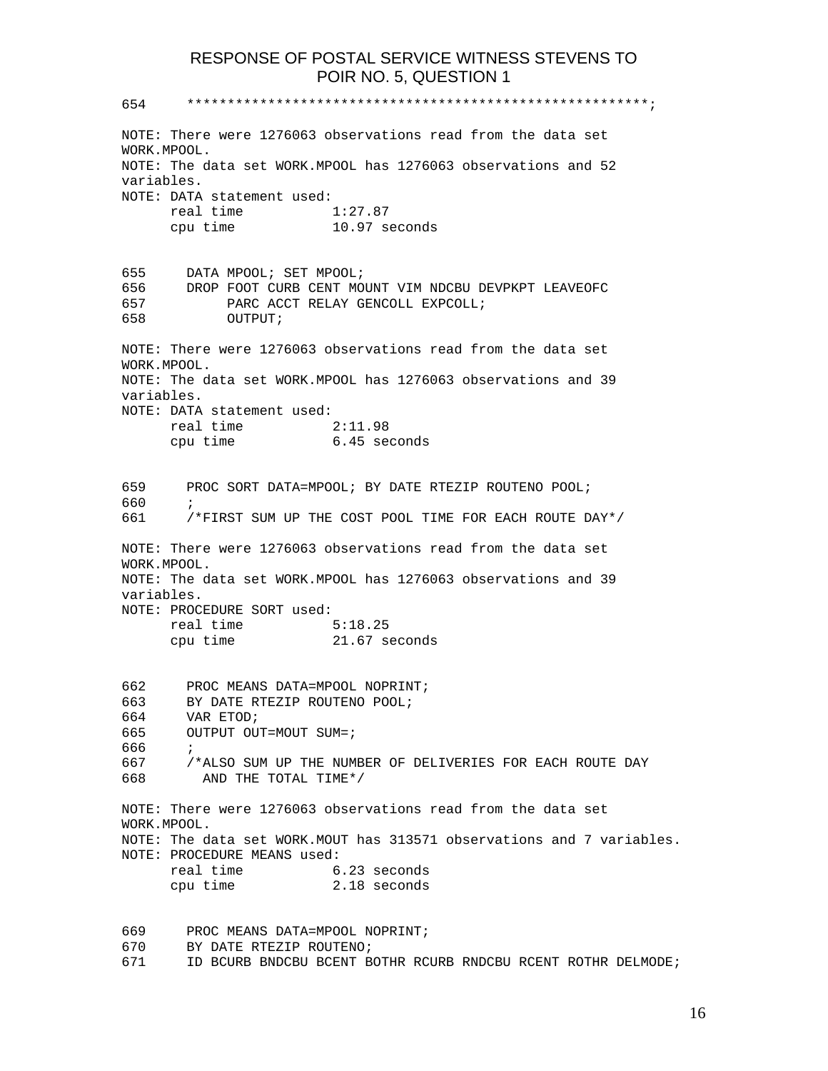RESPONSE OF POSTAL SERVICE WITNESS STEVENS TO POIR NO. 5, QUESTION 1

```
654      ********************************************************;

NOTE: There were 1276063 observations read from the data set
WORK.MPOOL.
NOTE: The data set WORK.MPOOL has 1276063 observations and 52
variables.
NOTE: DATA statement used:
      real time           1:27.87
      cpu time            10.97 seconds


655      DATA MPOOL; SET MPOOL;
656      DROP FOOT CURB CENT MOUNT VIM NDCBU DEVPKPT LEAVEOFC
657           PARC ACCT RELAY GENCOLL EXPCOLL;
658           OUTPUT;

NOTE: There were 1276063 observations read from the data set
WORK.MPOOL.
NOTE: The data set WORK.MPOOL has 1276063 observations and 39
variables.
NOTE: DATA statement used:
      real time           2:11.98
      cpu time            6.45 seconds


659      PROC SORT DATA=MPOOL; BY DATE RTEZIP ROUTENO POOL;
660      ;
661      /*FIRST SUM UP THE COST POOL TIME FOR EACH ROUTE DAY*/

NOTE: There were 1276063 observations read from the data set
WORK.MPOOL.
NOTE: The data set WORK.MPOOL has 1276063 observations and 39
variables.
NOTE: PROCEDURE SORT used:
      real time           5:18.25
      cpu time            21.67 seconds


662      PROC MEANS DATA=MPOOL NOPRINT;
663      BY DATE RTEZIP ROUTENO POOL;
664      VAR ETOD;
665      OUTPUT OUT=MOUT SUM=;
666      ;
667      /*ALSO SUM UP THE NUMBER OF DELIVERIES FOR EACH ROUTE DAY
668        AND THE TOTAL TIME*/

NOTE: There were 1276063 observations read from the data set
WORK.MPOOL.
NOTE: The data set WORK.MOUT has 313571 observations and 7 variables.
NOTE: PROCEDURE MEANS used:
      real time           6.23 seconds
      cpu time            2.18 seconds


669      PROC MEANS DATA=MPOOL NOPRINT;
670      BY DATE RTEZIP ROUTENO;
671      ID BCURB BNDCBU BCENT BOTHR RCURB RNDCBU RCENT ROTHR DELMODE;
```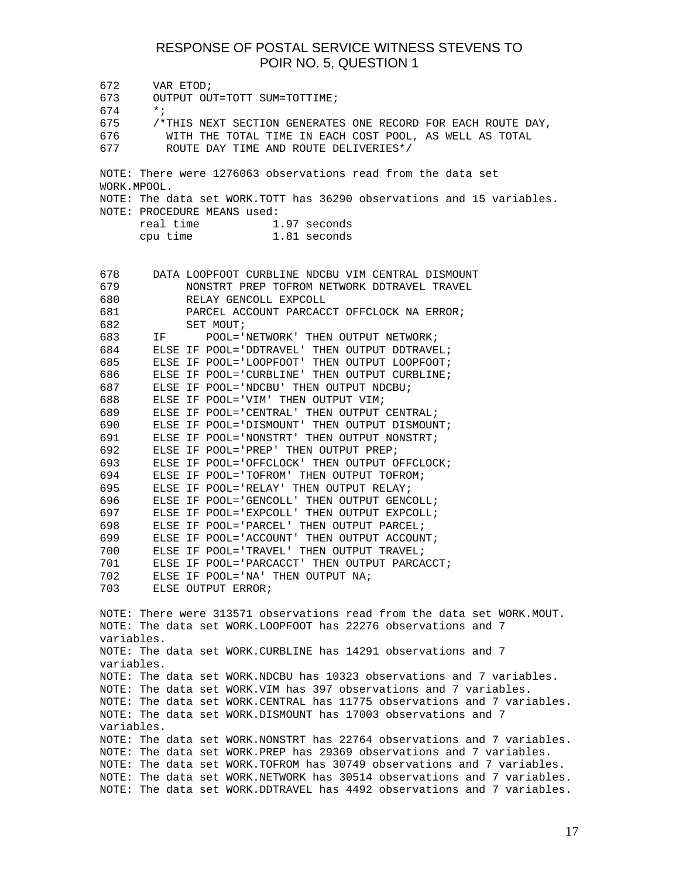```
672      VAR ETOD;
673      OUTPUT OUT=TOTT SUM=TOTTIME;
674      *;
675      /*THIS NEXT SECTION GENERATES ONE RECORD FOR EACH ROUTE DAY,
676        WITH THE TOTAL TIME IN EACH COST POOL, AS WELL AS TOTAL
677        ROUTE DAY TIME AND ROUTE DELIVERIES*/

NOTE: There were 1276063 observations read from the data set
WORK.MPOOL.
NOTE: The data set WORK.TOTT has 36290 observations and 15 variables.
NOTE: PROCEDURE MEANS used:
      real time           1.97 seconds
      cpu time            1.81 seconds


678      DATA LOOPFOOT CURBLINE NDCBU VIM CENTRAL DISMOUNT
679           NONSTRT PREP TOFROM NETWORK DDTRAVEL TRAVEL
680           RELAY GENCOLL EXPCOLL
681           PARCEL ACCOUNT PARCACCT OFFCLOCK NA ERROR;
682           SET MOUT;
683      IF      POOL='NETWORK' THEN OUTPUT NETWORK;
684      ELSE IF POOL='DDTRAVEL' THEN OUTPUT DDTRAVEL;
685      ELSE IF POOL='LOOPFOOT' THEN OUTPUT LOOPFOOT;
686      ELSE IF POOL='CURBLINE' THEN OUTPUT CURBLINE;
687      ELSE IF POOL='NDCBU' THEN OUTPUT NDCBU;
688      ELSE IF POOL='VIM' THEN OUTPUT VIM;
689      ELSE IF POOL='CENTRAL' THEN OUTPUT CENTRAL;
690      ELSE IF POOL='DISMOUNT' THEN OUTPUT DISMOUNT;
691      ELSE IF POOL='NONSTRT' THEN OUTPUT NONSTRT;
692      ELSE IF POOL='PREP' THEN OUTPUT PREP;
693      ELSE IF POOL='OFFCLOCK' THEN OUTPUT OFFCLOCK;
694      ELSE IF POOL='TOFROM' THEN OUTPUT TOFROM;
695      ELSE IF POOL='RELAY' THEN OUTPUT RELAY;
696      ELSE IF POOL='GENCOLL' THEN OUTPUT GENCOLL;
697      ELSE IF POOL='EXPCOLL' THEN OUTPUT EXPCOLL;
698      ELSE IF POOL='PARCEL' THEN OUTPUT PARCEL;
699      ELSE IF POOL='ACCOUNT' THEN OUTPUT ACCOUNT;
700      ELSE IF POOL='TRAVEL' THEN OUTPUT TRAVEL;
701      ELSE IF POOL='PARCACCT' THEN OUTPUT PARCACCT;
702      ELSE IF POOL='NA' THEN OUTPUT NA;
703      ELSE OUTPUT ERROR;

NOTE: There were 313571 observations read from the data set WORK.MOUT.
NOTE: The data set WORK.LOOPFOOT has 22276 observations and 7
variables.
NOTE: The data set WORK.CURBLINE has 14291 observations and 7
variables.
NOTE: The data set WORK.NDCBU has 10323 observations and 7 variables.
NOTE: The data set WORK.VIM has 397 observations and 7 variables.
NOTE: The data set WORK.CENTRAL has 11775 observations and 7 variables.
NOTE: The data set WORK.DISMOUNT has 17003 observations and 7
variables.
NOTE: The data set WORK.NONSTRT has 22764 observations and 7 variables.
NOTE: The data set WORK.PREP has 29369 observations and 7 variables.
NOTE: The data set WORK.TOFROM has 30749 observations and 7 variables.
NOTE: The data set WORK.NETWORK has 30514 observations and 7 variables.
NOTE: The data set WORK.DDTRAVEL has 4492 observations and 7 variables.
```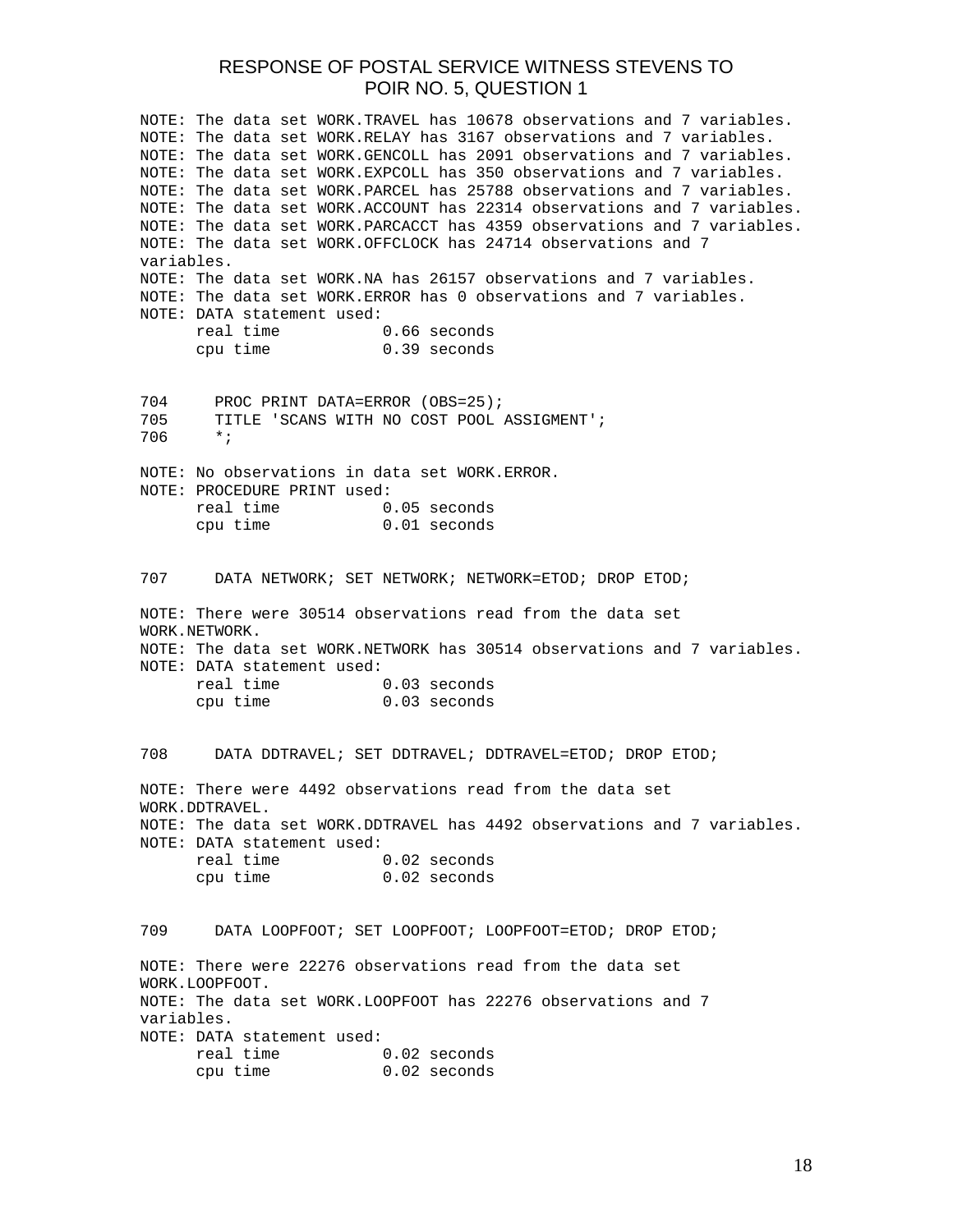# RESPONSE OF POSTAL SERVICE WITNESS STEVENS TO POIR NO. 5, QUESTION 1

```
NOTE: The data set WORK.TRAVEL has 10678 observations and 7 variables.
NOTE: The data set WORK.RELAY has 3167 observations and 7 variables.
NOTE: The data set WORK.GENCOLL has 2091 observations and 7 variables.
NOTE: The data set WORK.EXPCOLL has 350 observations and 7 variables.
NOTE: The data set WORK.PARCEL has 25788 observations and 7 variables.
NOTE: The data set WORK.ACCOUNT has 22314 observations and 7 variables.
NOTE: The data set WORK.PARCACCT has 4359 observations and 7 variables.
NOTE: The data set WORK.OFFCLOCK has 24714 observations and 7
variables.
NOTE: The data set WORK.NA has 26157 observations and 7 variables.
NOTE: The data set WORK.ERROR has 0 observations and 7 variables.
NOTE: DATA statement used:
      real time           0.66 seconds
      cpu time            0.39 seconds


704     PROC PRINT DATA=ERROR (OBS=25);
705     TITLE 'SCANS WITH NO COST POOL ASSIGMENT';
706     *;

NOTE: No observations in data set WORK.ERROR.
NOTE: PROCEDURE PRINT used:
      real time           0.05 seconds
      cpu time            0.01 seconds


707     DATA NETWORK; SET NETWORK; NETWORK=ETOD; DROP ETOD;

NOTE: There were 30514 observations read from the data set
WORK.NETWORK.
NOTE: The data set WORK.NETWORK has 30514 observations and 7 variables.
NOTE: DATA statement used:
      real time           0.03 seconds
      cpu time            0.03 seconds


708     DATA DDTRAVEL; SET DDTRAVEL; DDTRAVEL=ETOD; DROP ETOD;

NOTE: There were 4492 observations read from the data set
WORK.DDTRAVEL.
NOTE: The data set WORK.DDTRAVEL has 4492 observations and 7 variables.
NOTE: DATA statement used:
      real time           0.02 seconds
      cpu time            0.02 seconds


709     DATA LOOPFOOT; SET LOOPFOOT; LOOPFOOT=ETOD; DROP ETOD;

NOTE: There were 22276 observations read from the data set
WORK.LOOPFOOT.
NOTE: The data set WORK.LOOPFOOT has 22276 observations and 7
variables.
NOTE: DATA statement used:
      real time           0.02 seconds
      cpu time            0.02 seconds
```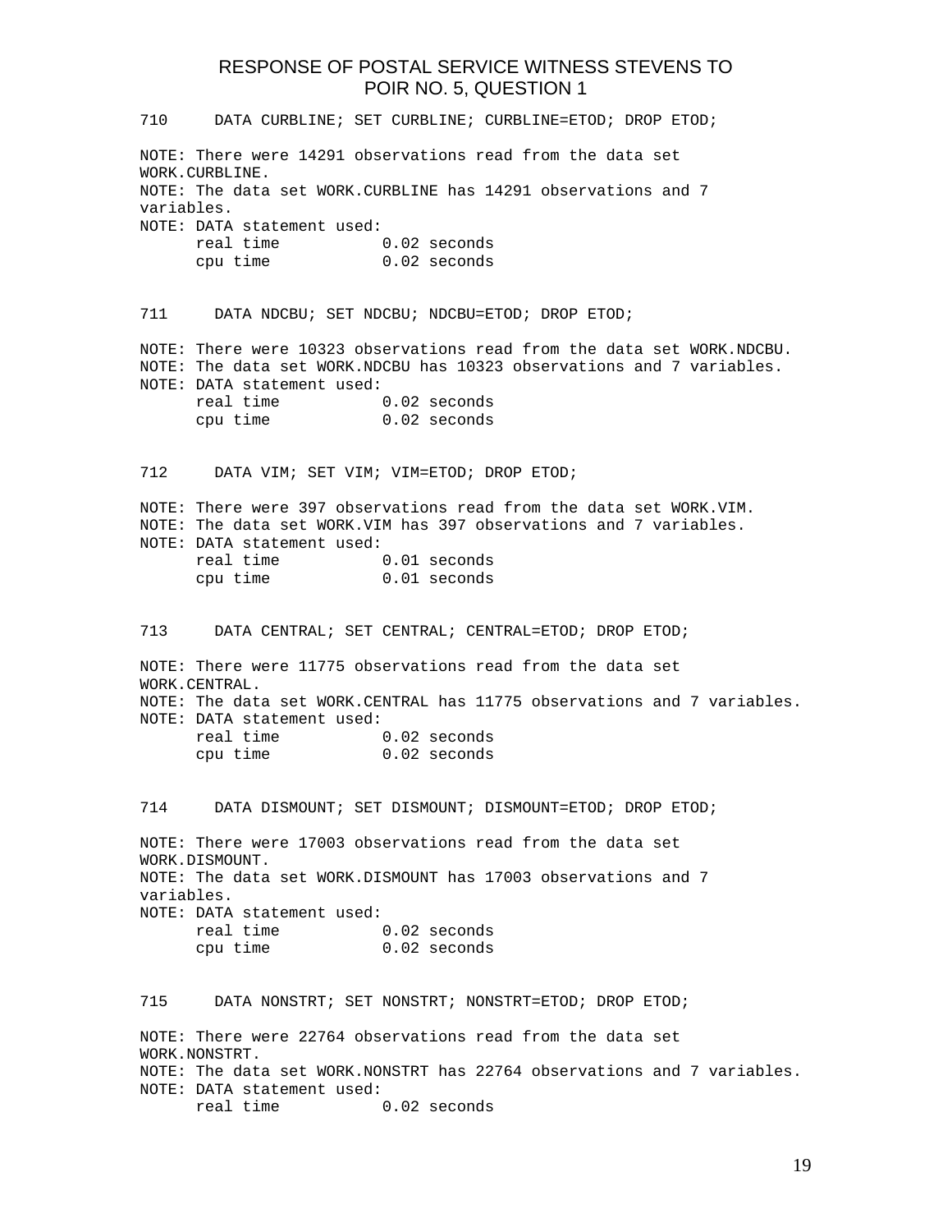RESPONSE OF POSTAL SERVICE WITNESS STEVENS TO POIR NO. 5, QUESTION 1

```
710      DATA CURBLINE; SET CURBLINE; CURBLINE=ETOD; DROP ETOD;

NOTE: There were 14291 observations read from the data set
WORK.CURBLINE.
NOTE: The data set WORK.CURBLINE has 14291 observations and 7
variables.
NOTE: DATA statement used:
      real time           0.02 seconds
      cpu time            0.02 seconds


711      DATA NDCBU; SET NDCBU; NDCBU=ETOD; DROP ETOD;

NOTE: There were 10323 observations read from the data set WORK.NDCBU.
NOTE: The data set WORK.NDCBU has 10323 observations and 7 variables.
NOTE: DATA statement used:
      real time           0.02 seconds
      cpu time            0.02 seconds


712      DATA VIM; SET VIM; VIM=ETOD; DROP ETOD;

NOTE: There were 397 observations read from the data set WORK.VIM.
NOTE: The data set WORK.VIM has 397 observations and 7 variables.
NOTE: DATA statement used:
      real time           0.01 seconds
      cpu time            0.01 seconds


713      DATA CENTRAL; SET CENTRAL; CENTRAL=ETOD; DROP ETOD;

NOTE: There were 11775 observations read from the data set
WORK.CENTRAL.
NOTE: The data set WORK.CENTRAL has 11775 observations and 7 variables.
NOTE: DATA statement used:
      real time           0.02 seconds
      cpu time            0.02 seconds


714      DATA DISMOUNT; SET DISMOUNT; DISMOUNT=ETOD; DROP ETOD;

NOTE: There were 17003 observations read from the data set
WORK.DISMOUNT.
NOTE: The data set WORK.DISMOUNT has 17003 observations and 7
variables.
NOTE: DATA statement used:
      real time           0.02 seconds
      cpu time            0.02 seconds


715      DATA NONSTRT; SET NONSTRT; NONSTRT=ETOD; DROP ETOD;

NOTE: There were 22764 observations read from the data set
WORK.NONSTRT.
NOTE: The data set WORK.NONSTRT has 22764 observations and 7 variables.
NOTE: DATA statement used:
      real time           0.02 seconds
```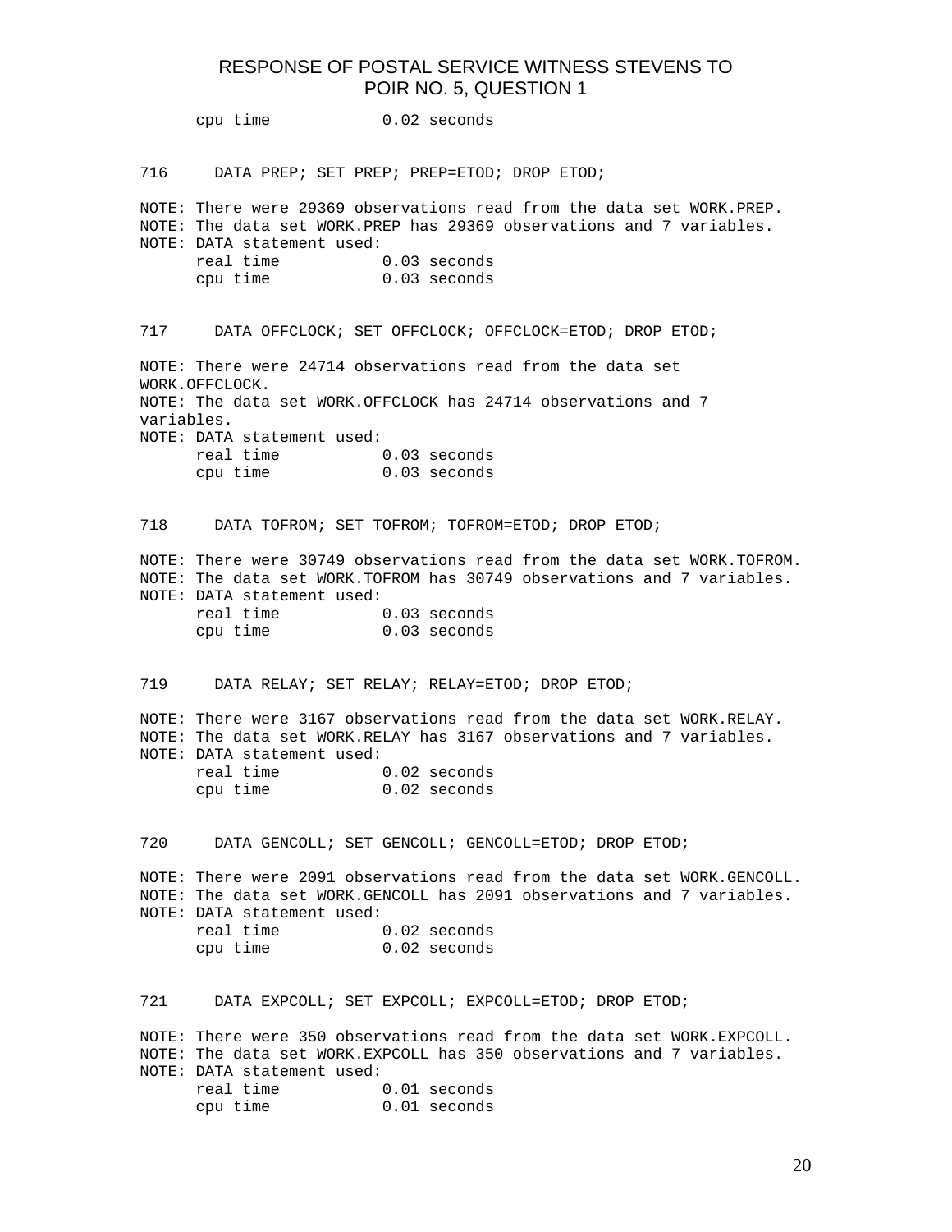```
      cpu time            0.02 seconds


716     DATA PREP; SET PREP; PREP=ETOD; DROP ETOD;

NOTE: There were 29369 observations read from the data set WORK.PREP.
NOTE: The data set WORK.PREP has 29369 observations and 7 variables.
NOTE: DATA statement used:
      real time           0.03 seconds
      cpu time            0.03 seconds


717     DATA OFFCLOCK; SET OFFCLOCK; OFFCLOCK=ETOD; DROP ETOD;

NOTE: There were 24714 observations read from the data set
WORK.OFFCLOCK.
NOTE: The data set WORK.OFFCLOCK has 24714 observations and 7
variables.
NOTE: DATA statement used:
      real time           0.03 seconds
      cpu time            0.03 seconds


718     DATA TOFROM; SET TOFROM; TOFROM=ETOD; DROP ETOD;

NOTE: There were 30749 observations read from the data set WORK.TOFROM.
NOTE: The data set WORK.TOFROM has 30749 observations and 7 variables.
NOTE: DATA statement used:
      real time           0.03 seconds
      cpu time            0.03 seconds


719     DATA RELAY; SET RELAY; RELAY=ETOD; DROP ETOD;

NOTE: There were 3167 observations read from the data set WORK.RELAY.
NOTE: The data set WORK.RELAY has 3167 observations and 7 variables.
NOTE: DATA statement used:
      real time           0.02 seconds
      cpu time            0.02 seconds


720     DATA GENCOLL; SET GENCOLL; GENCOLL=ETOD; DROP ETOD;

NOTE: There were 2091 observations read from the data set WORK.GENCOLL.
NOTE: The data set WORK.GENCOLL has 2091 observations and 7 variables.
NOTE: DATA statement used:
      real time           0.02 seconds
      cpu time            0.02 seconds


721     DATA EXPCOLL; SET EXPCOLL; EXPCOLL=ETOD; DROP ETOD;

NOTE: There were 350 observations read from the data set WORK.EXPCOLL.
NOTE: The data set WORK.EXPCOLL has 350 observations and 7 variables.
NOTE: DATA statement used:
      real time           0.01 seconds
      cpu time            0.01 seconds
```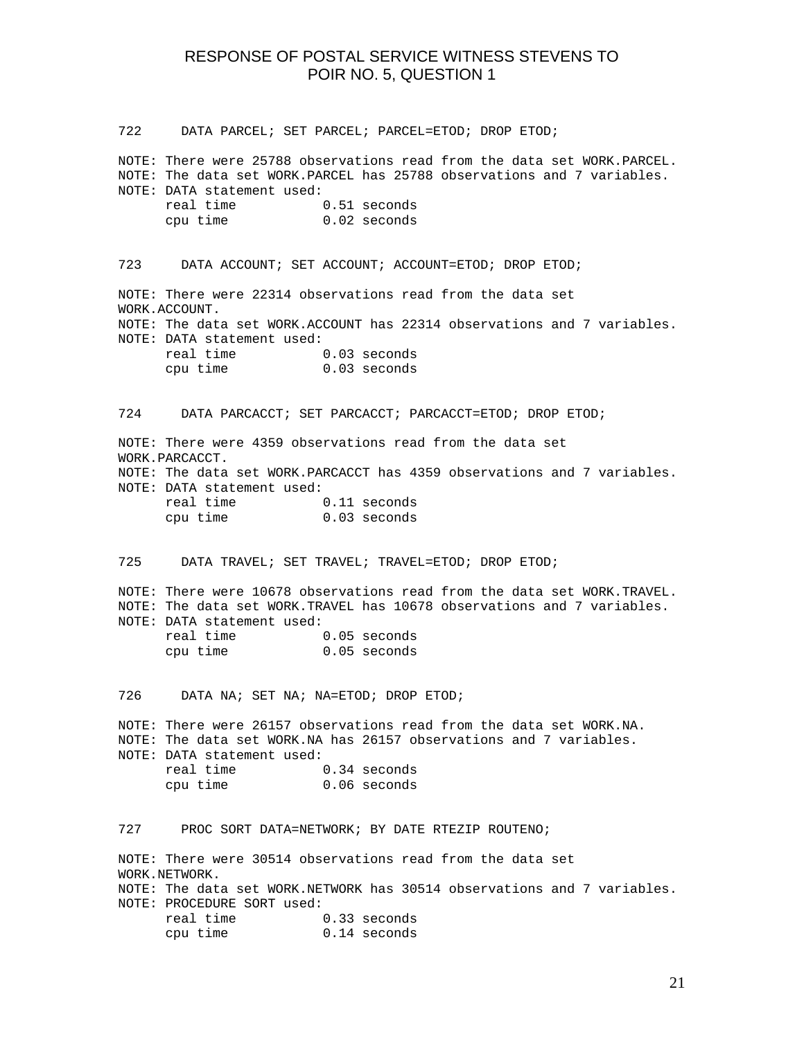# RESPONSE OF POSTAL SERVICE WITNESS STEVENS TO POIR NO. 5, QUESTION 1

```
722     DATA PARCEL; SET PARCEL; PARCEL=ETOD; DROP ETOD;

NOTE: There were 25788 observations read from the data set WORK.PARCEL.
NOTE: The data set WORK.PARCEL has 25788 observations and 7 variables.
NOTE: DATA statement used:
      real time           0.51 seconds
      cpu time            0.02 seconds


723     DATA ACCOUNT; SET ACCOUNT; ACCOUNT=ETOD; DROP ETOD;

NOTE: There were 22314 observations read from the data set
WORK.ACCOUNT.
NOTE: The data set WORK.ACCOUNT has 22314 observations and 7 variables.
NOTE: DATA statement used:
      real time           0.03 seconds
      cpu time            0.03 seconds


724     DATA PARCACCT; SET PARCACCT; PARCACCT=ETOD; DROP ETOD;

NOTE: There were 4359 observations read from the data set
WORK.PARCACCT.
NOTE: The data set WORK.PARCACCT has 4359 observations and 7 variables.
NOTE: DATA statement used:
      real time           0.11 seconds
      cpu time            0.03 seconds


725     DATA TRAVEL; SET TRAVEL; TRAVEL=ETOD; DROP ETOD;

NOTE: There were 10678 observations read from the data set WORK.TRAVEL.
NOTE: The data set WORK.TRAVEL has 10678 observations and 7 variables.
NOTE: DATA statement used:
      real time           0.05 seconds
      cpu time            0.05 seconds


726     DATA NA; SET NA; NA=ETOD; DROP ETOD;

NOTE: There were 26157 observations read from the data set WORK.NA.
NOTE: The data set WORK.NA has 26157 observations and 7 variables.
NOTE: DATA statement used:
      real time           0.34 seconds
      cpu time            0.06 seconds


727     PROC SORT DATA=NETWORK; BY DATE RTEZIP ROUTENO;

NOTE: There were 30514 observations read from the data set
WORK.NETWORK.
NOTE: The data set WORK.NETWORK has 30514 observations and 7 variables.
NOTE: PROCEDURE SORT used:
      real time           0.33 seconds
      cpu time            0.14 seconds
```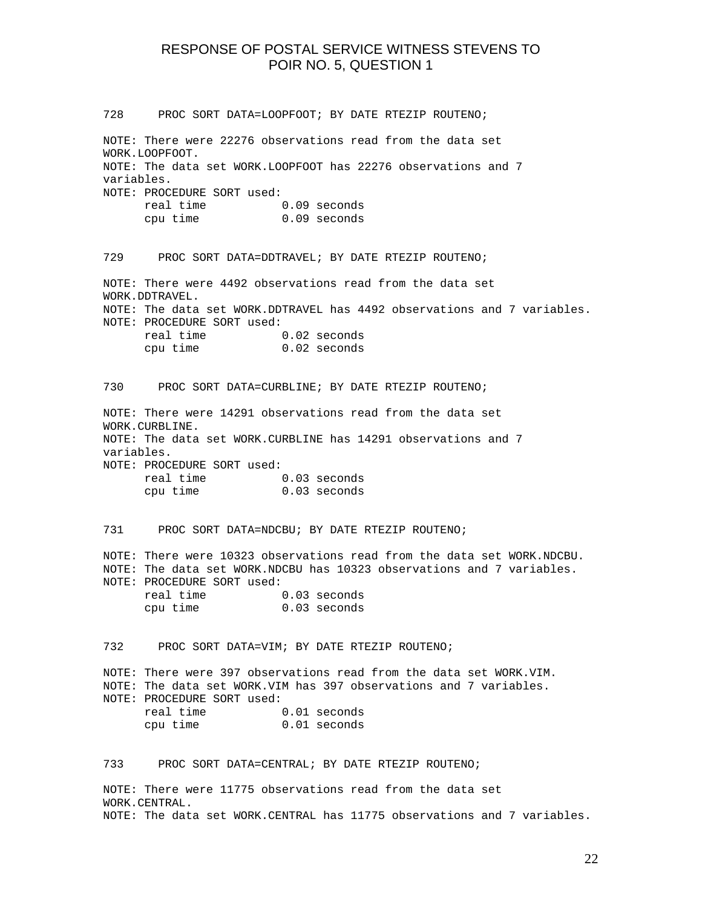```
728      PROC SORT DATA=LOOPFOOT; BY DATE RTEZIP ROUTENO;

NOTE: There were 22276 observations read from the data set
WORK.LOOPFOOT.
NOTE: The data set WORK.LOOPFOOT has 22276 observations and 7
variables.
NOTE: PROCEDURE SORT used:
      real time           0.09 seconds
      cpu time            0.09 seconds


729      PROC SORT DATA=DDTRAVEL; BY DATE RTEZIP ROUTENO;

NOTE: There were 4492 observations read from the data set
WORK.DDTRAVEL.
NOTE: The data set WORK.DDTRAVEL has 4492 observations and 7 variables.
NOTE: PROCEDURE SORT used:
      real time           0.02 seconds
      cpu time            0.02 seconds


730      PROC SORT DATA=CURBLINE; BY DATE RTEZIP ROUTENO;

NOTE: There were 14291 observations read from the data set
WORK.CURBLINE.
NOTE: The data set WORK.CURBLINE has 14291 observations and 7
variables.
NOTE: PROCEDURE SORT used:
      real time           0.03 seconds
      cpu time            0.03 seconds


731      PROC SORT DATA=NDCBU; BY DATE RTEZIP ROUTENO;

NOTE: There were 10323 observations read from the data set WORK.NDCBU.
NOTE: The data set WORK.NDCBU has 10323 observations and 7 variables.
NOTE: PROCEDURE SORT used:
      real time           0.03 seconds
      cpu time            0.03 seconds


732      PROC SORT DATA=VIM; BY DATE RTEZIP ROUTENO;

NOTE: There were 397 observations read from the data set WORK.VIM.
NOTE: The data set WORK.VIM has 397 observations and 7 variables.
NOTE: PROCEDURE SORT used:
      real time           0.01 seconds
      cpu time            0.01 seconds


733      PROC SORT DATA=CENTRAL; BY DATE RTEZIP ROUTENO;

NOTE: There were 11775 observations read from the data set
WORK.CENTRAL.
NOTE: The data set WORK.CENTRAL has 11775 observations and 7 variables.
```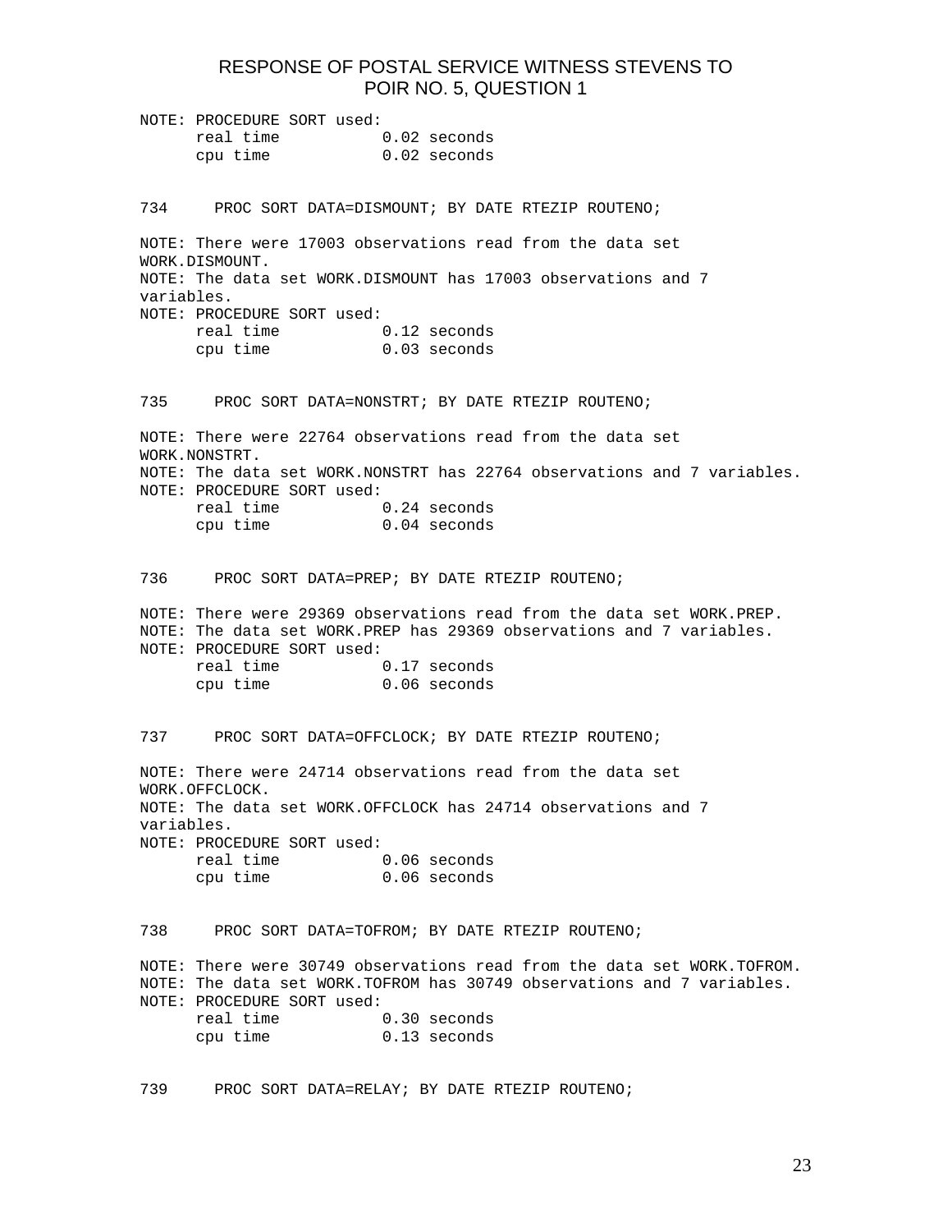```
NOTE: PROCEDURE SORT used:
      real time           0.02 seconds
      cpu time            0.02 seconds


734      PROC SORT DATA=DISMOUNT; BY DATE RTEZIP ROUTENO;

NOTE: There were 17003 observations read from the data set
WORK.DISMOUNT.
NOTE: The data set WORK.DISMOUNT has 17003 observations and 7
variables.
NOTE: PROCEDURE SORT used:
      real time           0.12 seconds
      cpu time            0.03 seconds


735      PROC SORT DATA=NONSTRT; BY DATE RTEZIP ROUTENO;

NOTE: There were 22764 observations read from the data set
WORK.NONSTRT.
NOTE: The data set WORK.NONSTRT has 22764 observations and 7 variables.
NOTE: PROCEDURE SORT used:
      real time           0.24 seconds
      cpu time            0.04 seconds


736      PROC SORT DATA=PREP; BY DATE RTEZIP ROUTENO;

NOTE: There were 29369 observations read from the data set WORK.PREP.
NOTE: The data set WORK.PREP has 29369 observations and 7 variables.
NOTE: PROCEDURE SORT used:
      real time           0.17 seconds
      cpu time            0.06 seconds


737      PROC SORT DATA=OFFCLOCK; BY DATE RTEZIP ROUTENO;

NOTE: There were 24714 observations read from the data set
WORK.OFFCLOCK.
NOTE: The data set WORK.OFFCLOCK has 24714 observations and 7
variables.
NOTE: PROCEDURE SORT used:
      real time           0.06 seconds
      cpu time            0.06 seconds


738      PROC SORT DATA=TOFROM; BY DATE RTEZIP ROUTENO;

NOTE: There were 30749 observations read from the data set WORK.TOFROM.
NOTE: The data set WORK.TOFROM has 30749 observations and 7 variables.
NOTE: PROCEDURE SORT used:
      real time           0.30 seconds
      cpu time            0.13 seconds


739      PROC SORT DATA=RELAY; BY DATE RTEZIP ROUTENO;
```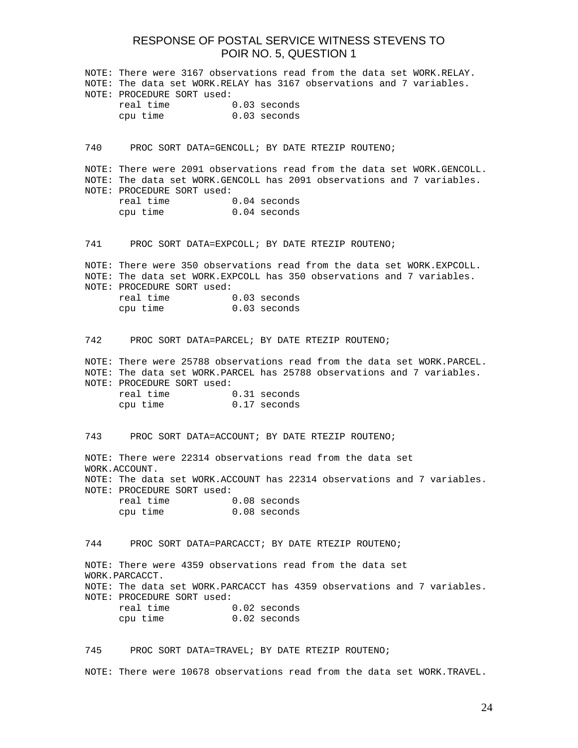RESPONSE OF POSTAL SERVICE WITNESS STEVENS TO POIR NO. 5, QUESTION 1

```
NOTE: There were 3167 observations read from the data set WORK.RELAY.
NOTE: The data set WORK.RELAY has 3167 observations and 7 variables.
NOTE: PROCEDURE SORT used:
      real time           0.03 seconds
      cpu time            0.03 seconds


740     PROC SORT DATA=GENCOLL; BY DATE RTEZIP ROUTENO;

NOTE: There were 2091 observations read from the data set WORK.GENCOLL.
NOTE: The data set WORK.GENCOLL has 2091 observations and 7 variables.
NOTE: PROCEDURE SORT used:
      real time           0.04 seconds
      cpu time            0.04 seconds


741     PROC SORT DATA=EXPCOLL; BY DATE RTEZIP ROUTENO;

NOTE: There were 350 observations read from the data set WORK.EXPCOLL.
NOTE: The data set WORK.EXPCOLL has 350 observations and 7 variables.
NOTE: PROCEDURE SORT used:
      real time           0.03 seconds
      cpu time            0.03 seconds


742     PROC SORT DATA=PARCEL; BY DATE RTEZIP ROUTENO;

NOTE: There were 25788 observations read from the data set WORK.PARCEL.
NOTE: The data set WORK.PARCEL has 25788 observations and 7 variables.
NOTE: PROCEDURE SORT used:
      real time           0.31 seconds
      cpu time            0.17 seconds


743     PROC SORT DATA=ACCOUNT; BY DATE RTEZIP ROUTENO;

NOTE: There were 22314 observations read from the data set
WORK.ACCOUNT.
NOTE: The data set WORK.ACCOUNT has 22314 observations and 7 variables.
NOTE: PROCEDURE SORT used:
      real time           0.08 seconds
      cpu time            0.08 seconds


744     PROC SORT DATA=PARCACCT; BY DATE RTEZIP ROUTENO;

NOTE: There were 4359 observations read from the data set
WORK.PARCACCT.
NOTE: The data set WORK.PARCACCT has 4359 observations and 7 variables.
NOTE: PROCEDURE SORT used:
      real time           0.02 seconds
      cpu time            0.02 seconds


745     PROC SORT DATA=TRAVEL; BY DATE RTEZIP ROUTENO;

NOTE: There were 10678 observations read from the data set WORK.TRAVEL.
```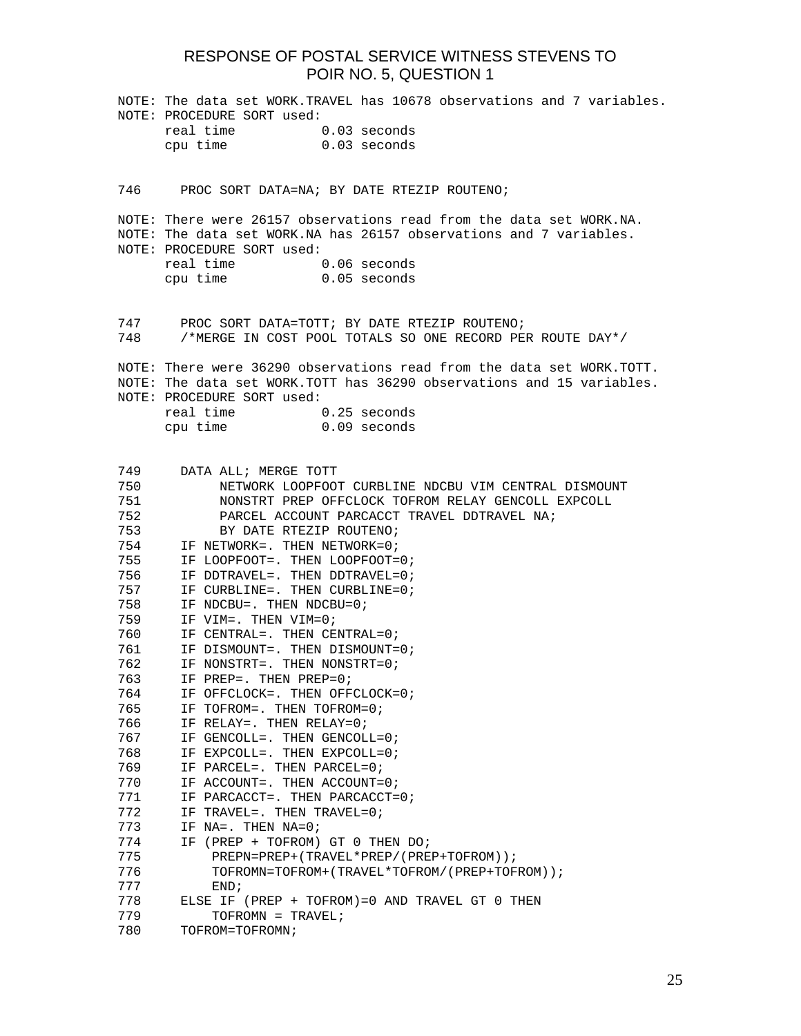# RESPONSE OF POSTAL SERVICE WITNESS STEVENS TO POIR NO. 5, QUESTION 1

```
NOTE: The data set WORK.TRAVEL has 10678 observations and 7 variables.
NOTE: PROCEDURE SORT used:
      real time           0.03 seconds
      cpu time            0.03 seconds


746     PROC SORT DATA=NA; BY DATE RTEZIP ROUTENO;

NOTE: There were 26157 observations read from the data set WORK.NA.
NOTE: The data set WORK.NA has 26157 observations and 7 variables.
NOTE: PROCEDURE SORT used:
      real time           0.06 seconds
      cpu time            0.05 seconds


747     PROC SORT DATA=TOTT; BY DATE RTEZIP ROUTENO;
748     /*MERGE IN COST POOL TOTALS SO ONE RECORD PER ROUTE DAY*/

NOTE: There were 36290 observations read from the data set WORK.TOTT.
NOTE: The data set WORK.TOTT has 36290 observations and 15 variables.
NOTE: PROCEDURE SORT used:
      real time           0.25 seconds
      cpu time            0.09 seconds


749     DATA ALL; MERGE TOTT
750          NETWORK LOOPFOOT CURBLINE NDCBU VIM CENTRAL DISMOUNT
751          NONSTRT PREP OFFCLOCK TOFROM RELAY GENCOLL EXPCOLL
752          PARCEL ACCOUNT PARCACCT TRAVEL DDTRAVEL NA;
753          BY DATE RTEZIP ROUTENO;
754     IF NETWORK=. THEN NETWORK=0;
755     IF LOOPFOOT=. THEN LOOPFOOT=0;
756     IF DDTRAVEL=. THEN DDTRAVEL=0;
757     IF CURBLINE=. THEN CURBLINE=0;
758     IF NDCBU=. THEN NDCBU=0;
759     IF VIM=. THEN VIM=0;
760     IF CENTRAL=. THEN CENTRAL=0;
761     IF DISMOUNT=. THEN DISMOUNT=0;
762     IF NONSTRT=. THEN NONSTRT=0;
763     IF PREP=. THEN PREP=0;
764     IF OFFCLOCK=. THEN OFFCLOCK=0;
765     IF TOFROM=. THEN TOFROM=0;
766     IF RELAY=. THEN RELAY=0;
767     IF GENCOLL=. THEN GENCOLL=0;
768     IF EXPCOLL=. THEN EXPCOLL=0;
769     IF PARCEL=. THEN PARCEL=0;
770     IF ACCOUNT=. THEN ACCOUNT=0;
771     IF PARCACCT=. THEN PARCACCT=0;
772     IF TRAVEL=. THEN TRAVEL=0;
773     IF NA=. THEN NA=0;
774     IF (PREP + TOFROM) GT 0 THEN DO;
775         PREPN=PREP+(TRAVEL*PREP/(PREP+TOFROM));
776         TOFROMN=TOFROM+(TRAVEL*TOFROM/(PREP+TOFROM));
777         END;
778     ELSE IF (PREP + TOFROM)=0 AND TRAVEL GT 0 THEN
779         TOFROMN = TRAVEL;
780     TOFROM=TOFROMN;
```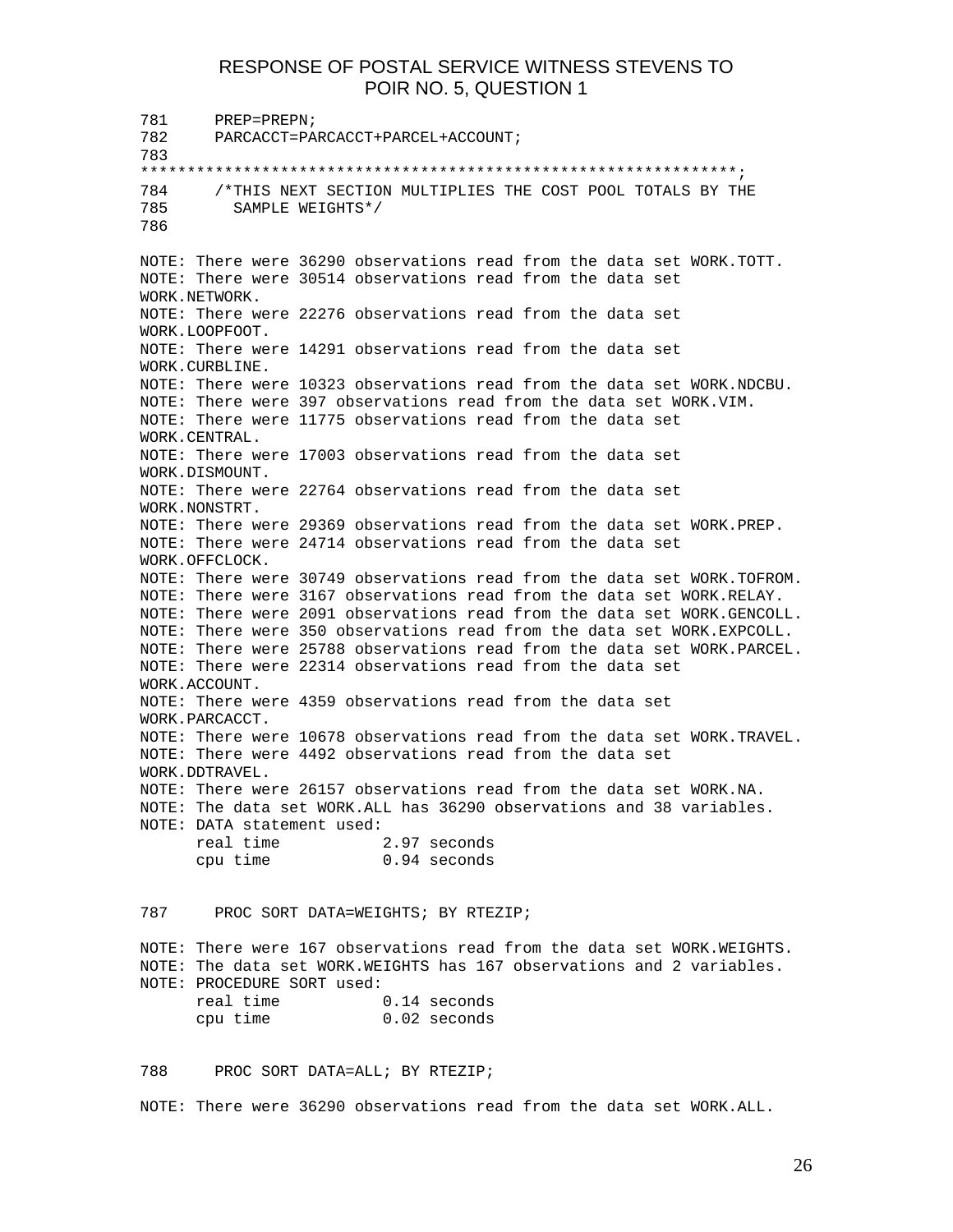```
781     PREP=PREPN;
782     PARCACCT=PARCACCT+PARCEL+ACCOUNT;
783
***************************************************************;
784     /*THIS NEXT SECTION MULTIPLIES THE COST POOL TOTALS BY THE
785       SAMPLE WEIGHTS*/
786

NOTE: There were 36290 observations read from the data set WORK.TOTT.
NOTE: There were 30514 observations read from the data set
WORK.NETWORK.
NOTE: There were 22276 observations read from the data set
WORK.LOOPFOOT.
NOTE: There were 14291 observations read from the data set
WORK.CURBLINE.
NOTE: There were 10323 observations read from the data set WORK.NDCBU.
NOTE: There were 397 observations read from the data set WORK.VIM.
NOTE: There were 11775 observations read from the data set
WORK.CENTRAL.
NOTE: There were 17003 observations read from the data set
WORK.DISMOUNT.
NOTE: There were 22764 observations read from the data set
WORK.NONSTRT.
NOTE: There were 29369 observations read from the data set WORK.PREP.
NOTE: There were 24714 observations read from the data set
WORK.OFFCLOCK.
NOTE: There were 30749 observations read from the data set WORK.TOFROM.
NOTE: There were 3167 observations read from the data set WORK.RELAY.
NOTE: There were 2091 observations read from the data set WORK.GENCOLL.
NOTE: There were 350 observations read from the data set WORK.EXPCOLL.
NOTE: There were 25788 observations read from the data set WORK.PARCEL.
NOTE: There were 22314 observations read from the data set
WORK.ACCOUNT.
NOTE: There were 4359 observations read from the data set
WORK.PARCACCT.
NOTE: There were 10678 observations read from the data set WORK.TRAVEL.
NOTE: There were 4492 observations read from the data set
WORK.DDTRAVEL.
NOTE: There were 26157 observations read from the data set WORK.NA.
NOTE: The data set WORK.ALL has 36290 observations and 38 variables.
NOTE: DATA statement used:
      real time           2.97 seconds
      cpu time            0.94 seconds


787     PROC SORT DATA=WEIGHTS; BY RTEZIP;

NOTE: There were 167 observations read from the data set WORK.WEIGHTS.
NOTE: The data set WORK.WEIGHTS has 167 observations and 2 variables.
NOTE: PROCEDURE SORT used:
      real time           0.14 seconds
      cpu time            0.02 seconds


788     PROC SORT DATA=ALL; BY RTEZIP;

NOTE: There were 36290 observations read from the data set WORK.ALL.
```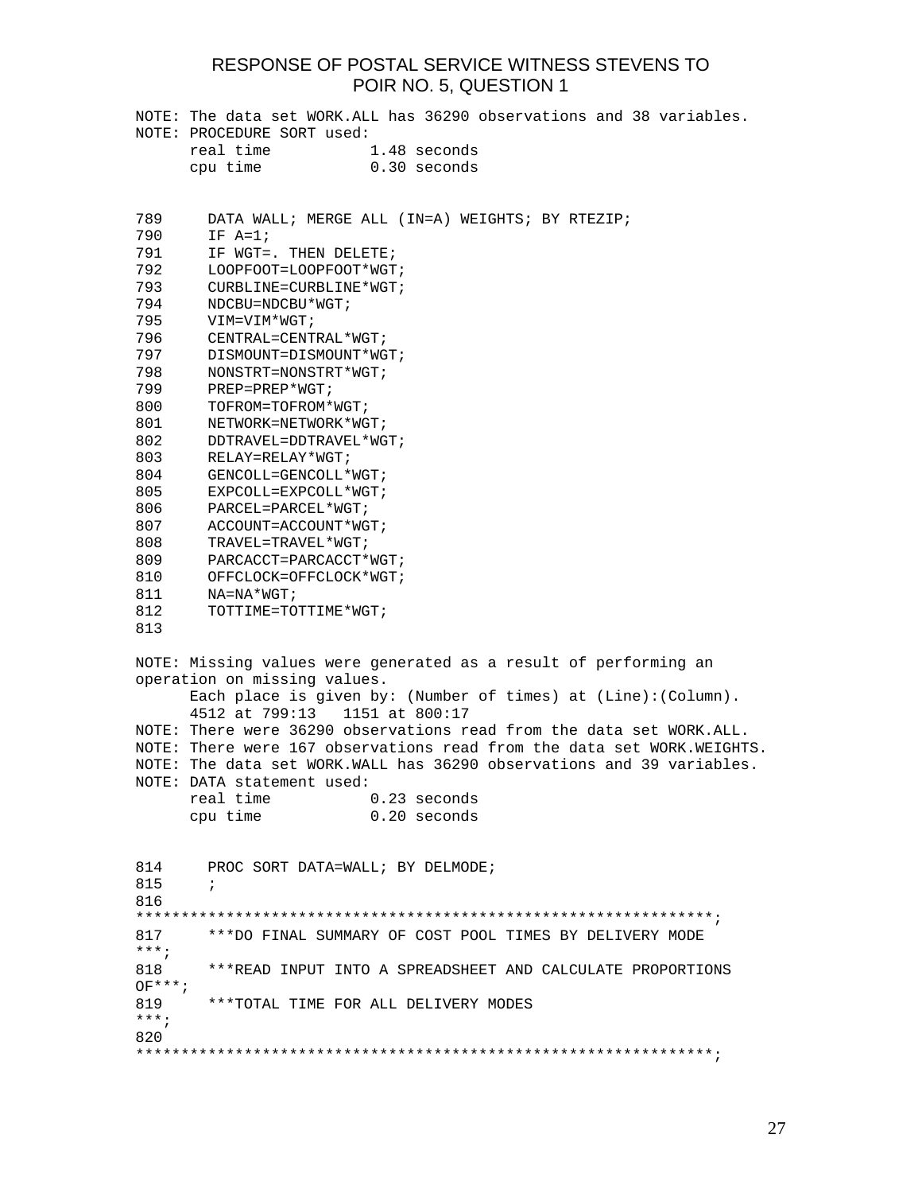# RESPONSE OF POSTAL SERVICE WITNESS STEVENS TO POIR NO. 5, QUESTION 1

```
NOTE: The data set WORK.ALL has 36290 observations and 38 variables.
NOTE: PROCEDURE SORT used:
      real time           1.48 seconds
      cpu time            0.30 seconds


789     DATA WALL; MERGE ALL (IN=A) WEIGHTS; BY RTEZIP;
790     IF A=1;
791     IF WGT=. THEN DELETE;
792     LOOPFOOT=LOOPFOOT*WGT;
793     CURBLINE=CURBLINE*WGT;
794     NDCBU=NDCBU*WGT;
795     VIM=VIM*WGT;
796     CENTRAL=CENTRAL*WGT;
797     DISMOUNT=DISMOUNT*WGT;
798     NONSTRT=NONSTRT*WGT;
799     PREP=PREP*WGT;
800     TOFROM=TOFROM*WGT;
801     NETWORK=NETWORK*WGT;
802     DDTRAVEL=DDTRAVEL*WGT;
803     RELAY=RELAY*WGT;
804     GENCOLL=GENCOLL*WGT;
805     EXPCOLL=EXPCOLL*WGT;
806     PARCEL=PARCEL*WGT;
807     ACCOUNT=ACCOUNT*WGT;
808     TRAVEL=TRAVEL*WGT;
809     PARCACCT=PARCACCT*WGT;
810     OFFCLOCK=OFFCLOCK*WGT;
811     NA=NA*WGT;
812     TOTTIME=TOTTIME*WGT;
813

NOTE: Missing values were generated as a result of performing an
operation on missing values.
      Each place is given by: (Number of times) at (Line):(Column).
      4512 at 799:13   1151 at 800:17
NOTE: There were 36290 observations read from the data set WORK.ALL.
NOTE: There were 167 observations read from the data set WORK.WEIGHTS.
NOTE: The data set WORK.WALL has 36290 observations and 39 variables.
NOTE: DATA statement used:
      real time           0.23 seconds
      cpu time            0.20 seconds


814     PROC SORT DATA=WALL; BY DELMODE;
815     ;
816
****************************************************************;
817     ***DO FINAL SUMMARY OF COST POOL TIMES BY DELIVERY MODE
***;
818     ***READ INPUT INTO A SPREADSHEET AND CALCULATE PROPORTIONS
OF***;
819     ***TOTAL TIME FOR ALL DELIVERY MODES
***;
820
****************************************************************;
```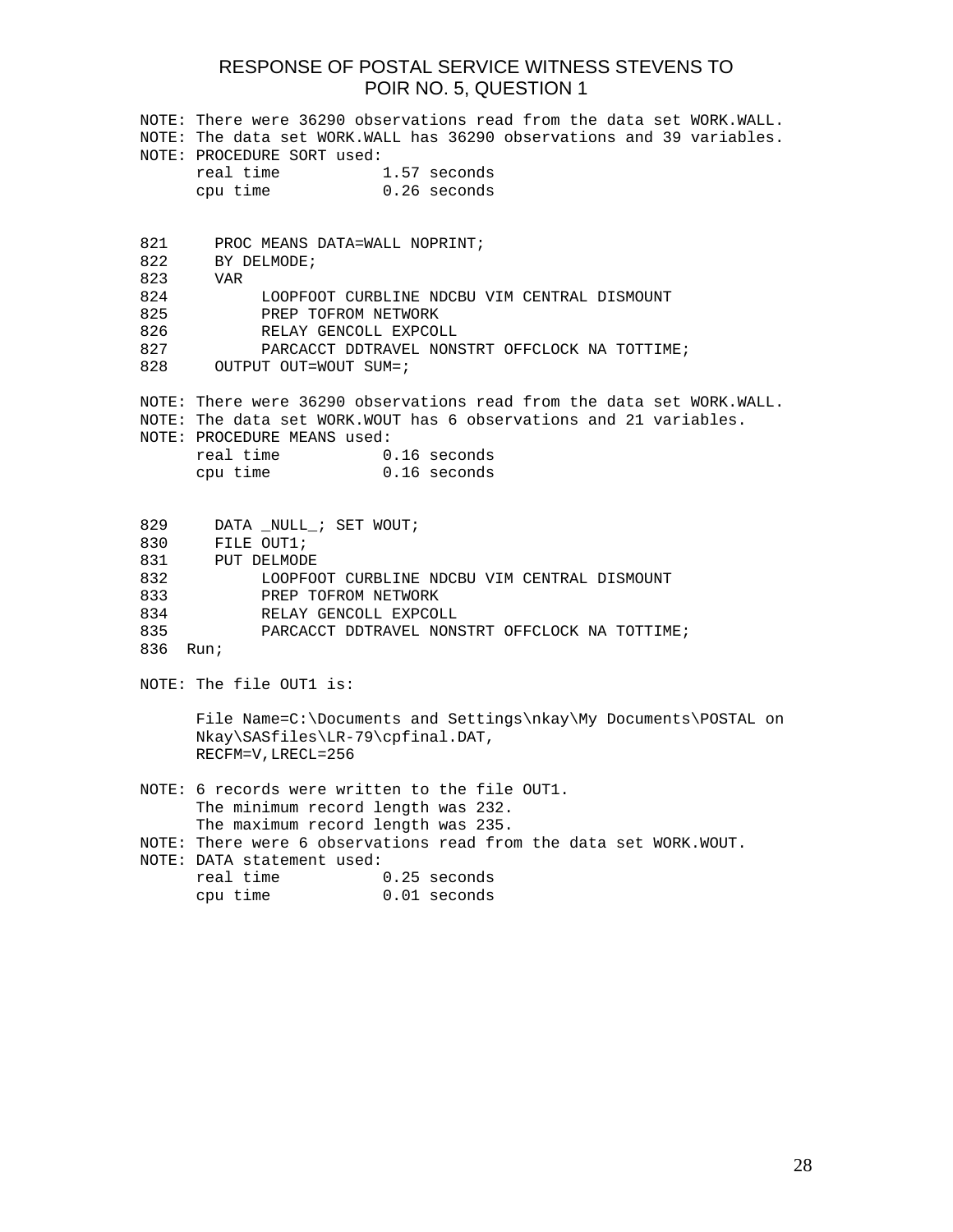# RESPONSE OF POSTAL SERVICE WITNESS STEVENS TO POIR NO. 5, QUESTION 1

```
NOTE: There were 36290 observations read from the data set WORK.WALL.
NOTE: The data set WORK.WALL has 36290 observations and 39 variables.
NOTE: PROCEDURE SORT used:
      real time           1.57 seconds
      cpu time            0.26 seconds


821     PROC MEANS DATA=WALL NOPRINT;
822     BY DELMODE;
823     VAR
824          LOOPFOOT CURBLINE NDCBU VIM CENTRAL DISMOUNT
825          PREP TOFROM NETWORK
826          RELAY GENCOLL EXPCOLL
827          PARCACCT DDTRAVEL NONSTRT OFFCLOCK NA TOTTIME;
828     OUTPUT OUT=WOUT SUM=;

NOTE: There were 36290 observations read from the data set WORK.WALL.
NOTE: The data set WORK.WOUT has 6 observations and 21 variables.
NOTE: PROCEDURE MEANS used:
      real time           0.16 seconds
      cpu time            0.16 seconds


829     DATA _NULL_; SET WOUT;
830     FILE OUT1;
831     PUT DELMODE
832          LOOPFOOT CURBLINE NDCBU VIM CENTRAL DISMOUNT
833          PREP TOFROM NETWORK
834          RELAY GENCOLL EXPCOLL
835          PARCACCT DDTRAVEL NONSTRT OFFCLOCK NA TOTTIME;
836  Run;

NOTE: The file OUT1 is:

      File Name=C:\Documents and Settings\nkay\My Documents\POSTAL on
      Nkay\SASfiles\LR-79\cpfinal.DAT,
      RECFM=V,LRECL=256

NOTE: 6 records were written to the file OUT1.
      The minimum record length was 232.
      The maximum record length was 235.
NOTE: There were 6 observations read from the data set WORK.WOUT.
NOTE: DATA statement used:
      real time           0.25 seconds
      cpu time            0.01 seconds
```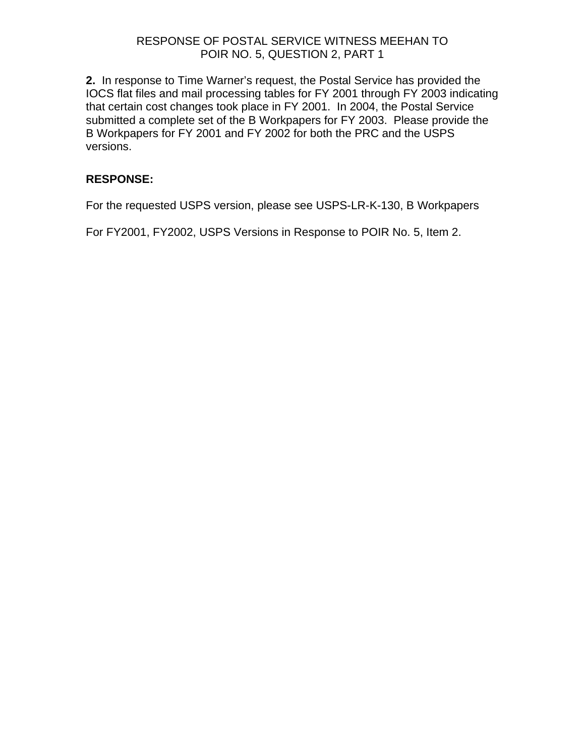RESPONSE OF POSTAL SERVICE WITNESS MEEHAN TO
POIR NO. 5, QUESTION 2, PART 1

**2.** In response to Time Warner's request, the Postal Service has provided the IOCS flat files and mail processing tables for FY 2001 through FY 2003 indicating that certain cost changes took place in FY 2001. In 2004, the Postal Service submitted a complete set of the B Workpapers for FY 2003. Please provide the B Workpapers for FY 2001 and FY 2002 for both the PRC and the USPS versions.

**RESPONSE:**

For the requested USPS version, please see USPS-LR-K-130, B Workpapers

For FY2001, FY2002, USPS Versions in Response to POIR No. 5, Item 2.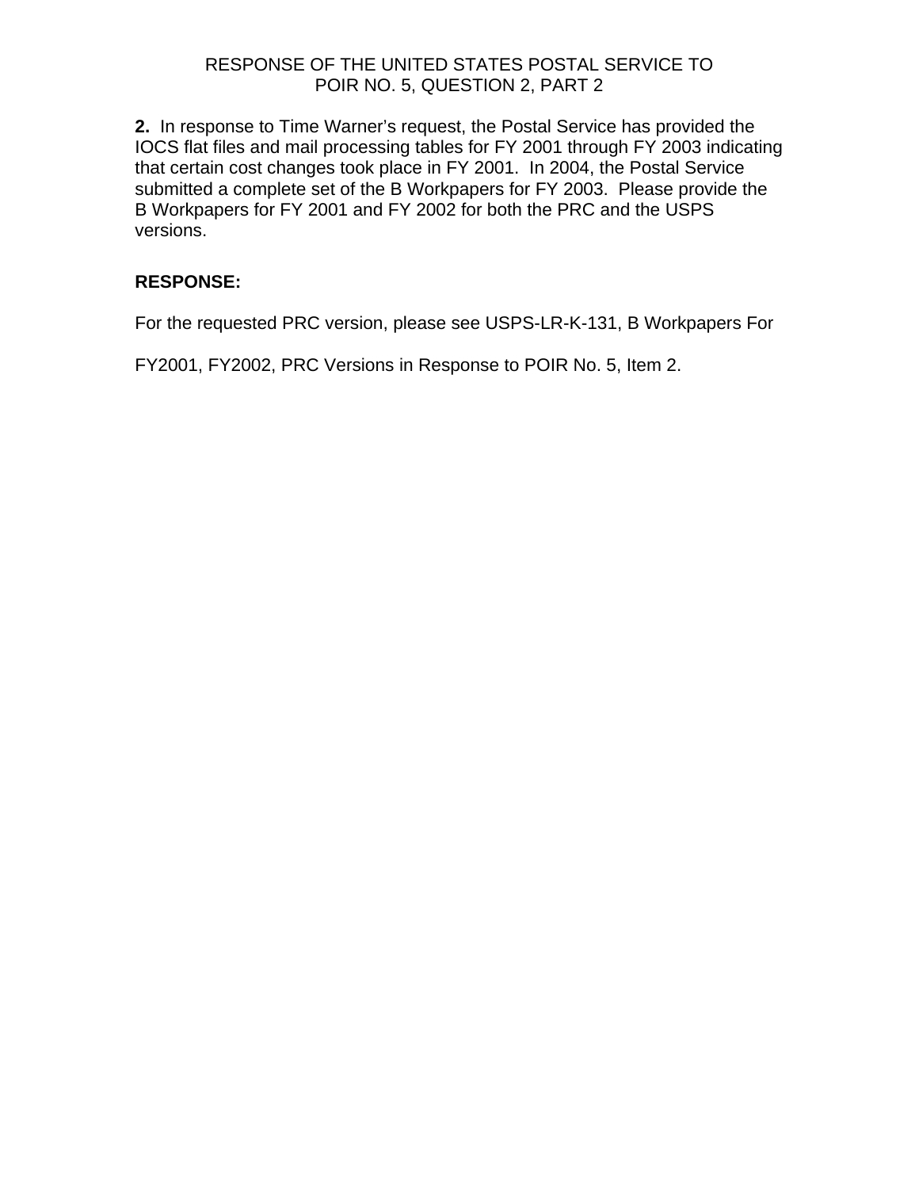RESPONSE OF THE UNITED STATES POSTAL SERVICE TO
POIR NO. 5, QUESTION 2, PART 2

**2.** In response to Time Warner's request, the Postal Service has provided the IOCS flat files and mail processing tables for FY 2001 through FY 2003 indicating that certain cost changes took place in FY 2001. In 2004, the Postal Service submitted a complete set of the B Workpapers for FY 2003. Please provide the B Workpapers for FY 2001 and FY 2002 for both the PRC and the USPS versions.

**RESPONSE:**

For the requested PRC version, please see USPS-LR-K-131, B Workpapers For FY2001, FY2002, PRC Versions in Response to POIR No. 5, Item 2.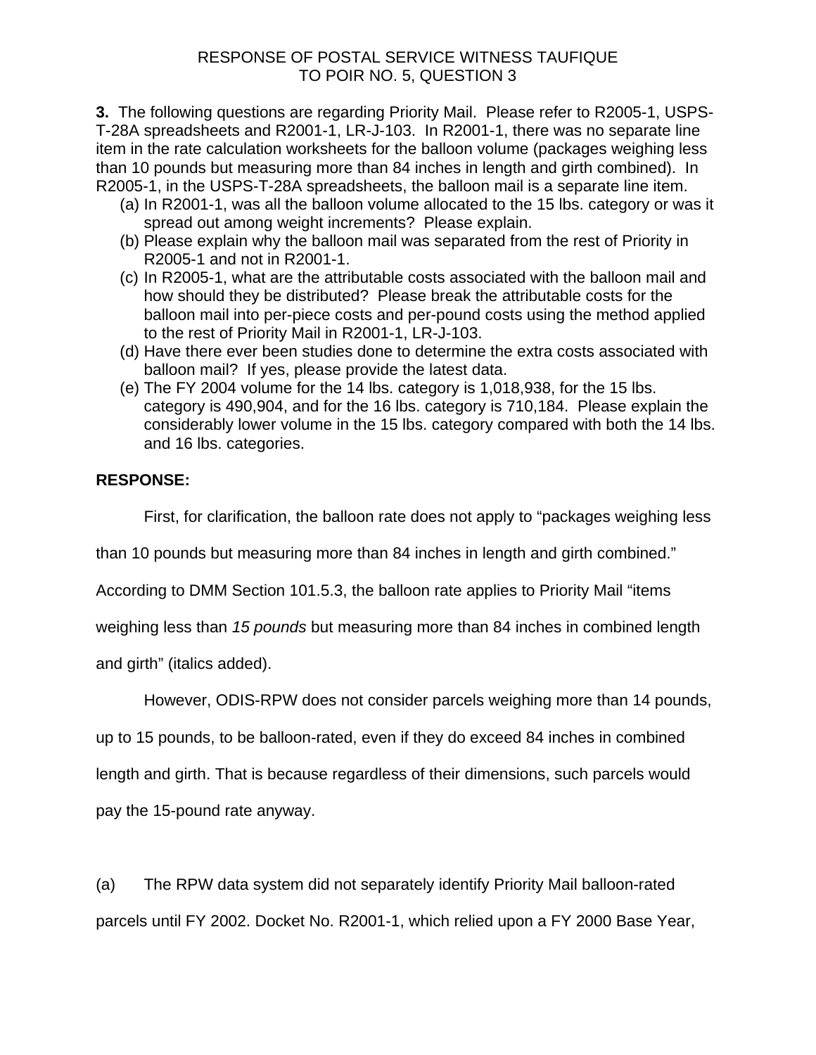RESPONSE OF POSTAL SERVICE WITNESS TAUFIQUE
TO POIR NO. 5, QUESTION 3

**3.** The following questions are regarding Priority Mail. Please refer to R2005-1, USPS-T-28A spreadsheets and R2001-1, LR-J-103. In R2001-1, there was no separate line item in the rate calculation worksheets for the balloon volume (packages weighing less than 10 pounds but measuring more than 84 inches in length and girth combined). In R2005-1, in the USPS-T-28A spreadsheets, the balloon mail is a separate line item.

(a) In R2001-1, was all the balloon volume allocated to the 15 lbs. category or was it spread out among weight increments? Please explain.

(b) Please explain why the balloon mail was separated from the rest of Priority in R2005-1 and not in R2001-1.

(c) In R2005-1, what are the attributable costs associated with the balloon mail and how should they be distributed? Please break the attributable costs for the balloon mail into per-piece costs and per-pound costs using the method applied to the rest of Priority Mail in R2001-1, LR-J-103.

(d) Have there ever been studies done to determine the extra costs associated with balloon mail? If yes, please provide the latest data.

(e) The FY 2004 volume for the 14 lbs. category is 1,018,938, for the 15 lbs. category is 490,904, and for the 16 lbs. category is 710,184. Please explain the considerably lower volume in the 15 lbs. category compared with both the 14 lbs. and 16 lbs. categories.

**RESPONSE:**

First, for clarification, the balloon rate does not apply to "packages weighing less than 10 pounds but measuring more than 84 inches in length and girth combined." According to DMM Section 101.5.3, the balloon rate applies to Priority Mail "items weighing less than *15 pounds* but measuring more than 84 inches in combined length and girth" (italics added).

However, ODIS-RPW does not consider parcels weighing more than 14 pounds, up to 15 pounds, to be balloon-rated, even if they do exceed 84 inches in combined length and girth. That is because regardless of their dimensions, such parcels would pay the 15-pound rate anyway.

(a) The RPW data system did not separately identify Priority Mail balloon-rated parcels until FY 2002. Docket No. R2001-1, which relied upon a FY 2000 Base Year,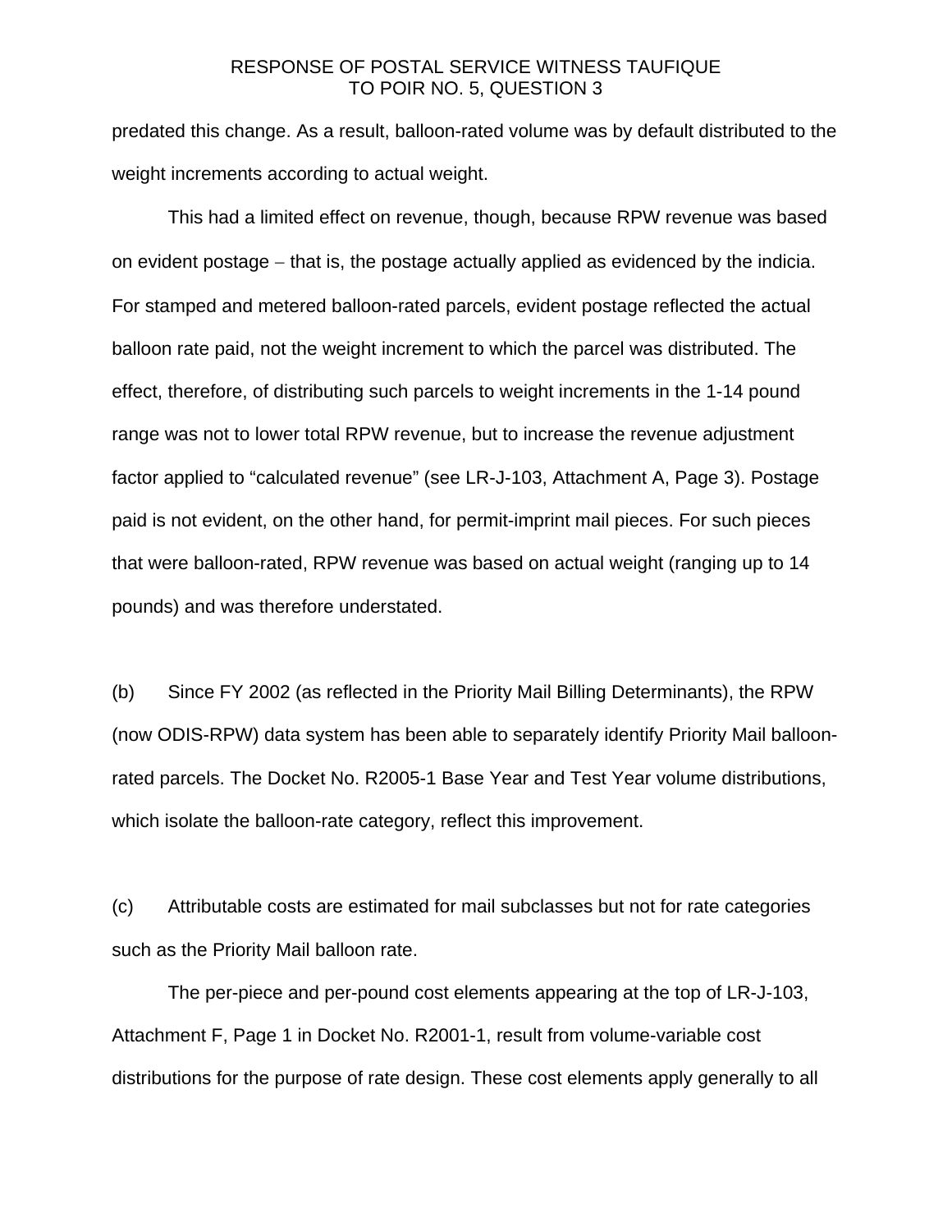predated this change. As a result, balloon-rated volume was by default distributed to the weight increments according to actual weight.

This had a limited effect on revenue, though, because RPW revenue was based on evident postage – that is, the postage actually applied as evidenced by the indicia. For stamped and metered balloon-rated parcels, evident postage reflected the actual balloon rate paid, not the weight increment to which the parcel was distributed. The effect, therefore, of distributing such parcels to weight increments in the 1-14 pound range was not to lower total RPW revenue, but to increase the revenue adjustment factor applied to "calculated revenue" (see LR-J-103, Attachment A, Page 3). Postage paid is not evident, on the other hand, for permit-imprint mail pieces. For such pieces that were balloon-rated, RPW revenue was based on actual weight (ranging up to 14 pounds) and was therefore understated.

(b) Since FY 2002 (as reflected in the Priority Mail Billing Determinants), the RPW (now ODIS-RPW) data system has been able to separately identify Priority Mail balloon-rated parcels. The Docket No. R2005-1 Base Year and Test Year volume distributions, which isolate the balloon-rate category, reflect this improvement.

(c) Attributable costs are estimated for mail subclasses but not for rate categories such as the Priority Mail balloon rate.

The per-piece and per-pound cost elements appearing at the top of LR-J-103, Attachment F, Page 1 in Docket No. R2001-1, result from volume-variable cost distributions for the purpose of rate design. These cost elements apply generally to all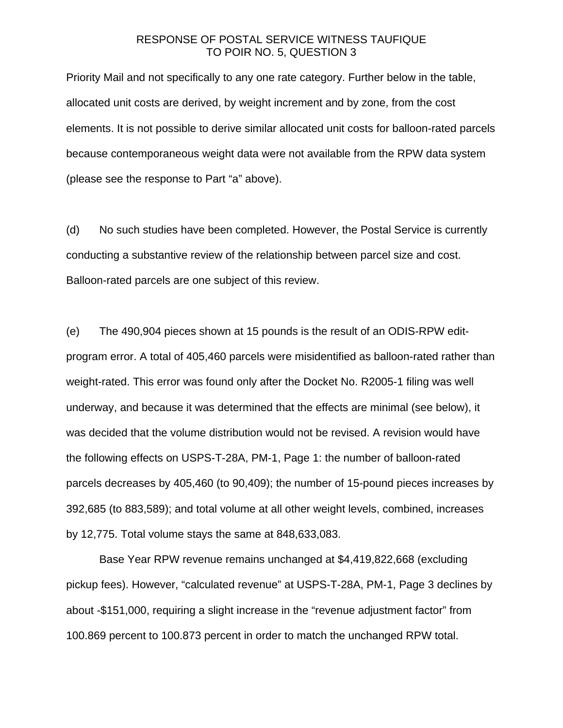Priority Mail and not specifically to any one rate category. Further below in the table, allocated unit costs are derived, by weight increment and by zone, from the cost elements. It is not possible to derive similar allocated unit costs for balloon-rated parcels because contemporaneous weight data were not available from the RPW data system (please see the response to Part “a” above).

(d) No such studies have been completed. However, the Postal Service is currently conducting a substantive review of the relationship between parcel size and cost. Balloon-rated parcels are one subject of this review.

(e) The 490,904 pieces shown at 15 pounds is the result of an ODIS-RPW edit-program error. A total of 405,460 parcels were misidentified as balloon-rated rather than weight-rated. This error was found only after the Docket No. R2005-1 filing was well underway, and because it was determined that the effects are minimal (see below), it was decided that the volume distribution would not be revised. A revision would have the following effects on USPS-T-28A, PM-1, Page 1: the number of balloon-rated parcels decreases by 405,460 (to 90,409); the number of 15-pound pieces increases by 392,685 (to 883,589); and total volume at all other weight levels, combined, increases by 12,775. Total volume stays the same at 848,633,083.

Base Year RPW revenue remains unchanged at $4,419,822,668 (excluding pickup fees). However, “calculated revenue” at USPS-T-28A, PM-1, Page 3 declines by about -$151,000, requiring a slight increase in the “revenue adjustment factor” from 100.869 percent to 100.873 percent in order to match the unchanged RPW total.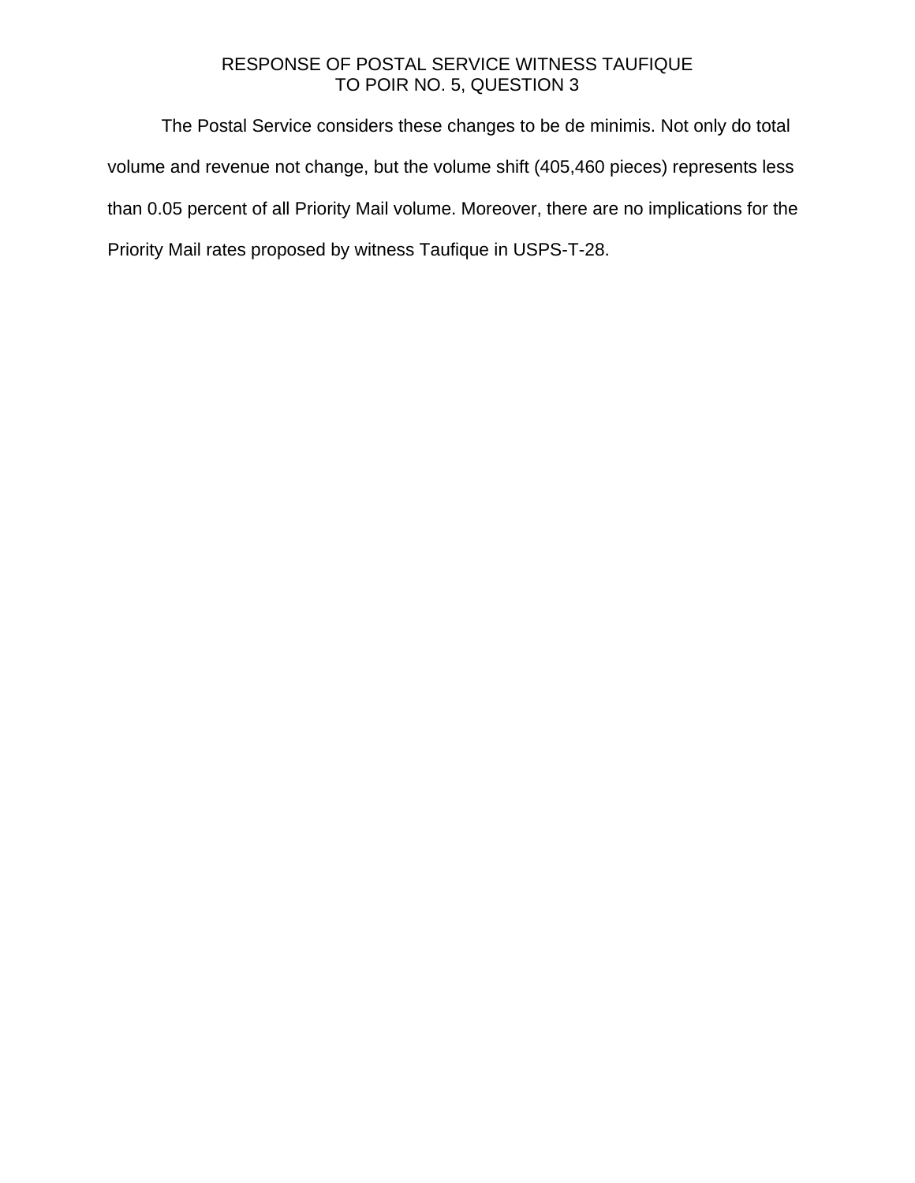RESPONSE OF POSTAL SERVICE WITNESS TAUFIQUE
TO POIR NO. 5, QUESTION 3

The Postal Service considers these changes to be de minimis. Not only do total volume and revenue not change, but the volume shift (405,460 pieces) represents less than 0.05 percent of all Priority Mail volume. Moreover, there are no implications for the Priority Mail rates proposed by witness Taufique in USPS-T-28.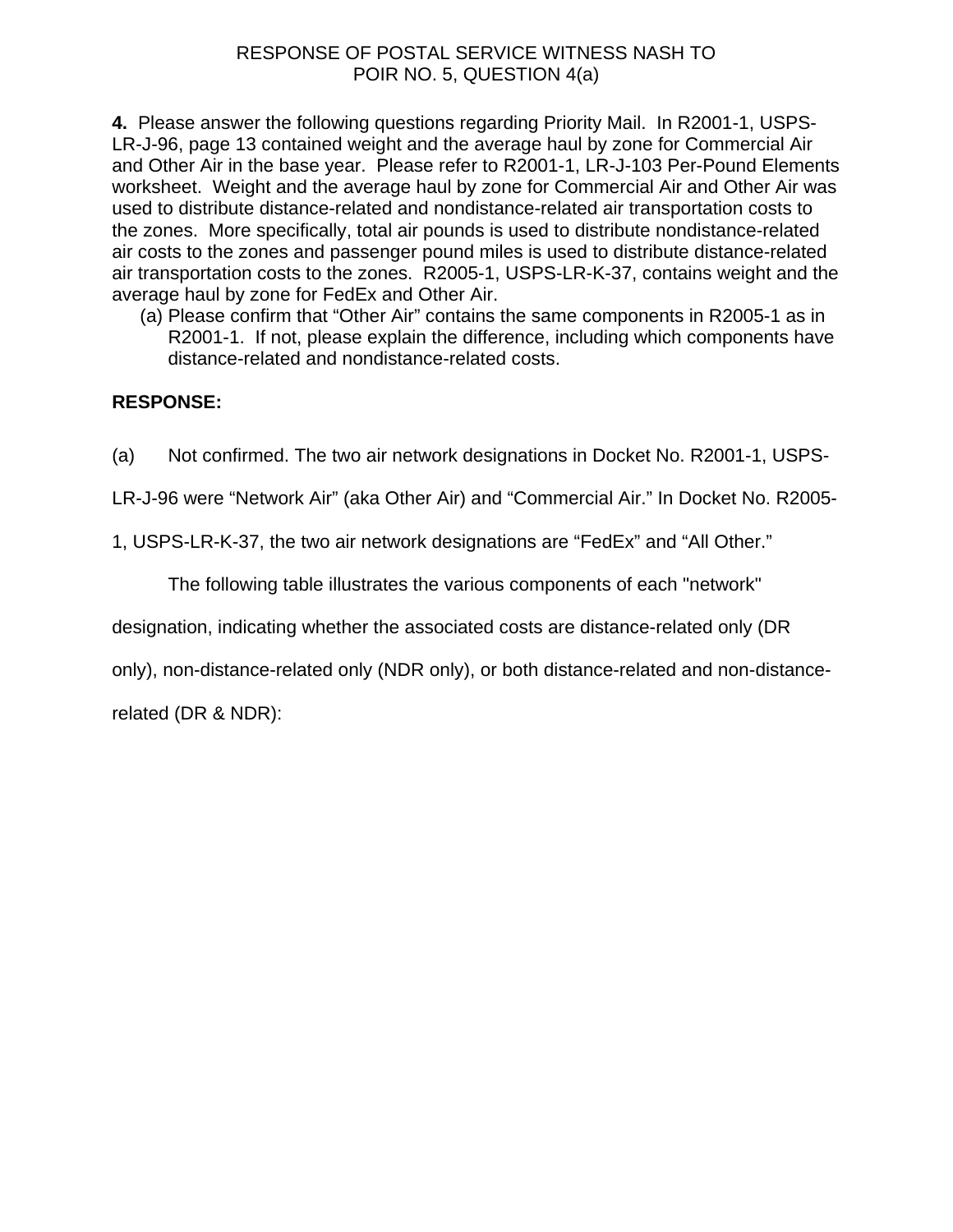RESPONSE OF POSTAL SERVICE WITNESS NASH TO
POIR NO. 5, QUESTION 4(a)

**4.** Please answer the following questions regarding Priority Mail. In R2001-1, USPS-LR-J-96, page 13 contained weight and the average haul by zone for Commercial Air and Other Air in the base year. Please refer to R2001-1, LR-J-103 Per-Pound Elements worksheet. Weight and the average haul by zone for Commercial Air and Other Air was used to distribute distance-related and nondistance-related air transportation costs to the zones. More specifically, total air pounds is used to distribute nondistance-related air costs to the zones and passenger pound miles is used to distribute distance-related air transportation costs to the zones. R2005-1, USPS-LR-K-37, contains weight and the average haul by zone for FedEx and Other Air.

(a) Please confirm that "Other Air" contains the same components in R2005-1 as in R2001-1. If not, please explain the difference, including which components have distance-related and nondistance-related costs.

**RESPONSE:**

(a) Not confirmed. The two air network designations in Docket No. R2001-1, USPS-LR-J-96 were "Network Air" (aka Other Air) and "Commercial Air." In Docket No. R2005-1, USPS-LR-K-37, the two air network designations are "FedEx" and "All Other."

The following table illustrates the various components of each "network" designation, indicating whether the associated costs are distance-related only (DR only), non-distance-related only (NDR only), or both distance-related and non-distance-related (DR & NDR):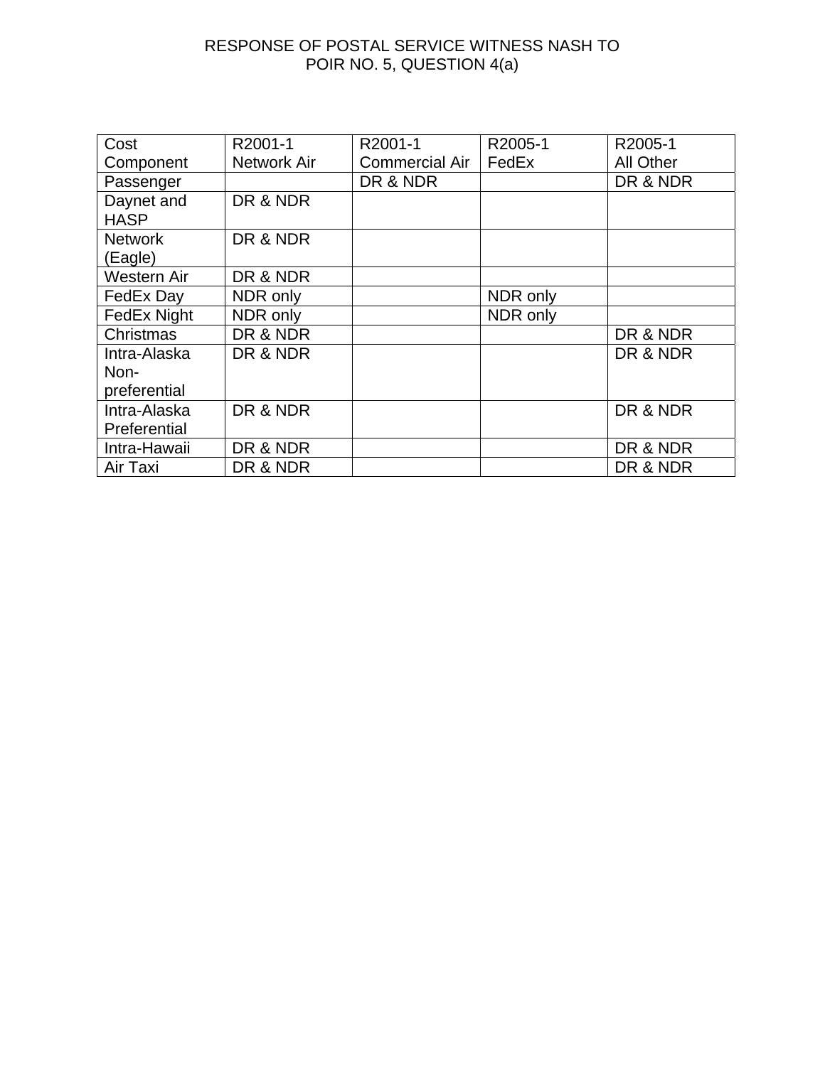RESPONSE OF POSTAL SERVICE WITNESS NASH TO
POIR NO. 5, QUESTION 4(a)

| Cost Component | R2001-1 Network Air | R2001-1 Commercial Air | R2005-1 FedEx | R2005-1 All Other |
|---|---|---|---|---|
| Passenger | | DR & NDR | | DR & NDR |
| Daynet and HASP | DR & NDR | | | |
| Network (Eagle) | DR & NDR | | | |
| Western Air | DR & NDR | | | |
| FedEx Day | NDR only | | NDR only | |
| FedEx Night | NDR only | | NDR only | |
| Christmas | DR & NDR | | | DR & NDR |
| Intra-Alaska Non-preferential | DR & NDR | | | DR & NDR |
| Intra-Alaska Preferential | DR & NDR | | | DR & NDR |
| Intra-Hawaii | DR & NDR | | | DR & NDR |
| Air Taxi | DR & NDR | | | DR & NDR |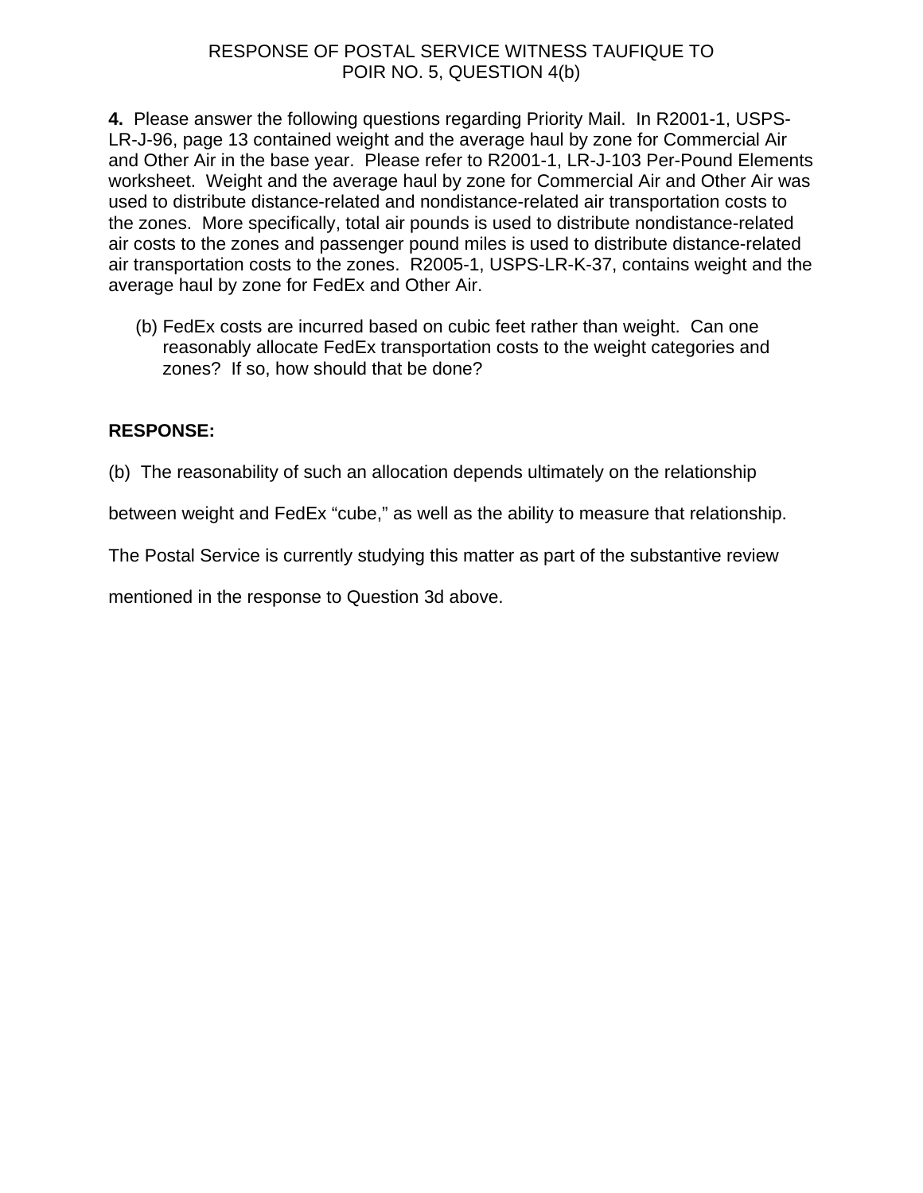RESPONSE OF POSTAL SERVICE WITNESS TAUFIQUE TO
POIR NO. 5, QUESTION 4(b)

**4.** Please answer the following questions regarding Priority Mail. In R2001-1, USPS-LR-J-96, page 13 contained weight and the average haul by zone for Commercial Air and Other Air in the base year. Please refer to R2001-1, LR-J-103 Per-Pound Elements worksheet. Weight and the average haul by zone for Commercial Air and Other Air was used to distribute distance-related and nondistance-related air transportation costs to the zones. More specifically, total air pounds is used to distribute nondistance-related air costs to the zones and passenger pound miles is used to distribute distance-related air transportation costs to the zones. R2005-1, USPS-LR-K-37, contains weight and the average haul by zone for FedEx and Other Air.

(b) FedEx costs are incurred based on cubic feet rather than weight. Can one reasonably allocate FedEx transportation costs to the weight categories and zones? If so, how should that be done?

**RESPONSE:**

(b) The reasonability of such an allocation depends ultimately on the relationship between weight and FedEx "cube," as well as the ability to measure that relationship. The Postal Service is currently studying this matter as part of the substantive review mentioned in the response to Question 3d above.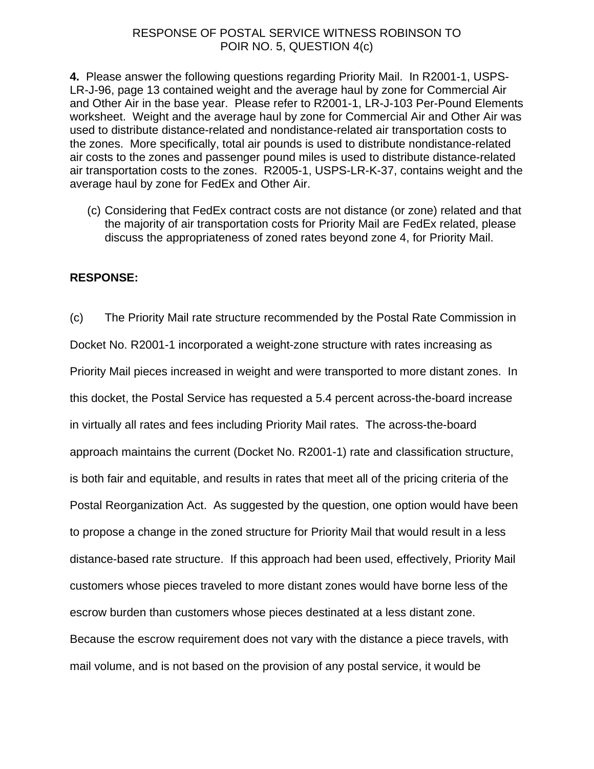RESPONSE OF POSTAL SERVICE WITNESS ROBINSON TO POIR NO. 5, QUESTION 4(c)

**4.** Please answer the following questions regarding Priority Mail. In R2001-1, USPS-LR-J-96, page 13 contained weight and the average haul by zone for Commercial Air and Other Air in the base year. Please refer to R2001-1, LR-J-103 Per-Pound Elements worksheet. Weight and the average haul by zone for Commercial Air and Other Air was used to distribute distance-related and nondistance-related air transportation costs to the zones. More specifically, total air pounds is used to distribute nondistance-related air costs to the zones and passenger pound miles is used to distribute distance-related air transportation costs to the zones. R2005-1, USPS-LR-K-37, contains weight and the average haul by zone for FedEx and Other Air.

(c) Considering that FedEx contract costs are not distance (or zone) related and that the majority of air transportation costs for Priority Mail are FedEx related, please discuss the appropriateness of zoned rates beyond zone 4, for Priority Mail.

**RESPONSE:**

(c) The Priority Mail rate structure recommended by the Postal Rate Commission in Docket No. R2001-1 incorporated a weight-zone structure with rates increasing as Priority Mail pieces increased in weight and were transported to more distant zones. In this docket, the Postal Service has requested a 5.4 percent across-the-board increase in virtually all rates and fees including Priority Mail rates. The across-the-board approach maintains the current (Docket No. R2001-1) rate and classification structure, is both fair and equitable, and results in rates that meet all of the pricing criteria of the Postal Reorganization Act. As suggested by the question, one option would have been to propose a change in the zoned structure for Priority Mail that would result in a less distance-based rate structure. If this approach had been used, effectively, Priority Mail customers whose pieces traveled to more distant zones would have borne less of the escrow burden than customers whose pieces destinated at a less distant zone. Because the escrow requirement does not vary with the distance a piece travels, with mail volume, and is not based on the provision of any postal service, it would be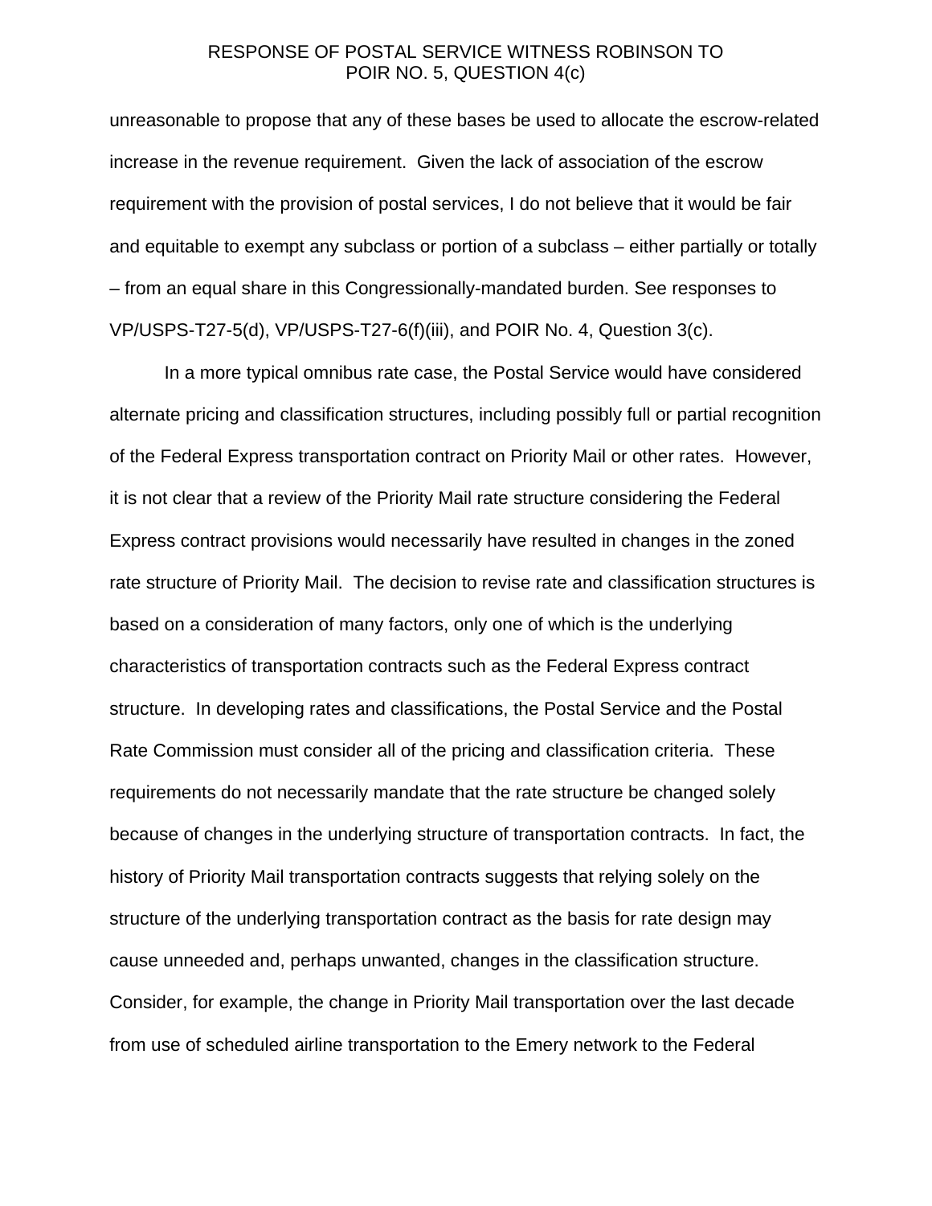unreasonable to propose that any of these bases be used to allocate the escrow-related increase in the revenue requirement. Given the lack of association of the escrow requirement with the provision of postal services, I do not believe that it would be fair and equitable to exempt any subclass or portion of a subclass – either partially or totally – from an equal share in this Congressionally-mandated burden. See responses to VP/USPS-T27-5(d), VP/USPS-T27-6(f)(iii), and POIR No. 4, Question 3(c).

In a more typical omnibus rate case, the Postal Service would have considered alternate pricing and classification structures, including possibly full or partial recognition of the Federal Express transportation contract on Priority Mail or other rates. However, it is not clear that a review of the Priority Mail rate structure considering the Federal Express contract provisions would necessarily have resulted in changes in the zoned rate structure of Priority Mail. The decision to revise rate and classification structures is based on a consideration of many factors, only one of which is the underlying characteristics of transportation contracts such as the Federal Express contract structure. In developing rates and classifications, the Postal Service and the Postal Rate Commission must consider all of the pricing and classification criteria. These requirements do not necessarily mandate that the rate structure be changed solely because of changes in the underlying structure of transportation contracts. In fact, the history of Priority Mail transportation contracts suggests that relying solely on the structure of the underlying transportation contract as the basis for rate design may cause unneeded and, perhaps unwanted, changes in the classification structure. Consider, for example, the change in Priority Mail transportation over the last decade from use of scheduled airline transportation to the Emery network to the Federal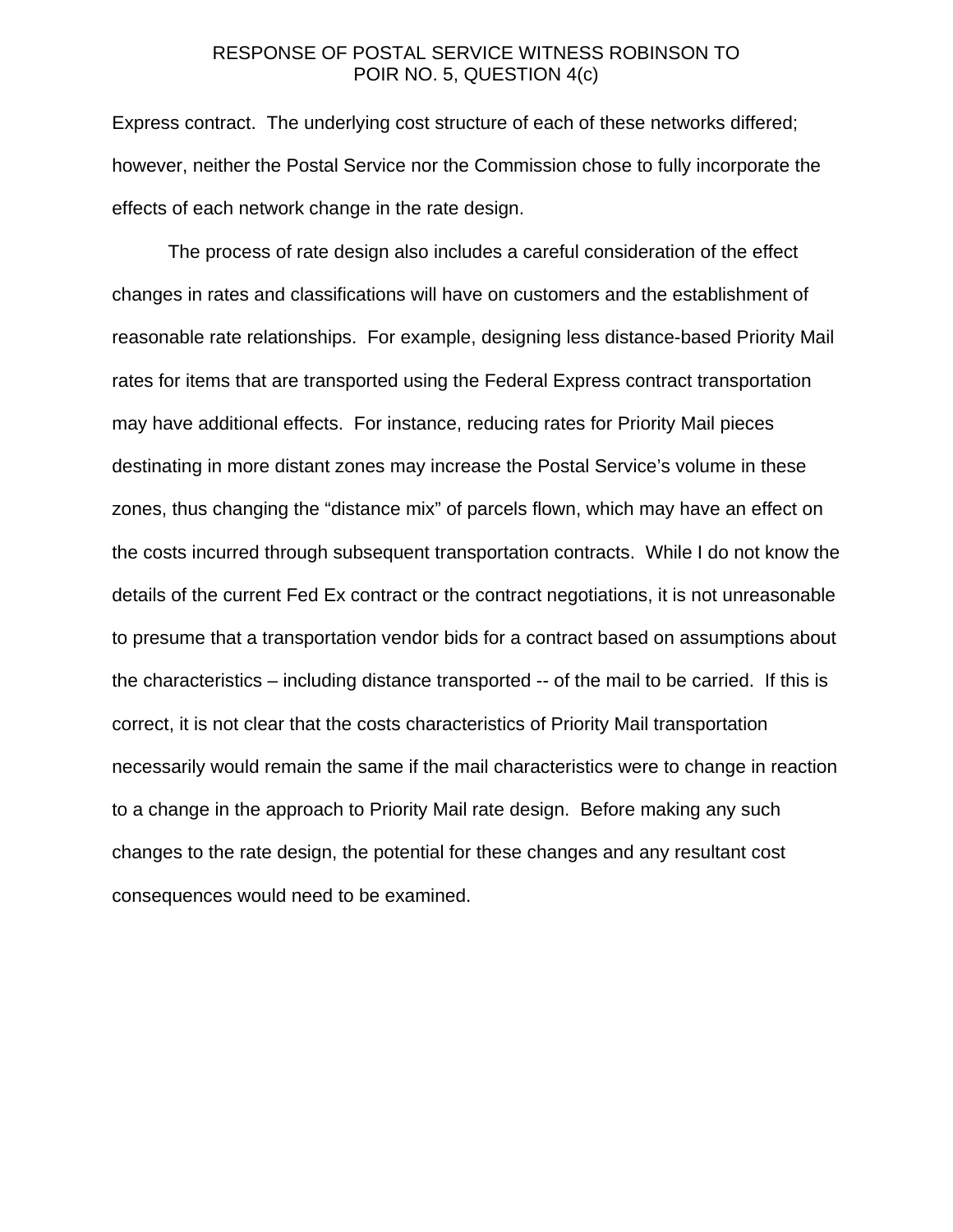Express contract. The underlying cost structure of each of these networks differed; however, neither the Postal Service nor the Commission chose to fully incorporate the effects of each network change in the rate design.

The process of rate design also includes a careful consideration of the effect changes in rates and classifications will have on customers and the establishment of reasonable rate relationships. For example, designing less distance-based Priority Mail rates for items that are transported using the Federal Express contract transportation may have additional effects. For instance, reducing rates for Priority Mail pieces destinating in more distant zones may increase the Postal Service's volume in these zones, thus changing the "distance mix" of parcels flown, which may have an effect on the costs incurred through subsequent transportation contracts. While I do not know the details of the current Fed Ex contract or the contract negotiations, it is not unreasonable to presume that a transportation vendor bids for a contract based on assumptions about the characteristics – including distance transported -- of the mail to be carried. If this is correct, it is not clear that the costs characteristics of Priority Mail transportation necessarily would remain the same if the mail characteristics were to change in reaction to a change in the approach to Priority Mail rate design. Before making any such changes to the rate design, the potential for these changes and any resultant cost consequences would need to be examined.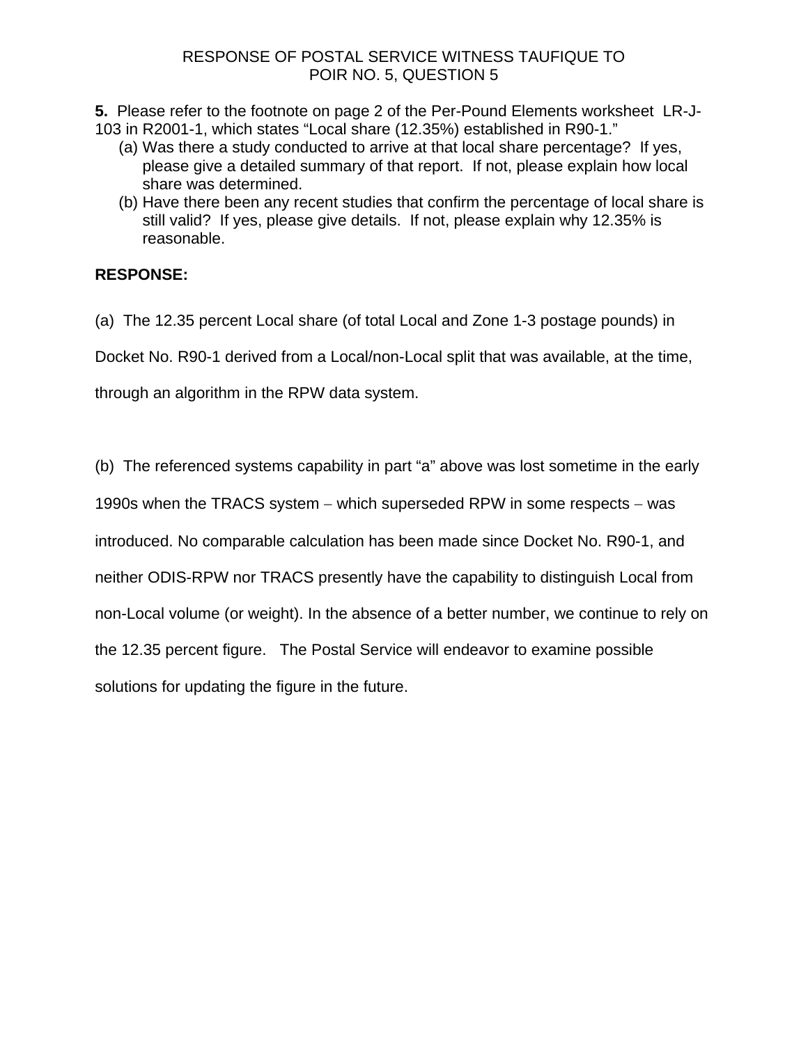RESPONSE OF POSTAL SERVICE WITNESS TAUFIQUE TO
POIR NO. 5, QUESTION 5

**5.** Please refer to the footnote on page 2 of the Per-Pound Elements worksheet LR-J-103 in R2001-1, which states "Local share (12.35%) established in R90-1."

(a) Was there a study conducted to arrive at that local share percentage? If yes, please give a detailed summary of that report. If not, please explain how local share was determined.

(b) Have there been any recent studies that confirm the percentage of local share is still valid? If yes, please give details. If not, please explain why 12.35% is reasonable.

**RESPONSE:**

(a) The 12.35 percent Local share (of total Local and Zone 1-3 postage pounds) in Docket No. R90-1 derived from a Local/non-Local split that was available, at the time, through an algorithm in the RPW data system.

(b) The referenced systems capability in part "a" above was lost sometime in the early 1990s when the TRACS system – which superseded RPW in some respects – was introduced. No comparable calculation has been made since Docket No. R90-1, and neither ODIS-RPW nor TRACS presently have the capability to distinguish Local from non-Local volume (or weight). In the absence of a better number, we continue to rely on the 12.35 percent figure. The Postal Service will endeavor to examine possible solutions for updating the figure in the future.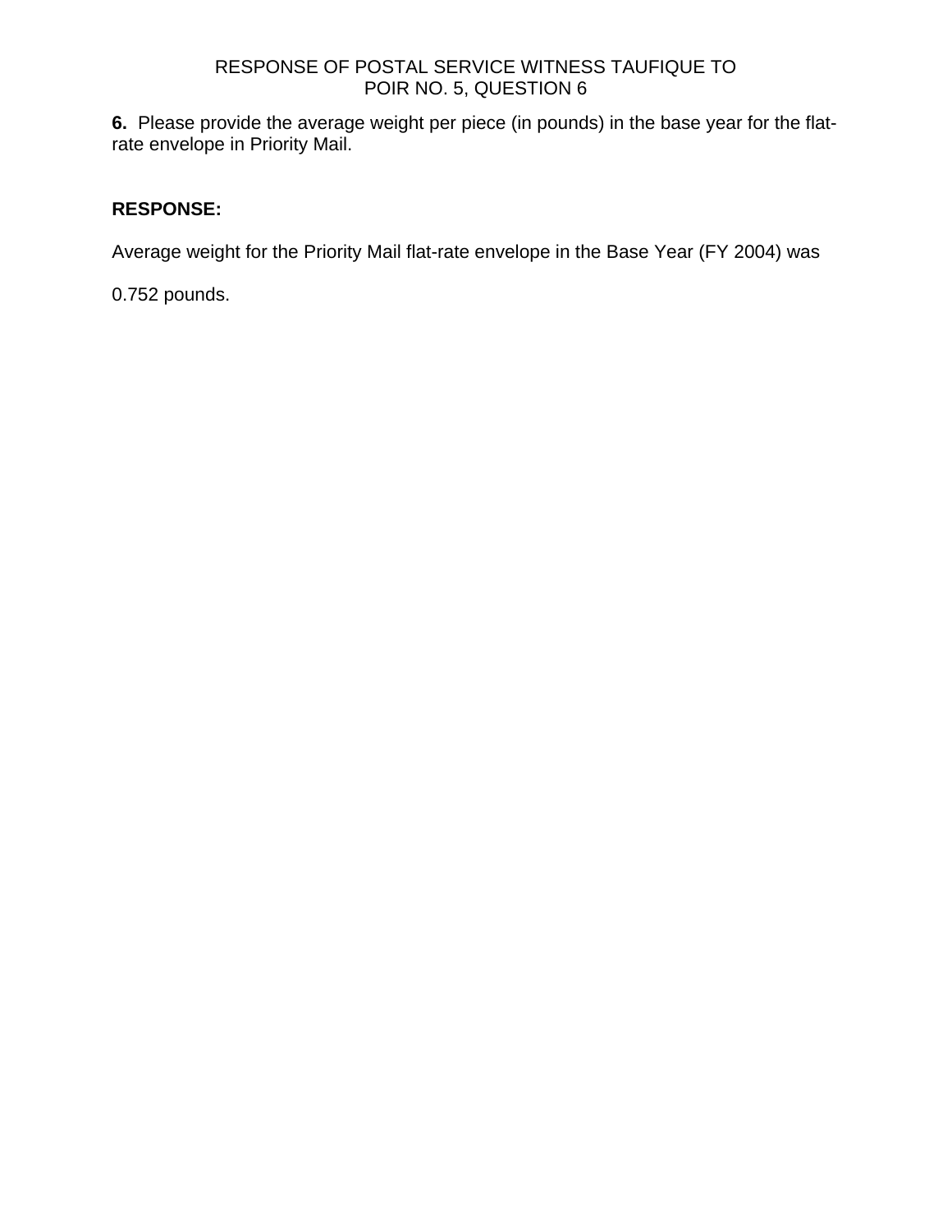RESPONSE OF POSTAL SERVICE WITNESS TAUFIQUE TO
POIR NO. 5, QUESTION 6

**6.** Please provide the average weight per piece (in pounds) in the base year for the flat-rate envelope in Priority Mail.

**RESPONSE:**

Average weight for the Priority Mail flat-rate envelope in the Base Year (FY 2004) was 0.752 pounds.